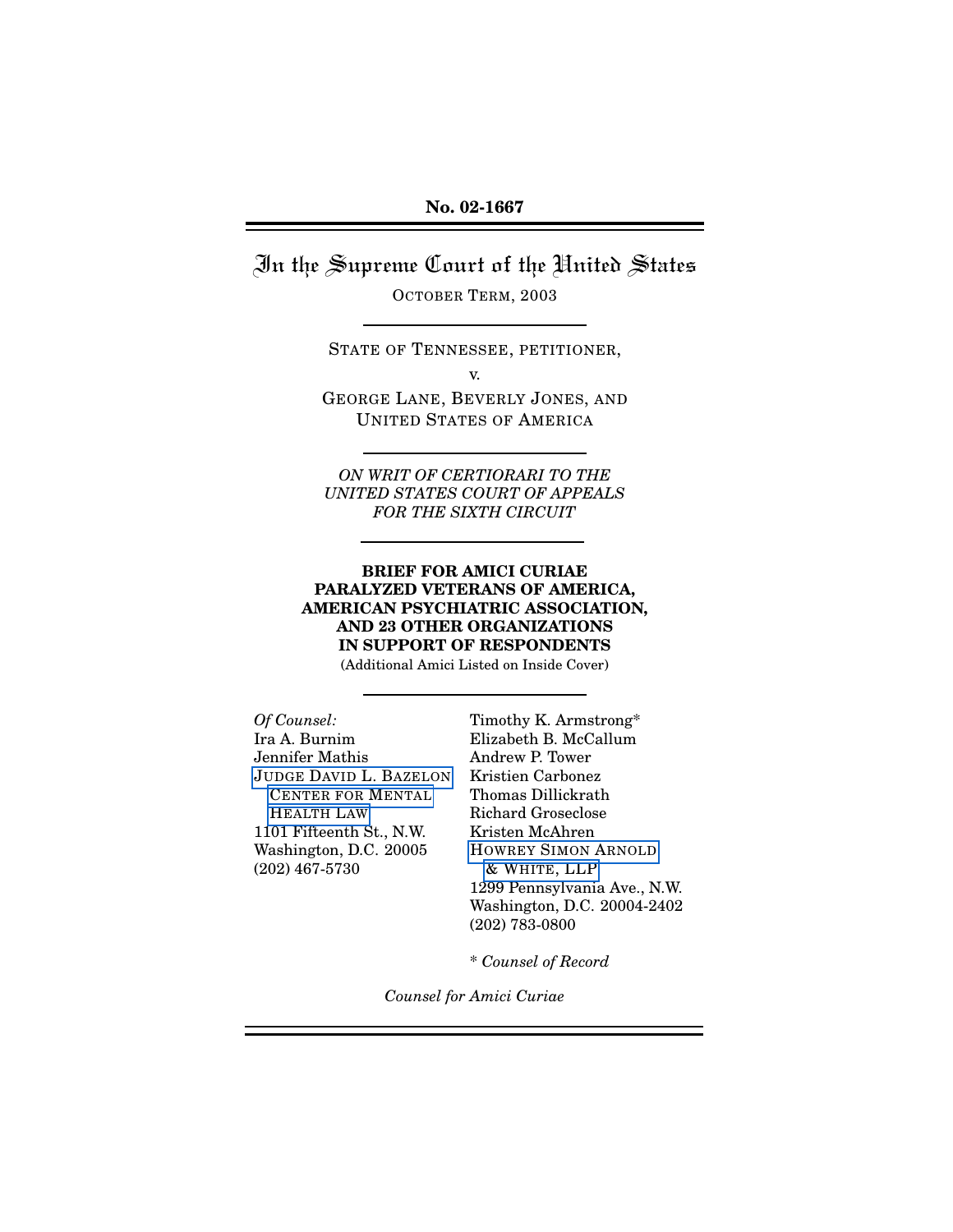**No. 02-1667**

# In the Supreme Court of the United States

OCTOBER TERM, 2003

---

STATE OF TENNESSEE, PETITIONER,

v.

GEORGE LANE, BEVERLY JONES, AND UNITED STATES OF AMERICA

---

*ON WRIT OF CERTIORARI TO THE UNITED STATES COURT OF APPEALS FOR THE SIXTH CIRCUIT*

---

**BRIEF FOR AMICI CURIAE PARALYZED VETERANS OF AMERICA, AMERICAN PSYCHIATRIC ASSOCIATION, AND 23 OTHER ORGANIZATIONS IN SUPPORT OF RESPONDENTS**

(Additional Amici Listed on Inside Cover)

---

*Of Counsel:*
Ira A. Burnim
Jennifer Mathis
JUDGE DAVID L. BAZELON CENTER FOR MENTAL HEALTH LAW
1101 Fifteenth St., N.W.
Washington, D.C. 20005
(202) 467-5730

Timothy K. Armstrong*
Elizabeth B. McCallum
Andrew P. Tower
Kristien Carbonez
Thomas Dillickrath
Richard Groseclose
Kristen McAhren
HOWREY SIMON ARNOLD & WHITE, LLP
1299 Pennsylvania Ave., N.W.
Washington, D.C. 20004-2402
(202) 783-0800

\* *Counsel of Record*

*Counsel for Amici Curiae*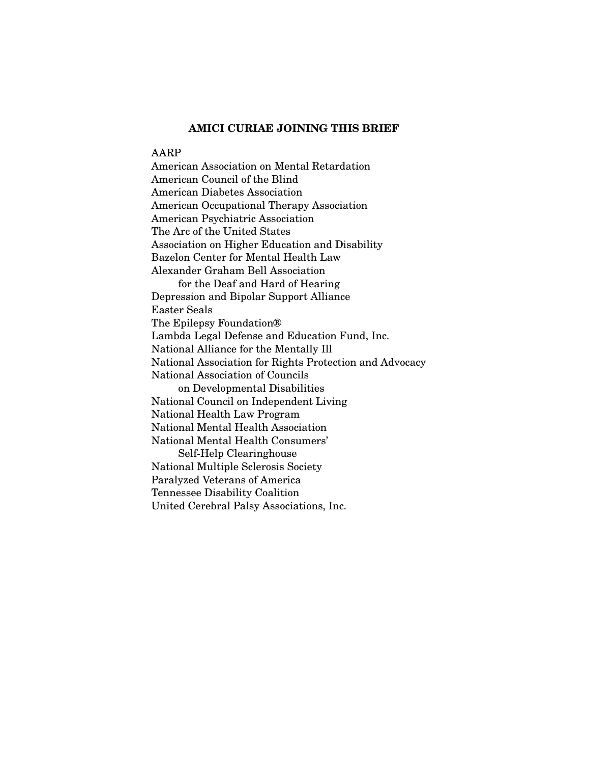**AMICI CURIAE JOINING THIS BRIEF**

AARP
American Association on Mental Retardation
American Council of the Blind
American Diabetes Association
American Occupational Therapy Association
American Psychiatric Association
The Arc of the United States
Association on Higher Education and Disability
Bazelon Center for Mental Health Law
Alexander Graham Bell Association
for the Deaf and Hard of Hearing
Depression and Bipolar Support Alliance
Easter Seals
The Epilepsy Foundation®
Lambda Legal Defense and Education Fund, Inc.
National Alliance for the Mentally Ill
National Association for Rights Protection and Advocacy
National Association of Councils
on Developmental Disabilities
National Council on Independent Living
National Health Law Program
National Mental Health Association
National Mental Health Consumers'
Self-Help Clearinghouse
National Multiple Sclerosis Society
Paralyzed Veterans of America
Tennessee Disability Coalition
United Cerebral Palsy Associations, Inc.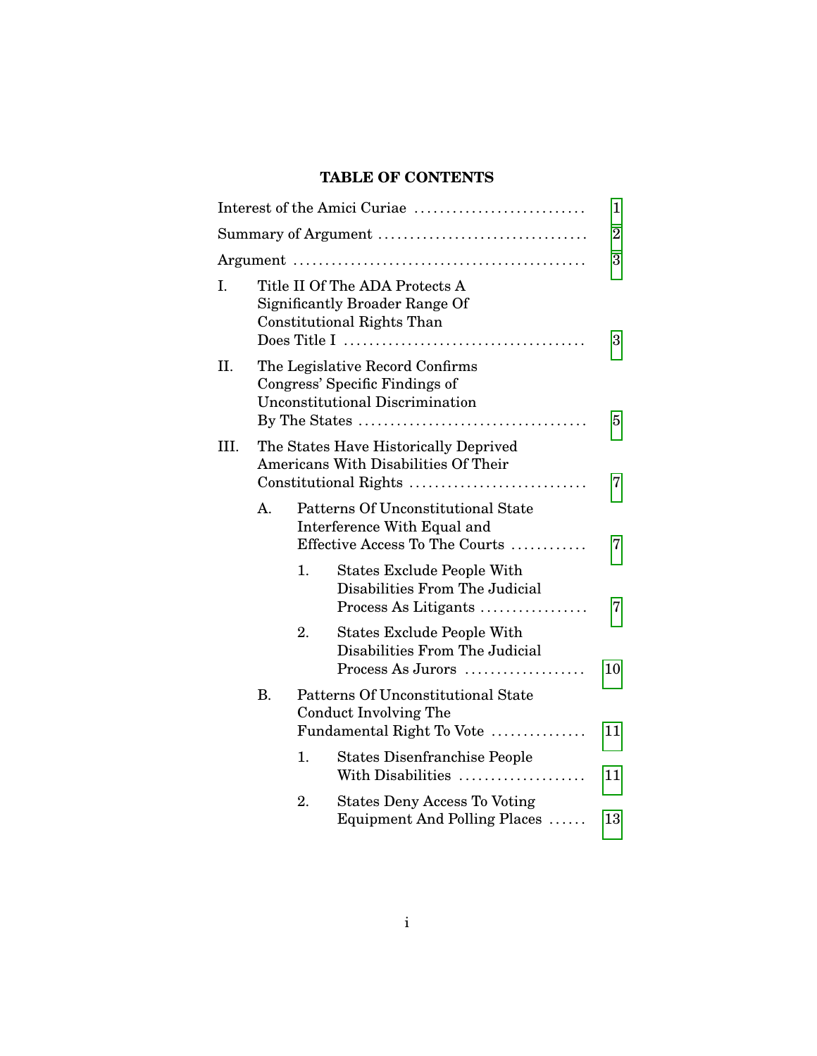## TABLE OF CONTENTS

Interest of the Amici Curiae .......................... 1

Summary of Argument ................................ 2

Argument ............................................ 3

I. Title II Of The ADA Protects A Significantly Broader Range Of Constitutional Rights Than Does Title I ..................................... 3

II. The Legislative Record Confirms Congress' Specific Findings of Unconstitutional Discrimination By The States ................................... 5

III. The States Have Historically Deprived Americans With Disabilities Of Their Constitutional Rights ........................... 7

  A. Patterns Of Unconstitutional State Interference With Equal and Effective Access To The Courts ............ 7

    1. States Exclude People With Disabilities From The Judicial Process As Litigants ................. 7

    2. States Exclude People With Disabilities From The Judicial Process As Jurors .................. 10

  B. Patterns Of Unconstitutional State Conduct Involving The Fundamental Right To Vote .............. 11

    1. States Disenfranchise People With Disabilities ................... 11

    2. States Deny Access To Voting Equipment And Polling Places ...... 13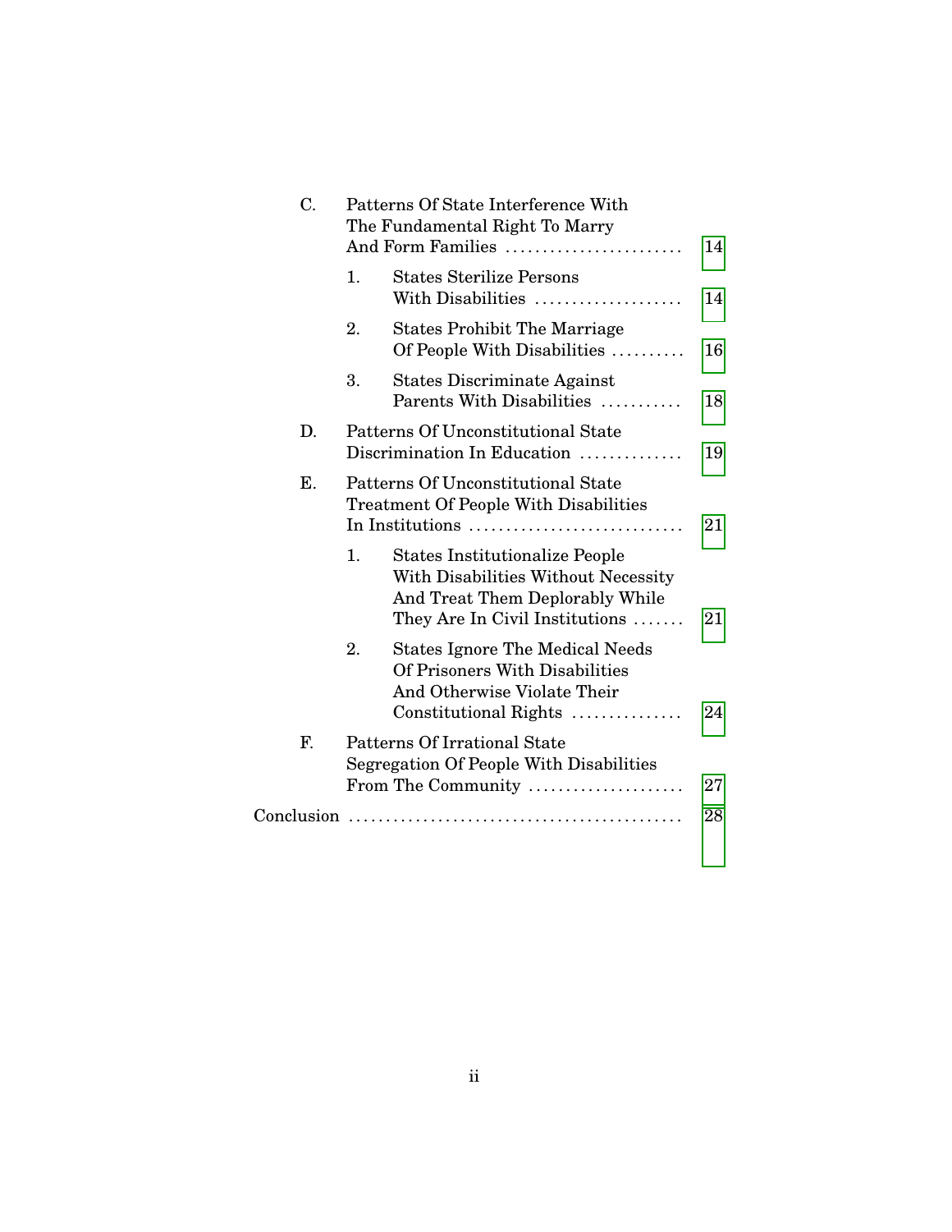C. Patterns Of State Interference With The Fundamental Right To Marry And Form Families ........................ 14

1. States Sterilize Persons With Disabilities .................... 14

2. States Prohibit The Marriage Of People With Disabilities .......... 16

3. States Discriminate Against Parents With Disabilities ........... 18

D. Patterns Of Unconstitutional State Discrimination In Education .............. 19

E. Patterns Of Unconstitutional State Treatment Of People With Disabilities In Institutions ............................. 21

1. States Institutionalize People With Disabilities Without Necessity And Treat Them Deplorably While They Are In Civil Institutions ....... 21

2. States Ignore The Medical Needs Of Prisoners With Disabilities And Otherwise Violate Their Constitutional Rights ............... 24

F. Patterns Of Irrational State Segregation Of People With Disabilities From The Community ..................... 27

Conclusion ............................................ 28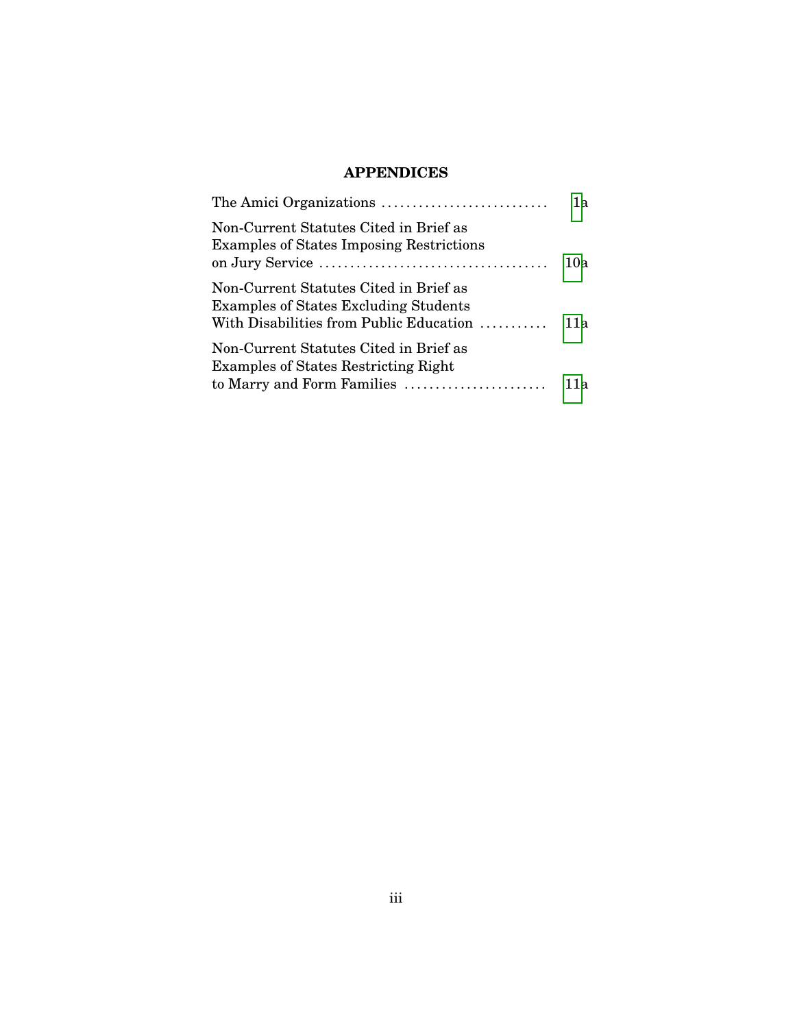## APPENDICES

The Amici Organizations ........................... 1a

Non-Current Statutes Cited in Brief as Examples of States Imposing Restrictions on Jury Service ..................................... 10a

Non-Current Statutes Cited in Brief as Examples of States Excluding Students With Disabilities from Public Education ........... 11a

Non-Current Statutes Cited in Brief as Examples of States Restricting Right to Marry and Form Families ....................... 11a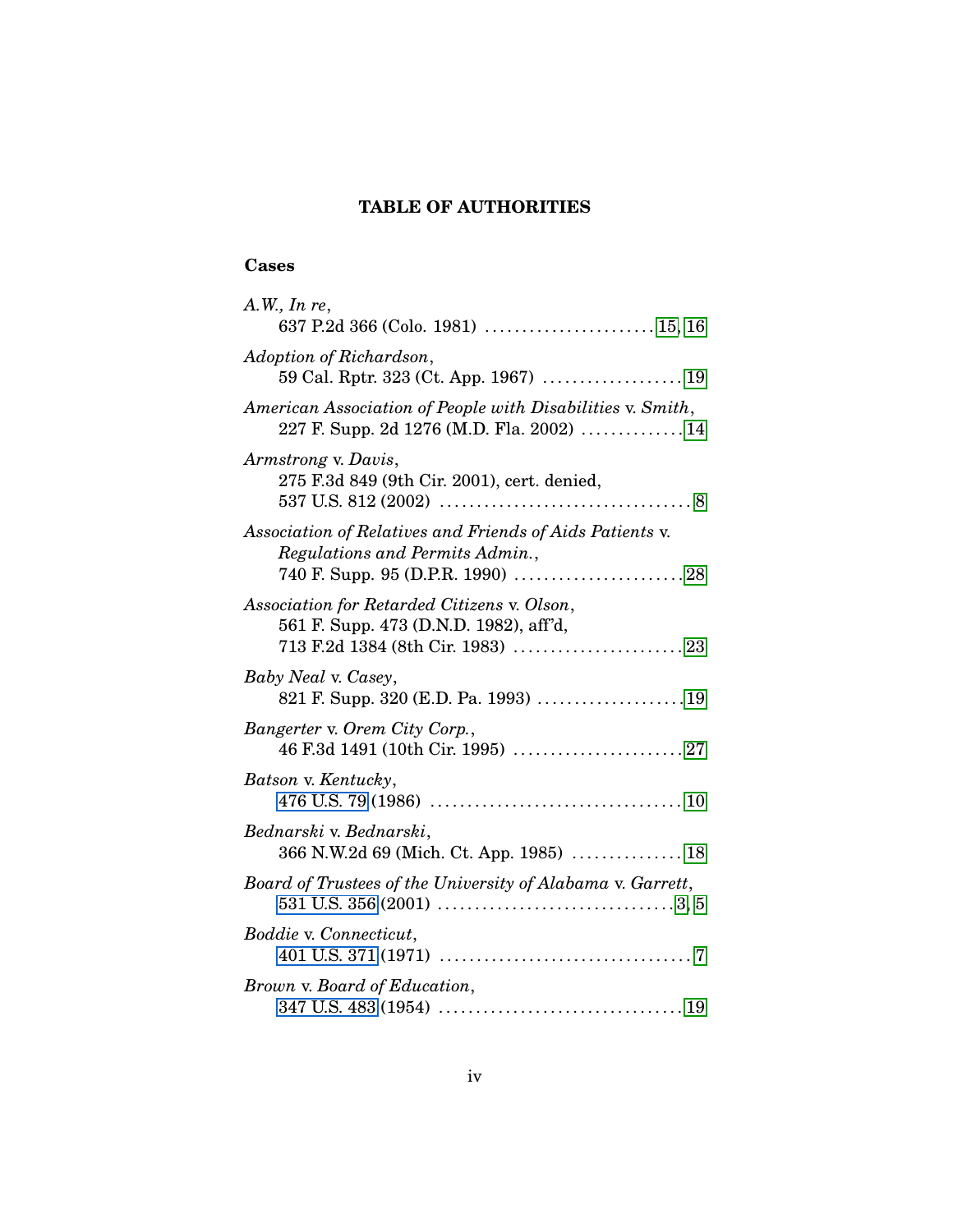## TABLE OF AUTHORITIES

### Cases

*A.W., In re*,
637 P.2d 366 (Colo. 1981) . . . . . . . . . . . . . . . . . . . . . . . 15, 16

*Adoption of Richardson*,
59 Cal. Rptr. 323 (Ct. App. 1967) . . . . . . . . . . . . . . . . . . . 19

*American Association of People with Disabilities* v. *Smith*,
227 F. Supp. 2d 1276 (M.D. Fla. 2002) . . . . . . . . . . . . . 14

*Armstrong* v. *Davis*,
275 F.3d 849 (9th Cir. 2001), cert. denied,
537 U.S. 812 (2002) . . . . . . . . . . . . . . . . . . . . . . . . . . . . . . . . . 8

*Association of Relatives and Friends of Aids Patients* v. *Regulations and Permits Admin.*,
740 F. Supp. 95 (D.P.R. 1990) . . . . . . . . . . . . . . . . . . . . . . . 28

*Association for Retarded Citizens* v. *Olson*,
561 F. Supp. 473 (D.N.D. 1982), aff'd,
713 F.2d 1384 (8th Cir. 1983) . . . . . . . . . . . . . . . . . . . . . . . 23

*Baby Neal* v. *Casey*,
821 F. Supp. 320 (E.D. Pa. 1993) . . . . . . . . . . . . . . . . . . . 19

*Bangerter* v. *Orem City Corp.*,
46 F.3d 1491 (10th Cir. 1995) . . . . . . . . . . . . . . . . . . . . . . . 27

*Batson* v. *Kentucky*,
476 U.S. 79 (1986) . . . . . . . . . . . . . . . . . . . . . . . . . . . . . . . . . 10

*Bednarski* v. *Bednarski*,
366 N.W.2d 69 (Mich. Ct. App. 1985) . . . . . . . . . . . . . . . 18

*Board of Trustees of the University of Alabama* v. *Garrett*,
531 U.S. 356 (2001) . . . . . . . . . . . . . . . . . . . . . . . . . . . . . . . 3, 5

*Boddie* v. *Connecticut*,
401 U.S. 371 (1971) . . . . . . . . . . . . . . . . . . . . . . . . . . . . . . . . . 7

*Brown* v. *Board of Education*,
347 U.S. 483 (1954) . . . . . . . . . . . . . . . . . . . . . . . . . . . . . . . . 19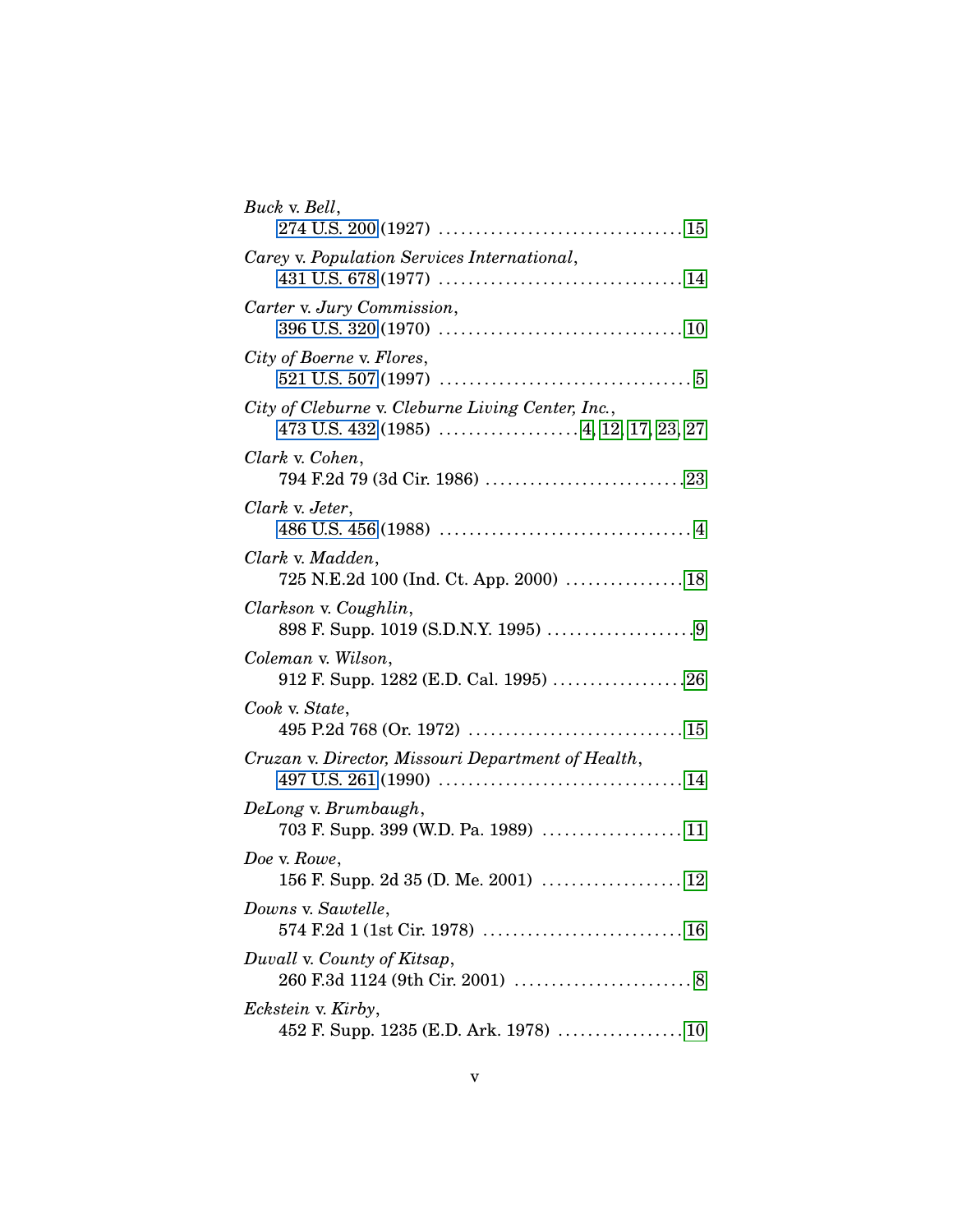*Buck* v. *Bell*,
274 U.S. 200 (1927) . . . . . . . . . . . . . . . . . . . . . . . . . . . . . . . . 15

*Carey* v. *Population Services International*,
431 U.S. 678 (1977) . . . . . . . . . . . . . . . . . . . . . . . . . . . . . . . . 14

*Carter* v. *Jury Commission*,
396 U.S. 320 (1970) . . . . . . . . . . . . . . . . . . . . . . . . . . . . . . . . 10

*City of Boerne* v. *Flores*,
521 U.S. 507 (1997) . . . . . . . . . . . . . . . . . . . . . . . . . . . . . . . . . 5

*City of Cleburne* v. *Cleburne Living Center, Inc.*,
473 U.S. 432 (1985) . . . . . . . . . . . . . . . . . . 4, 12, 17, 23, 27

*Clark* v. *Cohen*,
794 F.2d 79 (3d Cir. 1986) . . . . . . . . . . . . . . . . . . . . . . . . . . 23

*Clark* v. *Jeter*,
486 U.S. 456 (1988) . . . . . . . . . . . . . . . . . . . . . . . . . . . . . . . . . 4

*Clark* v. *Madden*,
725 N.E.2d 100 (Ind. Ct. App. 2000) . . . . . . . . . . . . . . . . 18

*Clarkson* v. *Coughlin*,
898 F. Supp. 1019 (S.D.N.Y. 1995) . . . . . . . . . . . . . . . . . . . 9

*Coleman* v. *Wilson*,
912 F. Supp. 1282 (E.D. Cal. 1995) . . . . . . . . . . . . . . . . . 26

*Cook* v. *State*,
495 P.2d 768 (Or. 1972) . . . . . . . . . . . . . . . . . . . . . . . . . . . . 15

*Cruzan* v. *Director, Missouri Department of Health*,
497 U.S. 261 (1990) . . . . . . . . . . . . . . . . . . . . . . . . . . . . . . . . 14

*DeLong* v. *Brumbaugh*,
703 F. Supp. 399 (W.D. Pa. 1989) . . . . . . . . . . . . . . . . . . 11

*Doe* v. *Rowe*,
156 F. Supp. 2d 35 (D. Me. 2001) . . . . . . . . . . . . . . . . . . 12

*Downs* v. *Sawtelle*,
574 F.2d 1 (1st Cir. 1978) . . . . . . . . . . . . . . . . . . . . . . . . . . 16

*Duvall* v. *County of Kitsap*,
260 F.3d 1124 (9th Cir. 2001) . . . . . . . . . . . . . . . . . . . . . . . . 8

*Eckstein* v. *Kirby*,
452 F. Supp. 1235 (E.D. Ark. 1978) . . . . . . . . . . . . . . . . . 10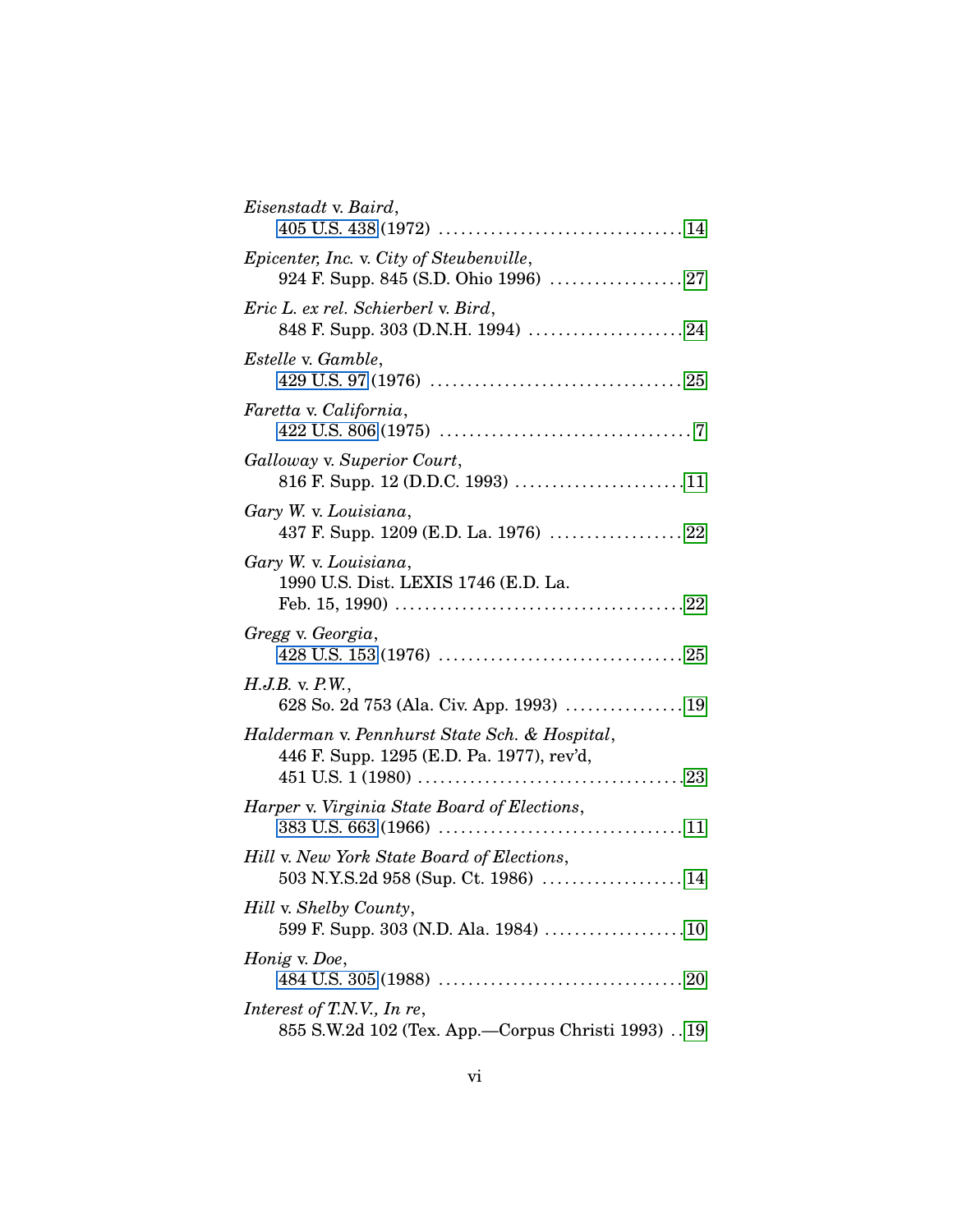*Eisenstadt* v. *Baird*,
405 U.S. 438 (1972) . . . . . . . . . . . . . . . . . . . . . . . . . . . . . . . . 14

*Epicenter, Inc.* v. *City of Steubenville*,
924 F. Supp. 845 (S.D. Ohio 1996) . . . . . . . . . . . . . . . . . . 27

*Eric L. ex rel. Schierberl* v. *Bird*,
848 F. Supp. 303 (D.N.H. 1994) . . . . . . . . . . . . . . . . . . . . . 24

*Estelle* v. *Gamble*,
429 U.S. 97 (1976) . . . . . . . . . . . . . . . . . . . . . . . . . . . . . . . . . 25

*Faretta* v. *California*,
422 U.S. 806 (1975) . . . . . . . . . . . . . . . . . . . . . . . . . . . . . . . . . 7

*Galloway* v. *Superior Court*,
816 F. Supp. 12 (D.D.C. 1993) . . . . . . . . . . . . . . . . . . . . . . 11

*Gary W.* v. *Louisiana*,
437 F. Supp. 1209 (E.D. La. 1976) . . . . . . . . . . . . . . . . . . 22

*Gary W.* v. *Louisiana*,
1990 U.S. Dist. LEXIS 1746 (E.D. La.
Feb. 15, 1990) . . . . . . . . . . . . . . . . . . . . . . . . . . . . . . . . . . . . . . 22

*Gregg* v. *Georgia*,
428 U.S. 153 (1976) . . . . . . . . . . . . . . . . . . . . . . . . . . . . . . . . 25

*H.J.B.* v. *P.W.*,
628 So. 2d 753 (Ala. Civ. App. 1993) . . . . . . . . . . . . . . . . 19

*Halderman* v. *Pennhurst State Sch. & Hospital*,
446 F. Supp. 1295 (E.D. Pa. 1977), rev'd,
451 U.S. 1 (1980) . . . . . . . . . . . . . . . . . . . . . . . . . . . . . . . . . . . 23

*Harper* v. *Virginia State Board of Elections*,
383 U.S. 663 (1966) . . . . . . . . . . . . . . . . . . . . . . . . . . . . . . . . 11

*Hill* v. *New York State Board of Elections*,
503 N.Y.S.2d 958 (Sup. Ct. 1986) . . . . . . . . . . . . . . . . . . . 14

*Hill* v. *Shelby County*,
599 F. Supp. 303 (N.D. Ala. 1984) . . . . . . . . . . . . . . . . . . . 10

*Honig* v. *Doe*,
484 U.S. 305 (1988) . . . . . . . . . . . . . . . . . . . . . . . . . . . . . . . . 20

*Interest of T.N.V., In re*,
855 S.W.2d 102 (Tex. App.—Corpus Christi 1993) . . 19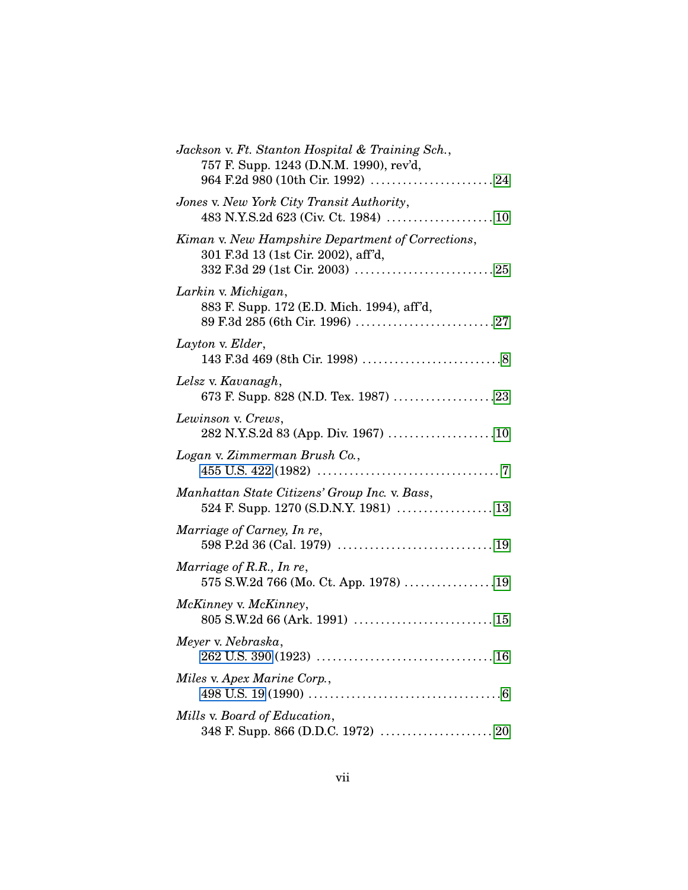*Jackson* v. *Ft. Stanton Hospital & Training Sch.*, 757 F. Supp. 1243 (D.N.M. 1990), rev'd, 964 F.2d 980 (10th Cir. 1992) ........................ 24

*Jones* v. *New York City Transit Authority*, 483 N.Y.S.2d 623 (Civ. Ct. 1984) .................... 10

*Kiman* v. *New Hampshire Department of Corrections*, 301 F.3d 13 (1st Cir. 2002), aff'd, 332 F.3d 29 (1st Cir. 2003) .......................... 25

*Larkin* v. *Michigan*, 883 F. Supp. 172 (E.D. Mich. 1994), aff'd, 89 F.3d 285 (6th Cir. 1996) .......................... 27

*Layton* v. *Elder*, 143 F.3d 469 (8th Cir. 1998) .......................... 8

*Lelsz* v. *Kavanagh*, 673 F. Supp. 828 (N.D. Tex. 1987) .................. 23

*Lewinson* v. *Crews*, 282 N.Y.S.2d 83 (App. Div. 1967) .................... 10

*Logan* v. *Zimmerman Brush Co.*, 455 U.S. 422 (1982) .................................. 7

*Manhattan State Citizens' Group Inc.* v. *Bass*, 524 F. Supp. 1270 (S.D.N.Y. 1981) .................. 13

*Marriage of Carney, In re*, 598 P.2d 36 (Cal. 1979) ............................. 19

*Marriage of R.R., In re*, 575 S.W.2d 766 (Mo. Ct. App. 1978) ................. 19

*McKinney* v. *McKinney*, 805 S.W.2d 66 (Ark. 1991) .......................... 15

*Meyer* v. *Nebraska*, 262 U.S. 390 (1923) ................................ 16

*Miles* v. *Apex Marine Corp.*, 498 U.S. 19 (1990) .................................... 6

*Mills* v. *Board of Education*, 348 F. Supp. 866 (D.D.C. 1972) ..................... 20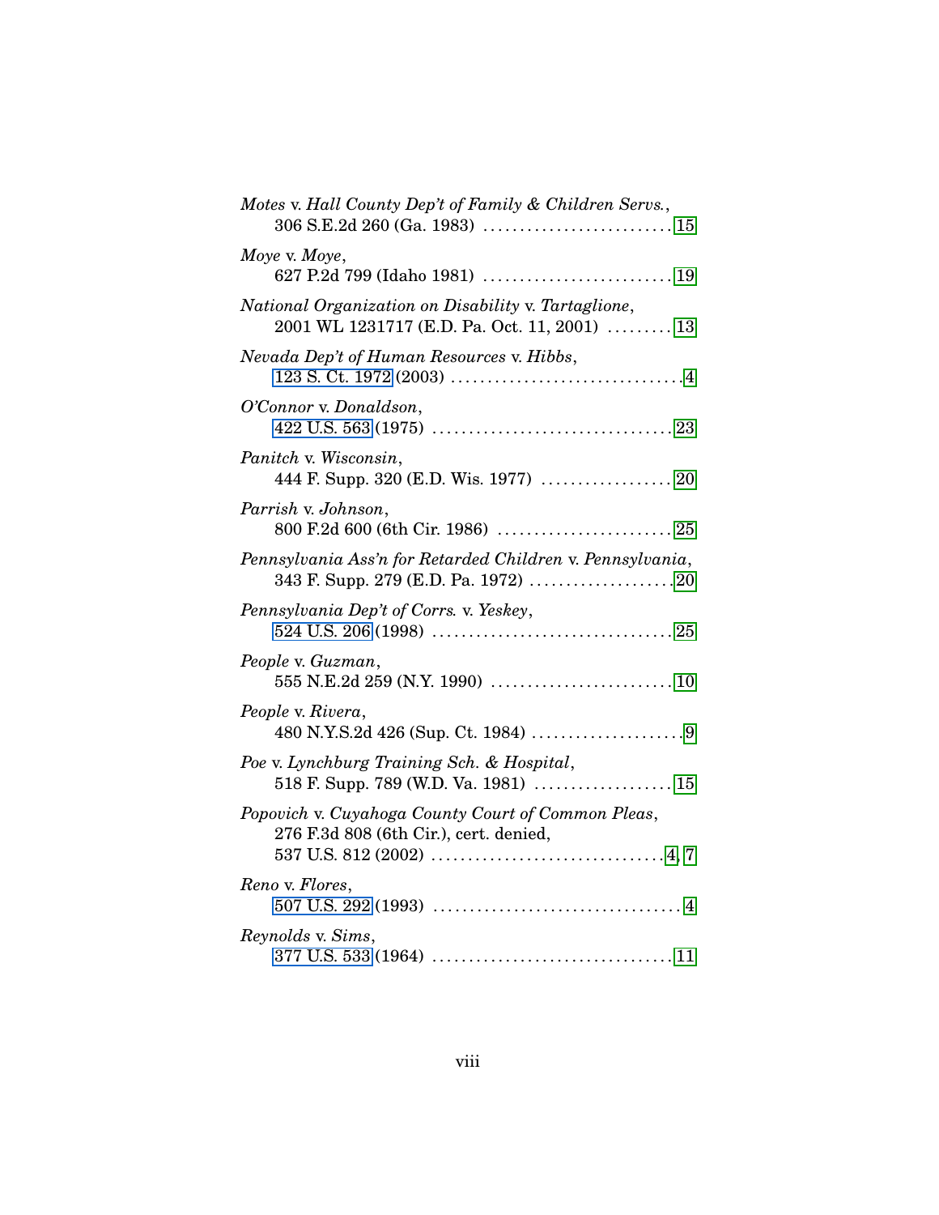*Motes* v. *Hall County Dep't of Family & Children Servs.*,
306 S.E.2d 260 (Ga. 1983) .......................... 15

*Moye* v. *Moye*,
627 P.2d 799 (Idaho 1981) .......................... 19

*National Organization on Disability* v. *Tartaglione*,
2001 WL 1231717 (E.D. Pa. Oct. 11, 2001) ......... 13

*Nevada Dep't of Human Resources* v. *Hibbs*,
123 S. Ct. 1972 (2003) ................................ 4

*O'Connor* v. *Donaldson*,
422 U.S. 563 (1975) ................................. 23

*Panitch* v. *Wisconsin*,
444 F. Supp. 320 (E.D. Wis. 1977) .................. 20

*Parrish* v. *Johnson*,
800 F.2d 600 (6th Cir. 1986) ........................ 25

*Pennsylvania Ass'n for Retarded Children* v. *Pennsylvania*,
343 F. Supp. 279 (E.D. Pa. 1972) .................... 20

*Pennsylvania Dep't of Corrs.* v. *Yeskey*,
524 U.S. 206 (1998) ................................. 25

*People* v. *Guzman*,
555 N.E.2d 259 (N.Y. 1990) ......................... 10

*People* v. *Rivera*,
480 N.Y.S.2d 426 (Sup. Ct. 1984) ..................... 9

*Poe* v. *Lynchburg Training Sch. & Hospital*,
518 F. Supp. 789 (W.D. Va. 1981) ................... 15

*Popovich* v. *Cuyahoga County Court of Common Pleas*,
276 F.3d 808 (6th Cir.), cert. denied,
537 U.S. 812 (2002) ................................ 4, 7

*Reno* v. *Flores*,
507 U.S. 292 (1993) .................................. 4

*Reynolds* v. *Sims*,
377 U.S. 533 (1964) ................................. 11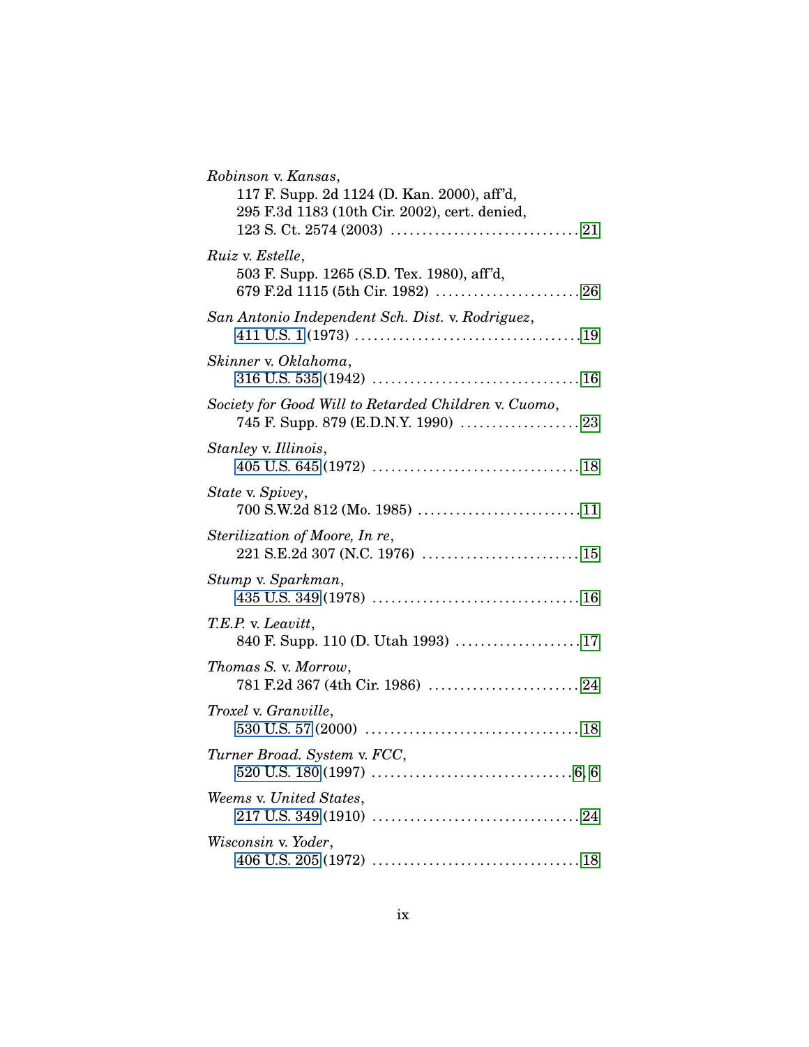*Robinson* v. *Kansas*,
117 F. Supp. 2d 1124 (D. Kan. 2000), aff'd,
295 F.3d 1183 (10th Cir. 2002), cert. denied,
123 S. Ct. 2574 (2003) .............................. 21

*Ruiz* v. *Estelle*,
503 F. Supp. 1265 (S.D. Tex. 1980), aff'd,
679 F.2d 1115 (5th Cir. 1982) ....................... 26

*San Antonio Independent Sch. Dist.* v. *Rodriguez*,
411 U.S. 1 (1973) .................................... 19

*Skinner* v. *Oklahoma*,
316 U.S. 535 (1942) ................................. 16

*Society for Good Will to Retarded Children* v. *Cuomo*,
745 F. Supp. 879 (E.D.N.Y. 1990) ................... 23

*Stanley* v. *Illinois*,
405 U.S. 645 (1972) ................................. 18

*State* v. *Spivey*,
700 S.W.2d 812 (Mo. 1985) .......................... 11

*Sterilization of Moore, In re*,
221 S.E.2d 307 (N.C. 1976) ......................... 15

*Stump* v. *Sparkman*,
435 U.S. 349 (1978) ................................. 16

*T.E.P.* v. *Leavitt*,
840 F. Supp. 110 (D. Utah 1993) .................... 17

*Thomas S.* v. *Morrow*,
781 F.2d 367 (4th Cir. 1986) ........................ 24

*Troxel* v. *Granville*,
530 U.S. 57 (2000) .................................. 18

*Turner Broad. System* v. *FCC*,
520 U.S. 180 (1997) ................................ 6, 6

*Weems* v. *United States*,
217 U.S. 349 (1910) ................................. 24

*Wisconsin* v. *Yoder*,
406 U.S. 205 (1972) ................................. 18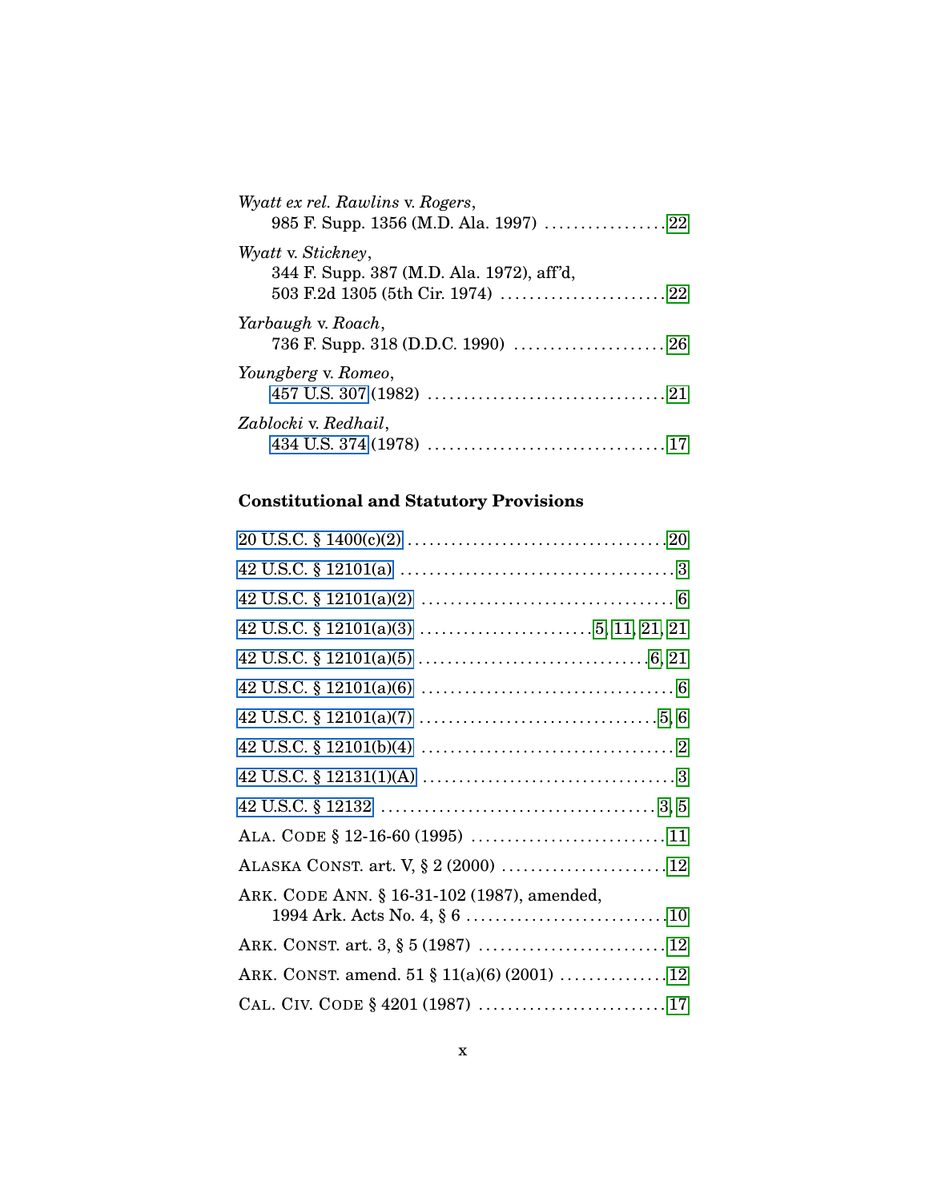*Wyatt ex rel. Rawlins* v. *Rogers*,
985 F. Supp. 1356 (M.D. Ala. 1997) ................. 22

*Wyatt* v. *Stickney*,
344 F. Supp. 387 (M.D. Ala. 1972), aff'd,
503 F.2d 1305 (5th Cir. 1974) ....................... 22

*Yarbaugh* v. *Roach*,
736 F. Supp. 318 (D.D.C. 1990) ..................... 26

*Youngberg* v. *Romeo*,
457 U.S. 307 (1982) ................................ 21

*Zablocki* v. *Redhail*,
434 U.S. 374 (1978) ................................ 17

**Constitutional and Statutory Provisions**

20 U.S.C. § 1400(c)(2) .................................. 20

42 U.S.C. § 12101(a) ..................................... 3

42 U.S.C. § 12101(a)(2) .................................. 6

42 U.S.C. § 12101(a)(3) ....................... 5, 11, 21, 21

42 U.S.C. § 12101(a)(5) ............................... 6, 21

42 U.S.C. § 12101(a)(6) .................................. 6

42 U.S.C. § 12101(a)(7) ................................ 5, 6

42 U.S.C. § 12101(b)(4) .................................. 2

42 U.S.C. § 12131(1)(A) .................................. 3

42 U.S.C. § 12132 ...................................... 3, 5

ALA. CODE § 12-16-60 (1995) .......................... 11

ALASKA CONST. art. V, § 2 (2000) ...................... 12

ARK. CODE ANN. § 16-31-102 (1987), amended,
1994 Ark. Acts No. 4, § 6 ........................... 10

ARK. CONST. art. 3, § 5 (1987) ......................... 12

ARK. CONST. amend. 51 § 11(a)(6) (2001) .............. 12

CAL. CIV. CODE § 4201 (1987) .......................... 17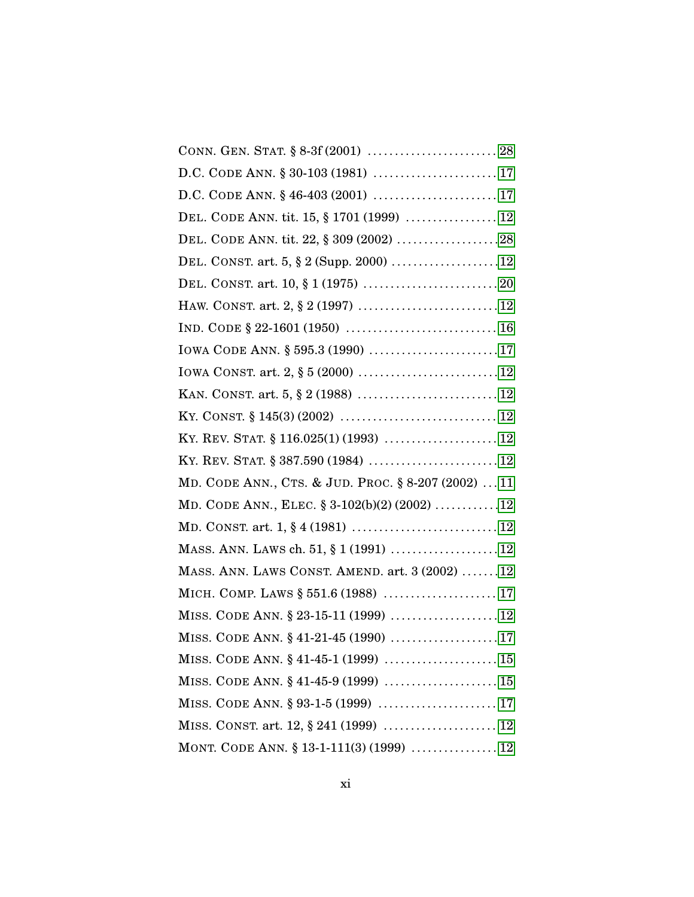CONN. GEN. STAT. § 8-3f (2001) . . . . . . . . . . . . . . . . . . . . . . . . 28

D.C. CODE ANN. § 30-103 (1981) . . . . . . . . . . . . . . . . . . . . . . . 17

D.C. CODE ANN. § 46-403 (2001) . . . . . . . . . . . . . . . . . . . . . . . 17

DEL. CODE ANN. tit. 15, § 1701 (1999) . . . . . . . . . . . . . . . . . 12

DEL. CODE ANN. tit. 22, § 309 (2002) . . . . . . . . . . . . . . . . . . . 28

DEL. CONST. art. 5, § 2 (Supp. 2000) . . . . . . . . . . . . . . . . . . . . 12

DEL. CONST. art. 10, § 1 (1975) . . . . . . . . . . . . . . . . . . . . . . . . . 20

HAW. CONST. art. 2, § 2 (1997) . . . . . . . . . . . . . . . . . . . . . . . . . . 12

IND. CODE § 22-1601 (1950) . . . . . . . . . . . . . . . . . . . . . . . . . . . . 16

IOWA CODE ANN. § 595.3 (1990) . . . . . . . . . . . . . . . . . . . . . . . . 17

IOWA CONST. art. 2, § 5 (2000) . . . . . . . . . . . . . . . . . . . . . . . . . . 12

KAN. CONST. art. 5, § 2 (1988) . . . . . . . . . . . . . . . . . . . . . . . . . . 12

KY. CONST. § 145(3) (2002) . . . . . . . . . . . . . . . . . . . . . . . . . . . . . 12

KY. REV. STAT. § 116.025(1) (1993) . . . . . . . . . . . . . . . . . . . . . 12

KY. REV. STAT. § 387.590 (1984) . . . . . . . . . . . . . . . . . . . . . . . . 12

MD. CODE ANN., CTS. & JUD. PROC. § 8-207 (2002) . . . 11

MD. CODE ANN., ELEC. § 3-102(b)(2) (2002) . . . . . . . . . . . . 12

MD. CONST. art. 1, § 4 (1981) . . . . . . . . . . . . . . . . . . . . . . . . . . . 12

MASS. ANN. LAWS ch. 51, § 1 (1991) . . . . . . . . . . . . . . . . . . . . 12

MASS. ANN. LAWS CONST. AMEND. art. 3 (2002) . . . . . . . 12

MICH. COMP. LAWS § 551.6 (1988) . . . . . . . . . . . . . . . . . . . . . 17

MISS. CODE ANN. § 23-15-11 (1999) . . . . . . . . . . . . . . . . . . . . 12

MISS. CODE ANN. § 41-21-45 (1990) . . . . . . . . . . . . . . . . . . . . 17

MISS. CODE ANN. § 41-45-1 (1999) . . . . . . . . . . . . . . . . . . . . . 15

MISS. CODE ANN. § 41-45-9 (1999) . . . . . . . . . . . . . . . . . . . . . 15

MISS. CODE ANN. § 93-1-5 (1999) . . . . . . . . . . . . . . . . . . . . . . 17

MISS. CONST. art. 12, § 241 (1999) . . . . . . . . . . . . . . . . . . . . . 12

MONT. CODE ANN. § 13-1-111(3) (1999) . . . . . . . . . . . . . . . . 12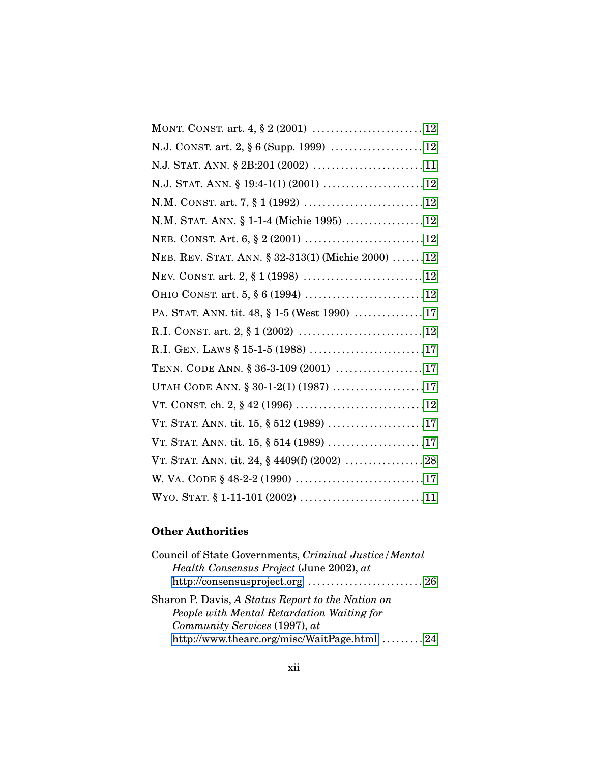MONT. CONST. art. 4, § 2 (2001) ........................ 12

N.J. CONST. art. 2, § 6 (Supp. 1999) .................... 12

N.J. STAT. ANN. § 2B:201 (2002) ........................ 11

N.J. STAT. ANN. § 19:4-1(1) (2001) ...................... 12

N.M. CONST. art. 7, § 1 (1992) .......................... 12

N.M. STAT. ANN. § 1-1-4 (Michie 1995) ................. 12

NEB. CONST. Art. 6, § 2 (2001) .......................... 12

NEB. REV. STAT. ANN. § 32-313(1) (Michie 2000) ....... 12

NEV. CONST. art. 2, § 1 (1998) .......................... 12

OHIO CONST. art. 5, § 6 (1994) .......................... 12

PA. STAT. ANN. tit. 48, § 1-5 (West 1990) ............... 17

R.I. CONST. art. 2, § 1 (2002) ........................... 12

R.I. GEN. LAWS § 15-1-5 (1988) ......................... 17

TENN. CODE ANN. § 36-3-109 (2001) ................... 17

UTAH CODE ANN. § 30-1-2(1) (1987) ................... 17

VT. CONST. ch. 2, § 42 (1996) ........................... 12

VT. STAT. ANN. tit. 15, § 512 (1989) ..................... 17

VT. STAT. ANN. tit. 15, § 514 (1989) ..................... 17

VT. STAT. ANN. tit. 24, § 4409(f) (2002) ................. 28

W. VA. CODE § 48-2-2 (1990) ............................ 17

WYO. STAT. § 1-11-101 (2002) ........................... 11

**Other Authorities**

Council of State Governments, *Criminal Justice/Mental Health Consensus Project* (June 2002), *at* http://consensusproject.org ......................... 26

Sharon P. Davis, *A Status Report to the Nation on People with Mental Retardation Waiting for Community Services* (1997), *at* http://www.thearc.org/misc/WaitPage.html ......... 24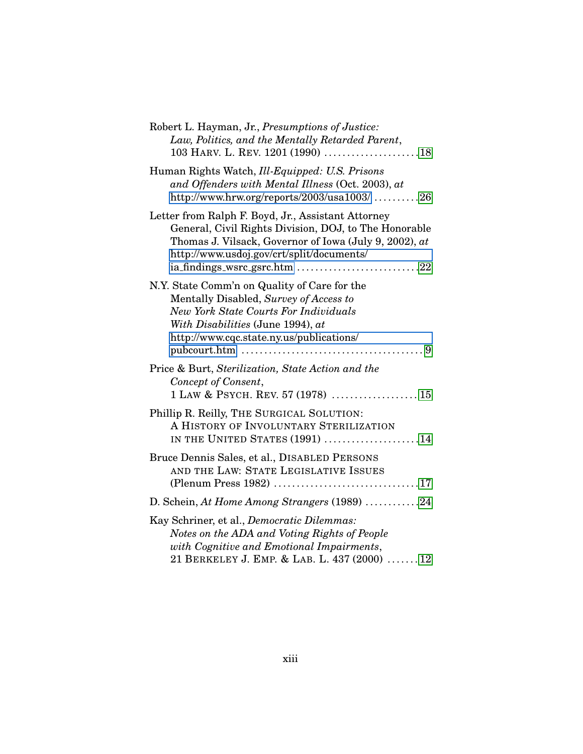Robert L. Hayman, Jr., *Presumptions of Justice: Law, Politics, and the Mentally Retarded Parent*, 103 HARV. L. REV. 1201 (1990) .................... 18

Human Rights Watch, *Ill-Equipped: U.S. Prisons and Offenders with Mental Illness* (Oct. 2003), *at* http://www.hrw.org/reports/2003/usa1003/ .......... 26

Letter from Ralph F. Boyd, Jr., Assistant Attorney General, Civil Rights Division, DOJ, to The Honorable Thomas J. Vilsack, Governor of Iowa (July 9, 2002), *at* http://www.usdoj.gov/crt/split/documents/ia_findings_wsrc_gsrc.htm .......................... 22

N.Y. State Comm'n on Quality of Care for the Mentally Disabled, *Survey of Access to New York State Courts For Individuals With Disabilities* (June 1994), *at* http://www.cqc.state.ny.us/publications/pubcourt.htm ....................................... 9

Price & Burt, *Sterilization, State Action and the Concept of Consent*, 1 LAW & PSYCH. REV. 57 (1978) .................. 15

Phillip R. Reilly, THE SURGICAL SOLUTION: A HISTORY OF INVOLUNTARY STERILIZATION IN THE UNITED STATES (1991) .................... 14

Bruce Dennis Sales, et al., DISABLED PERSONS AND THE LAW: STATE LEGISLATIVE ISSUES (Plenum Press 1982) ............................... 17

D. Schein, *At Home Among Strangers* (1989) ........... 24

Kay Schriner, et al., *Democratic Dilemmas: Notes on the ADA and Voting Rights of People with Cognitive and Emotional Impairments*, 21 BERKELEY J. EMP. & LAB. L. 437 (2000) ....... 12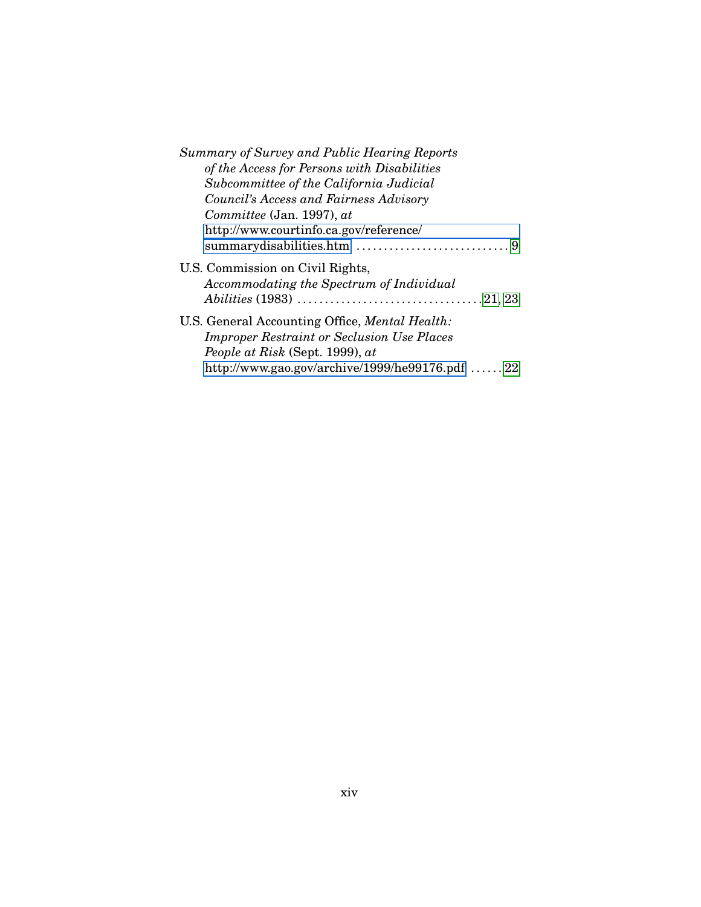*Summary of Survey and Public Hearing Reports of the Access for Persons with Disabilities Subcommittee of the California Judicial Council's Access and Fairness Advisory Committee* (Jan. 1997), *at* http://www.courtinfo.ca.gov/reference/summarydisabilities.htm . . . . . . . . . . . . . . . . . . . . . . . . . . . . 9

U.S. Commission on Civil Rights, *Accommodating the Spectrum of Individual Abilities* (1983) . . . . . . . . . . . . . . . . . . . . . . . . . . . . . . . . . 21, 23

U.S. General Accounting Office, *Mental Health: Improper Restraint or Seclusion Use Places People at Risk* (Sept. 1999), *at* http://www.gao.gov/archive/1999/he99176.pdf . . . . . . 22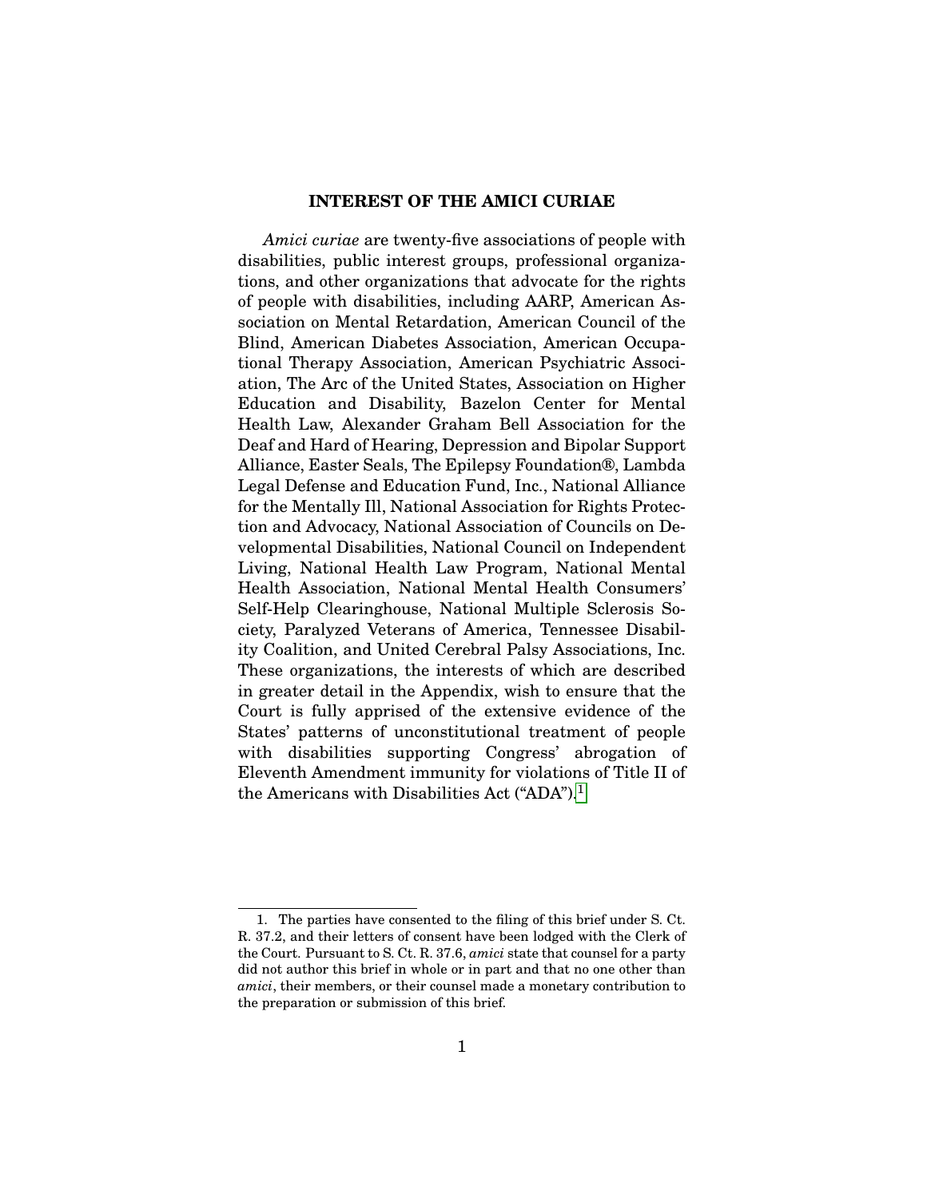## INTEREST OF THE AMICI CURIAE

*Amici curiae* are twenty-five associations of people with disabilities, public interest groups, professional organizations, and other organizations that advocate for the rights of people with disabilities, including AARP, American Association on Mental Retardation, American Council of the Blind, American Diabetes Association, American Occupational Therapy Association, American Psychiatric Association, The Arc of the United States, Association on Higher Education and Disability, Bazelon Center for Mental Health Law, Alexander Graham Bell Association for the Deaf and Hard of Hearing, Depression and Bipolar Support Alliance, Easter Seals, The Epilepsy Foundation®, Lambda Legal Defense and Education Fund, Inc., National Alliance for the Mentally Ill, National Association for Rights Protection and Advocacy, National Association of Councils on Developmental Disabilities, National Council on Independent Living, National Health Law Program, National Mental Health Association, National Mental Health Consumers' Self-Help Clearinghouse, National Multiple Sclerosis Society, Paralyzed Veterans of America, Tennessee Disability Coalition, and United Cerebral Palsy Associations, Inc. These organizations, the interests of which are described in greater detail in the Appendix, wish to ensure that the Court is fully apprised of the extensive evidence of the States' patterns of unconstitutional treatment of people with disabilities supporting Congress' abrogation of Eleventh Amendment immunity for violations of Title II of the Americans with Disabilities Act ("ADA").[1]

---

1. The parties have consented to the filing of this brief under S. Ct. R. 37.2, and their letters of consent have been lodged with the Clerk of the Court. Pursuant to S. Ct. R. 37.6, *amici* state that counsel for a party did not author this brief in whole or in part and that no one other than *amici*, their members, or their counsel made a monetary contribution to the preparation or submission of this brief.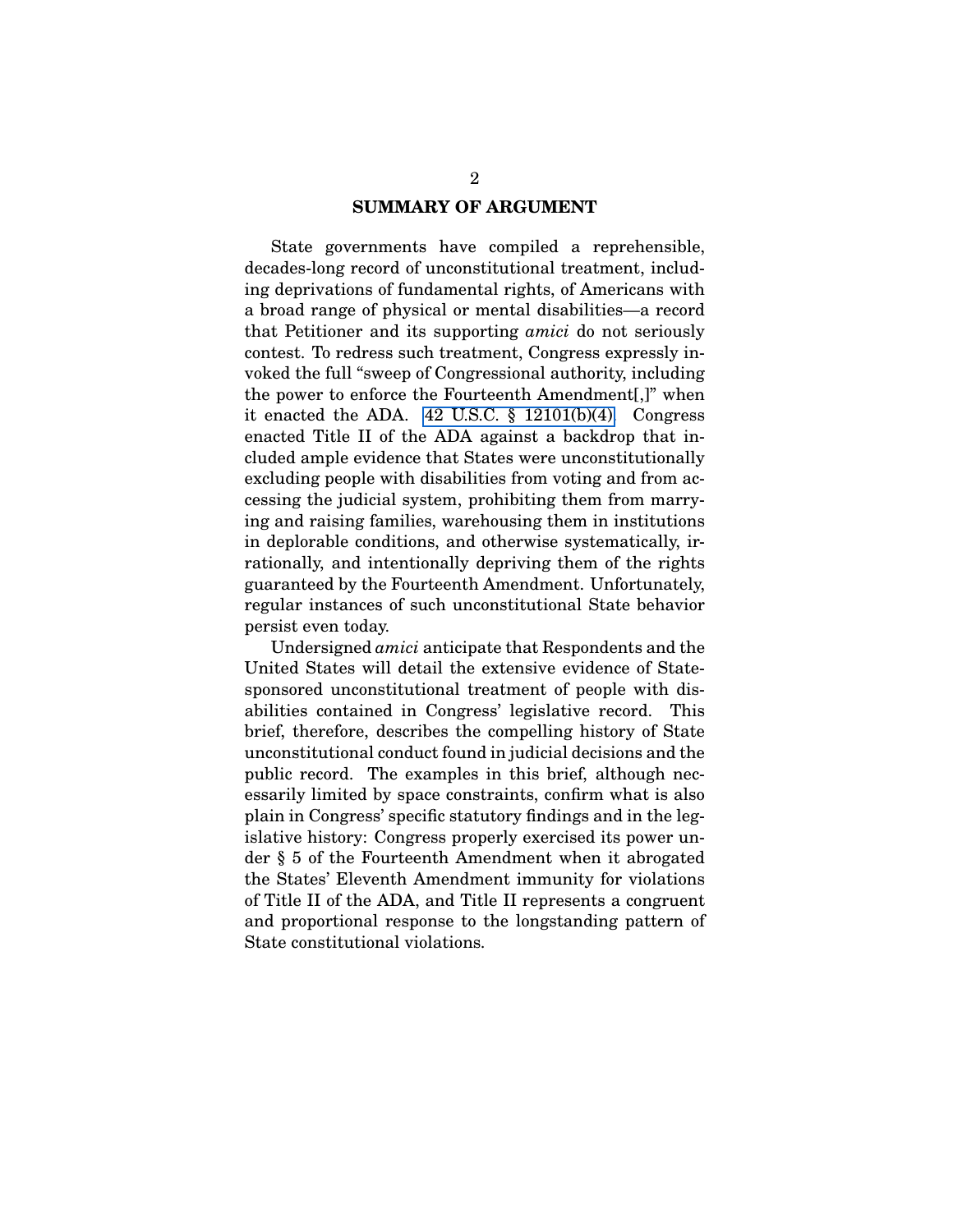## SUMMARY OF ARGUMENT

State governments have compiled a reprehensible, decades-long record of unconstitutional treatment, including deprivations of fundamental rights, of Americans with a broad range of physical or mental disabilities—a record that Petitioner and its supporting *amici* do not seriously contest. To redress such treatment, Congress expressly invoked the full "sweep of Congressional authority, including the power to enforce the Fourteenth Amendment[,]" when it enacted the ADA. 42 U.S.C. § 12101(b)(4). Congress enacted Title II of the ADA against a backdrop that included ample evidence that States were unconstitutionally excluding people with disabilities from voting and from accessing the judicial system, prohibiting them from marrying and raising families, warehousing them in institutions in deplorable conditions, and otherwise systematically, irrationally, and intentionally depriving them of the rights guaranteed by the Fourteenth Amendment. Unfortunately, regular instances of such unconstitutional State behavior persist even today.

Undersigned *amici* anticipate that Respondents and the United States will detail the extensive evidence of State-sponsored unconstitutional treatment of people with disabilities contained in Congress' legislative record. This brief, therefore, describes the compelling history of State unconstitutional conduct found in judicial decisions and the public record. The examples in this brief, although necessarily limited by space constraints, confirm what is also plain in Congress' specific statutory findings and in the legislative history: Congress properly exercised its power under § 5 of the Fourteenth Amendment when it abrogated the States' Eleventh Amendment immunity for violations of Title II of the ADA, and Title II represents a congruent and proportional response to the longstanding pattern of State constitutional violations.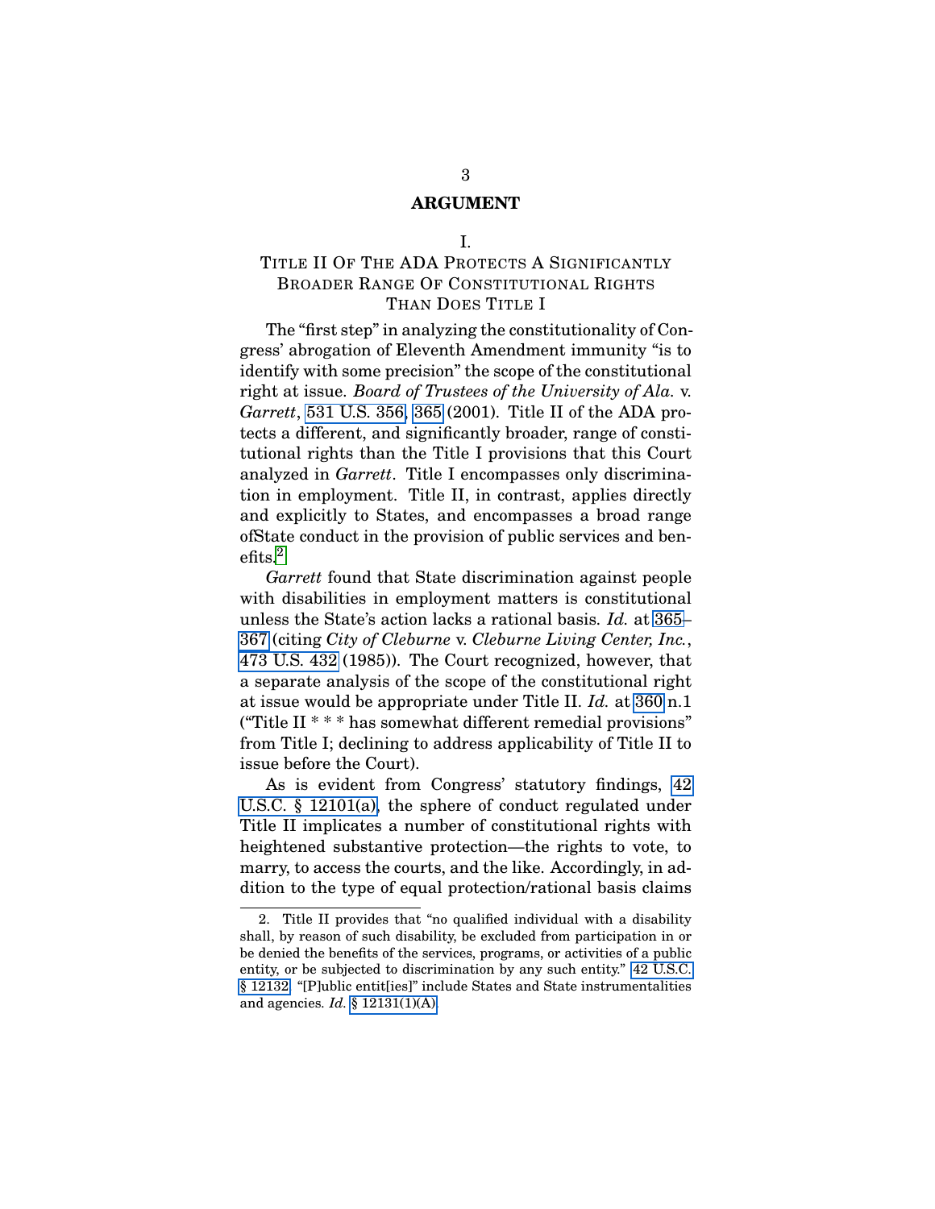## ARGUMENT

### I.

### TITLE II OF THE ADA PROTECTS A SIGNIFICANTLY BROADER RANGE OF CONSTITUTIONAL RIGHTS THAN DOES TITLE I

The "first step" in analyzing the constitutionality of Congress' abrogation of Eleventh Amendment immunity "is to identify with some precision" the scope of the constitutional right at issue. *Board of Trustees of the University of Ala.* v. *Garrett*, 531 U.S. 356, 365 (2001). Title II of the ADA protects a different, and significantly broader, range of constitutional rights than the Title I provisions that this Court analyzed in *Garrett*. Title I encompasses only discrimination in employment. Title II, in contrast, applies directly and explicitly to States, and encompasses a broad range ofState conduct in the provision of public services and benefits.[2]

*Garrett* found that State discrimination against people with disabilities in employment matters is constitutional unless the State's action lacks a rational basis. *Id.* at 365–367 (citing *City of Cleburne* v. *Cleburne Living Center, Inc.*, 473 U.S. 432 (1985)). The Court recognized, however, that a separate analysis of the scope of the constitutional right at issue would be appropriate under Title II. *Id.* at 360 n.1 ("Title II * * * has somewhat different remedial provisions" from Title I; declining to address applicability of Title II to issue before the Court).

As is evident from Congress' statutory findings, 42 U.S.C. § 12101(a), the sphere of conduct regulated under Title II implicates a number of constitutional rights with heightened substantive protection—the rights to vote, to marry, to access the courts, and the like. Accordingly, in addition to the type of equal protection/rational basis claims

---

2. Title II provides that "no qualified individual with a disability shall, by reason of such disability, be excluded from participation in or be denied the benefits of the services, programs, or activities of a public entity, or be subjected to discrimination by any such entity." 42 U.S.C. § 12132. "[P]ublic entit[ies]" include States and State instrumentalities and agencies. *Id.* § 12131(1)(A).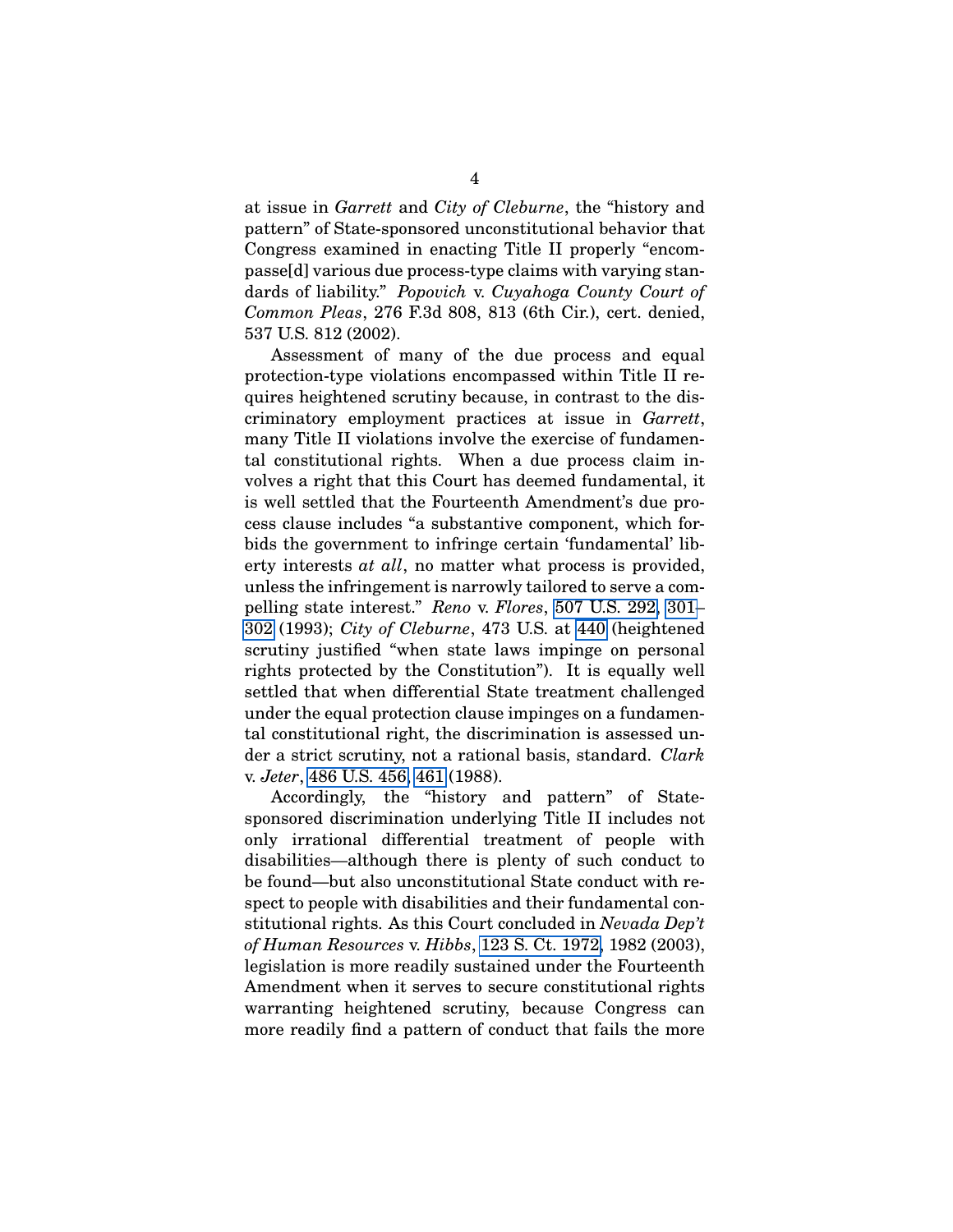at issue in *Garrett* and *City of Cleburne*, the "history and pattern" of State-sponsored unconstitutional behavior that Congress examined in enacting Title II properly "encompasse[d] various due process-type claims with varying standards of liability." *Popovich* v. *Cuyahoga County Court of Common Pleas*, 276 F.3d 808, 813 (6th Cir.), cert. denied, 537 U.S. 812 (2002).

Assessment of many of the due process and equal protection-type violations encompassed within Title II requires heightened scrutiny because, in contrast to the discriminatory employment practices at issue in *Garrett*, many Title II violations involve the exercise of fundamental constitutional rights. When a due process claim involves a right that this Court has deemed fundamental, it is well settled that the Fourteenth Amendment's due process clause includes "a substantive component, which forbids the government to infringe certain 'fundamental' liberty interests *at all*, no matter what process is provided, unless the infringement is narrowly tailored to serve a compelling state interest." *Reno* v. *Flores*, 507 U.S. 292, 301–302 (1993); *City of Cleburne*, 473 U.S. at 440 (heightened scrutiny justified "when state laws impinge on personal rights protected by the Constitution"). It is equally well settled that when differential State treatment challenged under the equal protection clause impinges on a fundamental constitutional right, the discrimination is assessed under a strict scrutiny, not a rational basis, standard. *Clark* v. *Jeter*, 486 U.S. 456, 461 (1988).

Accordingly, the "history and pattern" of State-sponsored discrimination underlying Title II includes not only irrational differential treatment of people with disabilities—although there is plenty of such conduct to be found—but also unconstitutional State conduct with respect to people with disabilities and their fundamental constitutional rights. As this Court concluded in *Nevada Dep't of Human Resources* v. *Hibbs*, 123 S. Ct. 1972, 1982 (2003), legislation is more readily sustained under the Fourteenth Amendment when it serves to secure constitutional rights warranting heightened scrutiny, because Congress can more readily find a pattern of conduct that fails the more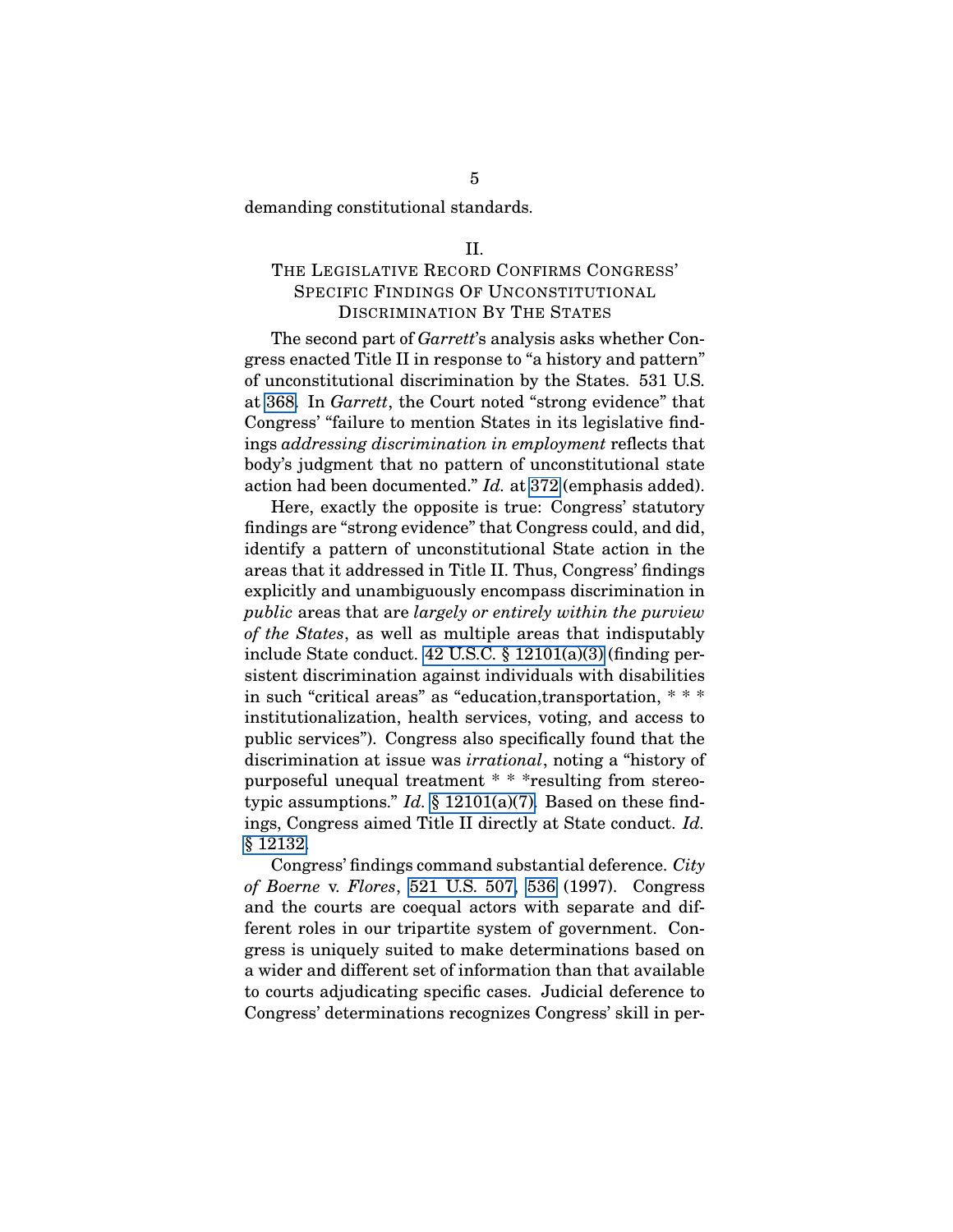demanding constitutional standards.

## II.

## THE LEGISLATIVE RECORD CONFIRMS CONGRESS' SPECIFIC FINDINGS OF UNCONSTITUTIONAL DISCRIMINATION BY THE STATES

The second part of *Garrett*'s analysis asks whether Congress enacted Title II in response to "a history and pattern" of unconstitutional discrimination by the States. 531 U.S. at 368. In *Garrett*, the Court noted "strong evidence" that Congress' "failure to mention States in its legislative findings *addressing discrimination in employment* reflects that body's judgment that no pattern of unconstitutional state action had been documented." *Id.* at 372 (emphasis added).

Here, exactly the opposite is true: Congress' statutory findings are "strong evidence" that Congress could, and did, identify a pattern of unconstitutional State action in the areas that it addressed in Title II. Thus, Congress' findings explicitly and unambiguously encompass discrimination in *public* areas that are *largely or entirely within the purview of the States*, as well as multiple areas that indisputably include State conduct. 42 U.S.C. § 12101(a)(3) (finding persistent discrimination against individuals with disabilities in such "critical areas" as "education,transportation, * * * institutionalization, health services, voting, and access to public services"). Congress also specifically found that the discrimination at issue was *irrational*, noting a "history of purposeful unequal treatment * * *resulting from stereotypic assumptions." *Id.* § 12101(a)(7). Based on these findings, Congress aimed Title II directly at State conduct. *Id.* § 12132.

Congress' findings command substantial deference. *City of Boerne* v. *Flores*, 521 U.S. 507, 536 (1997). Congress and the courts are coequal actors with separate and different roles in our tripartite system of government. Congress is uniquely suited to make determinations based on a wider and different set of information than that available to courts adjudicating specific cases. Judicial deference to Congress' determinations recognizes Congress' skill in per-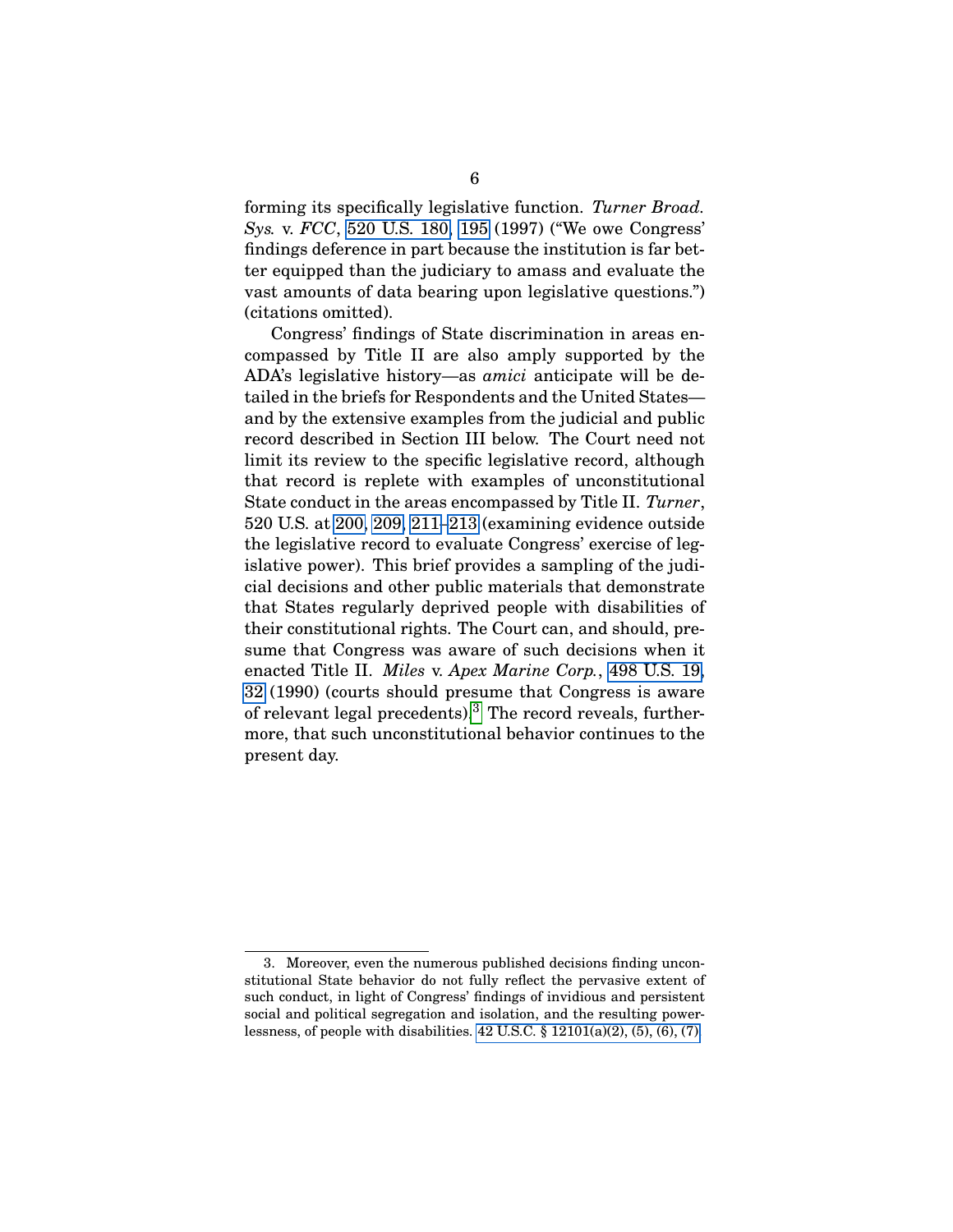forming its specifically legislative function. *Turner Broad. Sys.* v. *FCC*, 520 U.S. 180, 195 (1997) ("We owe Congress' findings deference in part because the institution is far better equipped than the judiciary to amass and evaluate the vast amounts of data bearing upon legislative questions.") (citations omitted).

Congress' findings of State discrimination in areas encompassed by Title II are also amply supported by the ADA's legislative history—as *amici* anticipate will be detailed in the briefs for Respondents and the United States—and by the extensive examples from the judicial and public record described in Section III below. The Court need not limit its review to the specific legislative record, although that record is replete with examples of unconstitutional State conduct in the areas encompassed by Title II. *Turner*, 520 U.S. at 200, 209, 211–213 (examining evidence outside the legislative record to evaluate Congress' exercise of legislative power). This brief provides a sampling of the judicial decisions and other public materials that demonstrate that States regularly deprived people with disabilities of their constitutional rights. The Court can, and should, presume that Congress was aware of such decisions when it enacted Title II. *Miles* v. *Apex Marine Corp.*, 498 U.S. 19, 32 (1990) (courts should presume that Congress is aware of relevant legal precedents).[3] The record reveals, furthermore, that such unconstitutional behavior continues to the present day.

---

3. Moreover, even the numerous published decisions finding unconstitutional State behavior do not fully reflect the pervasive extent of such conduct, in light of Congress' findings of invidious and persistent social and political segregation and isolation, and the resulting powerlessness, of people with disabilities. 42 U.S.C. § 12101(a)(2), (5), (6), (7).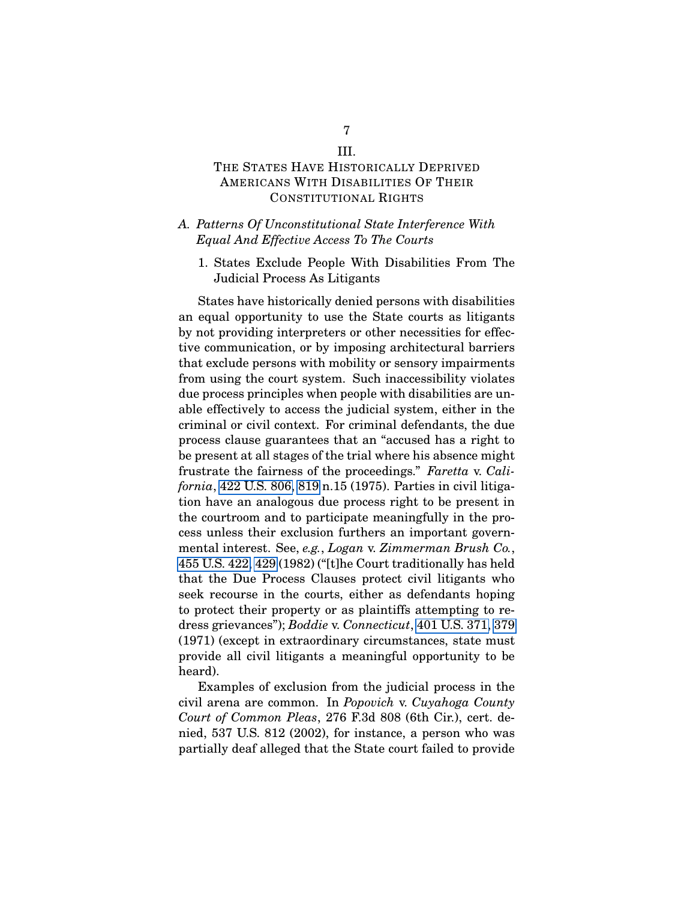## III.

## THE STATES HAVE HISTORICALLY DEPRIVED AMERICANS WITH DISABILITIES OF THEIR CONSTITUTIONAL RIGHTS

### *A. Patterns Of Unconstitutional State Interference With Equal And Effective Access To The Courts*

#### 1. States Exclude People With Disabilities From The Judicial Process As Litigants

States have historically denied persons with disabilities an equal opportunity to use the State courts as litigants by not providing interpreters or other necessities for effective communication, or by imposing architectural barriers that exclude persons with mobility or sensory impairments from using the court system. Such inaccessibility violates due process principles when people with disabilities are unable effectively to access the judicial system, either in the criminal or civil context. For criminal defendants, the due process clause guarantees that an "accused has a right to be present at all stages of the trial where his absence might frustrate the fairness of the proceedings." *Faretta* v. *California*, 422 U.S. 806, 819 n.15 (1975). Parties in civil litigation have an analogous due process right to be present in the courtroom and to participate meaningfully in the process unless their exclusion furthers an important governmental interest. See, *e.g.*, *Logan* v. *Zimmerman Brush Co.*, 455 U.S. 422, 429 (1982) ("[t]he Court traditionally has held that the Due Process Clauses protect civil litigants who seek recourse in the courts, either as defendants hoping to protect their property or as plaintiffs attempting to redress grievances"); *Boddie* v. *Connecticut*, 401 U.S. 371, 379 (1971) (except in extraordinary circumstances, state must provide all civil litigants a meaningful opportunity to be heard).

Examples of exclusion from the judicial process in the civil arena are common. In *Popovich* v. *Cuyahoga County Court of Common Pleas*, 276 F.3d 808 (6th Cir.), cert. denied, 537 U.S. 812 (2002), for instance, a person who was partially deaf alleged that the State court failed to provide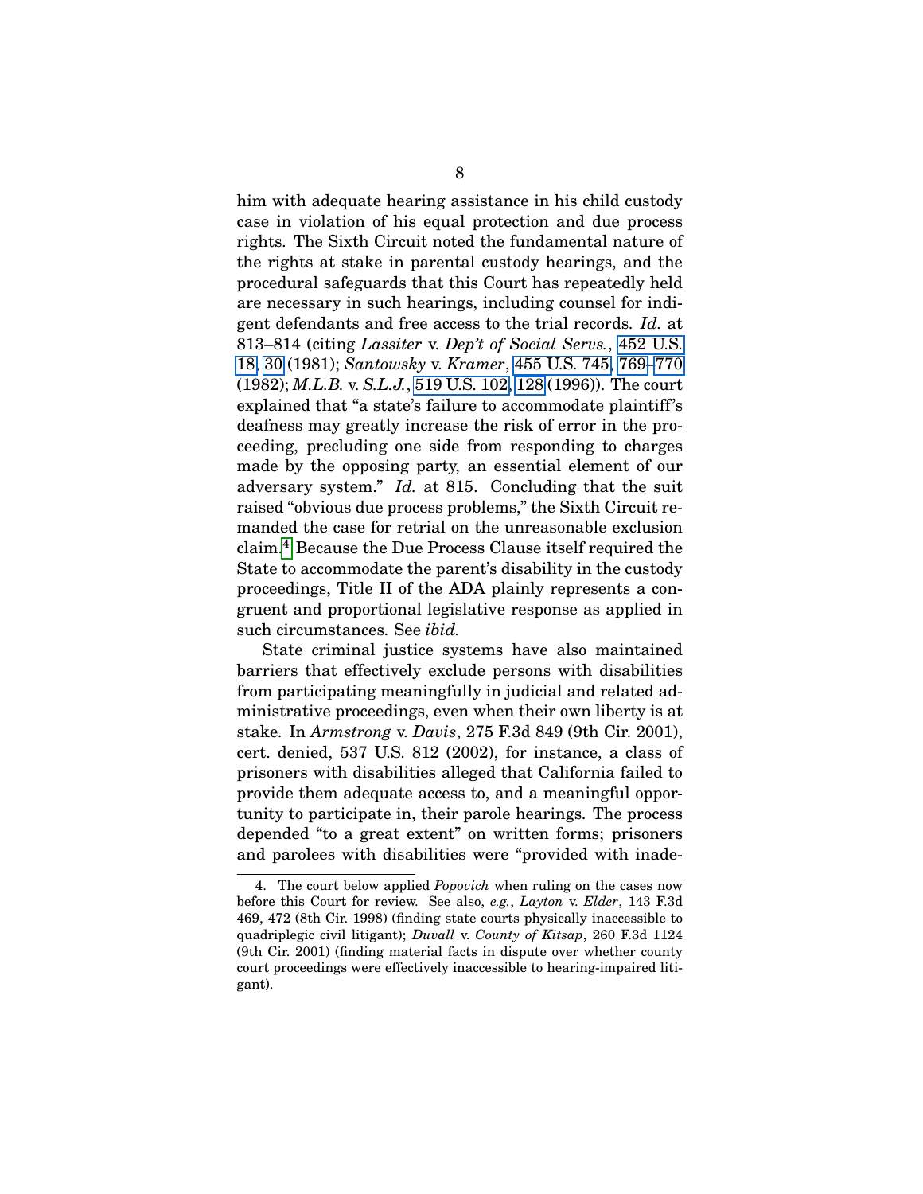him with adequate hearing assistance in his child custody case in violation of his equal protection and due process rights. The Sixth Circuit noted the fundamental nature of the rights at stake in parental custody hearings, and the procedural safeguards that this Court has repeatedly held are necessary in such hearings, including counsel for indigent defendants and free access to the trial records. *Id.* at 813–814 (citing *Lassiter* v. *Dep't of Social Servs.*, 452 U.S. 18, 30 (1981); *Santowsky* v. *Kramer*, 455 U.S. 745, 769–770 (1982); *M.L.B.* v. *S.L.J.*, 519 U.S. 102, 128 (1996)). The court explained that "a state's failure to accommodate plaintiff's deafness may greatly increase the risk of error in the proceeding, precluding one side from responding to charges made by the opposing party, an essential element of our adversary system." *Id.* at 815. Concluding that the suit raised "obvious due process problems," the Sixth Circuit remanded the case for retrial on the unreasonable exclusion claim.[4] Because the Due Process Clause itself required the State to accommodate the parent's disability in the custody proceedings, Title II of the ADA plainly represents a congruent and proportional legislative response as applied in such circumstances. See *ibid.*

State criminal justice systems have also maintained barriers that effectively exclude persons with disabilities from participating meaningfully in judicial and related administrative proceedings, even when their own liberty is at stake. In *Armstrong* v. *Davis*, 275 F.3d 849 (9th Cir. 2001), cert. denied, 537 U.S. 812 (2002), for instance, a class of prisoners with disabilities alleged that California failed to provide them adequate access to, and a meaningful opportunity to participate in, their parole hearings. The process depended "to a great extent" on written forms; prisoners and parolees with disabilities were "provided with inade-

4. The court below applied *Popovich* when ruling on the cases now before this Court for review. See also, *e.g.*, *Layton* v. *Elder*, 143 F.3d 469, 472 (8th Cir. 1998) (finding state courts physically inaccessible to quadriplegic civil litigant); *Duvall* v. *County of Kitsap*, 260 F.3d 1124 (9th Cir. 2001) (finding material facts in dispute over whether county court proceedings were effectively inaccessible to hearing-impaired litigant).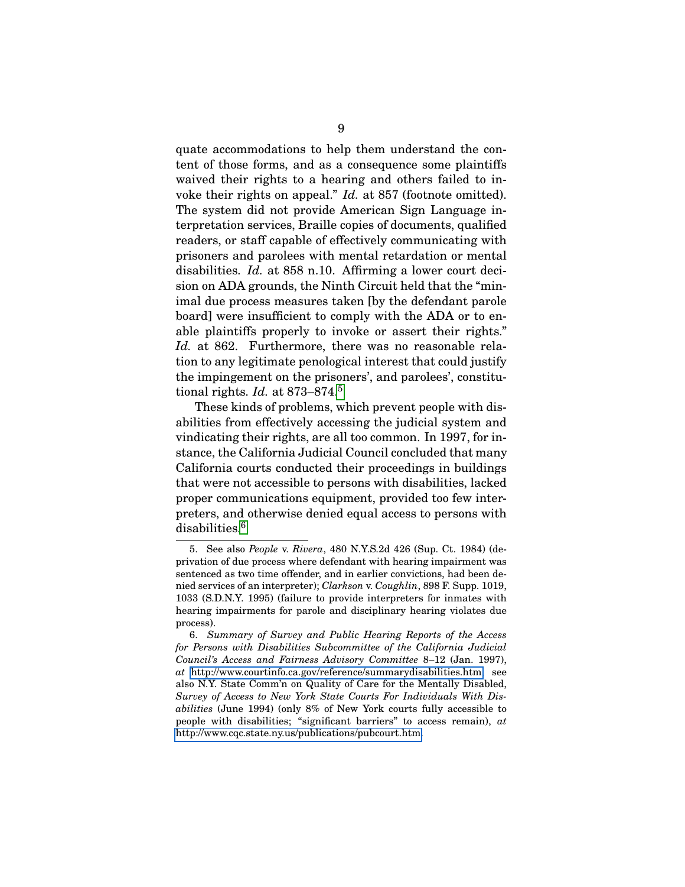quate accommodations to help them understand the content of those forms, and as a consequence some plaintiffs waived their rights to a hearing and others failed to invoke their rights on appeal." *Id.* at 857 (footnote omitted). The system did not provide American Sign Language interpretation services, Braille copies of documents, qualified readers, or staff capable of effectively communicating with prisoners and parolees with mental retardation or mental disabilities. *Id.* at 858 n.10. Affirming a lower court decision on ADA grounds, the Ninth Circuit held that the "minimal due process measures taken [by the defendant parole board] were insufficient to comply with the ADA or to enable plaintiffs properly to invoke or assert their rights." *Id.* at 862. Furthermore, there was no reasonable relation to any legitimate penological interest that could justify the impingement on the prisoners', and parolees', constitutional rights. *Id.* at 873–874.[5]

These kinds of problems, which prevent people with disabilities from effectively accessing the judicial system and vindicating their rights, are all too common. In 1997, for instance, the California Judicial Council concluded that many California courts conducted their proceedings in buildings that were not accessible to persons with disabilities, lacked proper communications equipment, provided too few interpreters, and otherwise denied equal access to persons with disabilities.[6]

---

5. See also *People* v. *Rivera*, 480 N.Y.S.2d 426 (Sup. Ct. 1984) (deprivation of due process where defendant with hearing impairment was sentenced as two time offender, and in earlier convictions, had been denied services of an interpreter); *Clarkson* v. *Coughlin*, 898 F. Supp. 1019, 1033 (S.D.N.Y. 1995) (failure to provide interpreters for inmates with hearing impairments for parole and disciplinary hearing violates due process).

6. *Summary of Survey and Public Hearing Reports of the Access for Persons with Disabilities Subcommittee of the California Judicial Council's Access and Fairness Advisory Committee* 8–12 (Jan. 1997), *at* http://www.courtinfo.ca.gov/reference/summarydisabilities.htm; see also N.Y. State Comm'n on Quality of Care for the Mentally Disabled, *Survey of Access to New York State Courts For Individuals With Disabilities* (June 1994) (only 8% of New York courts fully accessible to people with disabilities; "significant barriers" to access remain), *at* http://www.cqc.state.ny.us/publications/pubcourt.htm.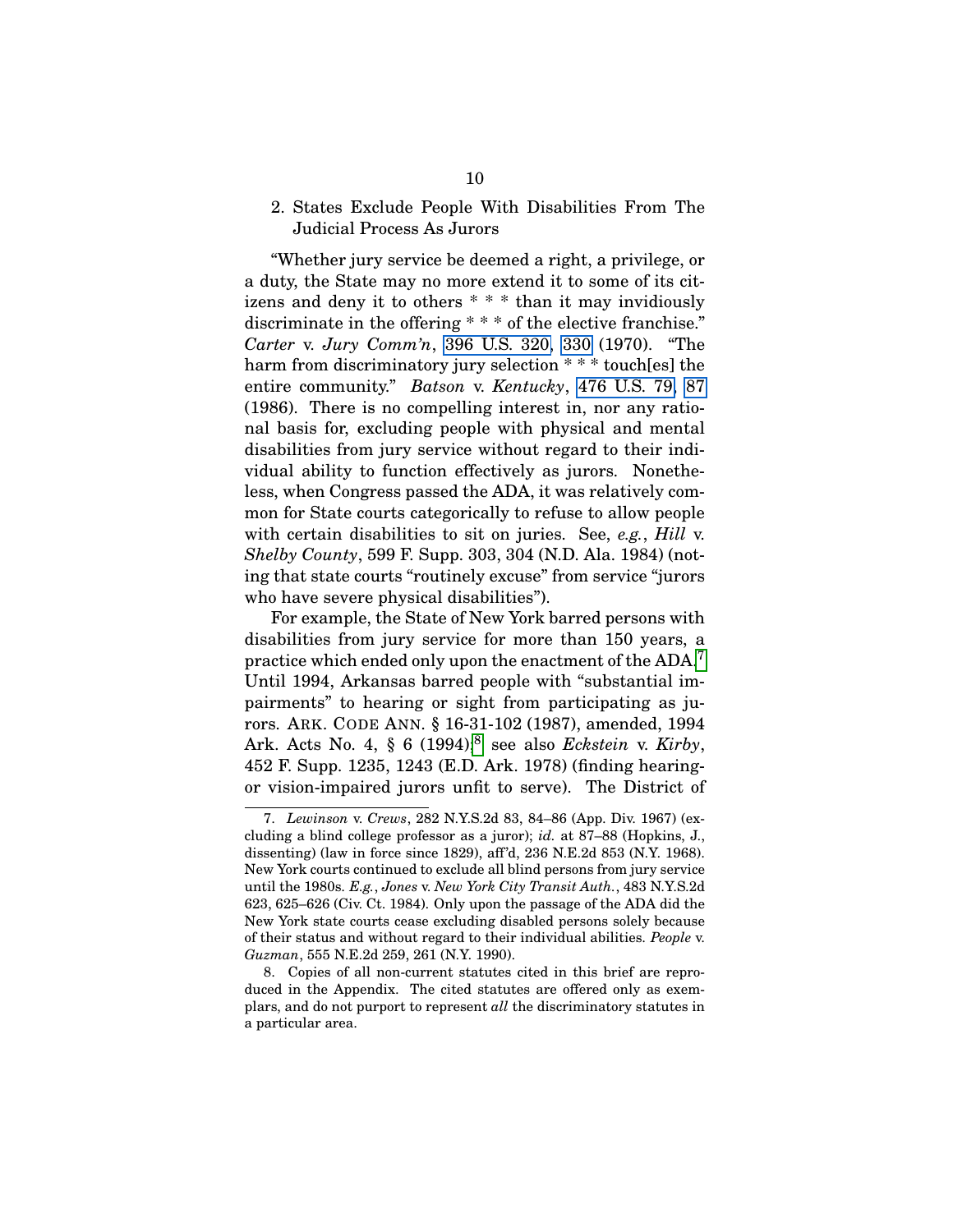### 2. States Exclude People With Disabilities From The Judicial Process As Jurors

"Whether jury service be deemed a right, a privilege, or a duty, the State may no more extend it to some of its citizens and deny it to others * * * than it may invidiously discriminate in the offering * * * of the elective franchise." *Carter* v. *Jury Comm'n*, 396 U.S. 320, 330 (1970). "The harm from discriminatory jury selection * * * touch[es] the entire community." *Batson* v. *Kentucky*, 476 U.S. 79, 87 (1986). There is no compelling interest in, nor any rational basis for, excluding people with physical and mental disabilities from jury service without regard to their individual ability to function effectively as jurors. Nonetheless, when Congress passed the ADA, it was relatively common for State courts categorically to refuse to allow people with certain disabilities to sit on juries. See, *e.g.*, *Hill* v. *Shelby County*, 599 F. Supp. 303, 304 (N.D. Ala. 1984) (noting that state courts "routinely excuse" from service "jurors who have severe physical disabilities").

For example, the State of New York barred persons with disabilities from jury service for more than 150 years, a practice which ended only upon the enactment of the ADA.[7] Until 1994, Arkansas barred people with "substantial impairments" to hearing or sight from participating as jurors. ARK. CODE ANN. § 16-31-102 (1987), amended, 1994 Ark. Acts No. 4, § 6 (1994);[8] see also *Eckstein* v. *Kirby*, 452 F. Supp. 1235, 1243 (E.D. Ark. 1978) (finding hearing- or vision-impaired jurors unfit to serve). The District of

---

7. *Lewinson* v. *Crews*, 282 N.Y.S.2d 83, 84–86 (App. Div. 1967) (excluding a blind college professor as a juror); *id.* at 87–88 (Hopkins, J., dissenting) (law in force since 1829), aff'd, 236 N.E.2d 853 (N.Y. 1968). New York courts continued to exclude all blind persons from jury service until the 1980s. *E.g.*, *Jones* v. *New York City Transit Auth.*, 483 N.Y.S.2d 623, 625–626 (Civ. Ct. 1984). Only upon the passage of the ADA did the New York state courts cease excluding disabled persons solely because of their status and without regard to their individual abilities. *People* v. *Guzman*, 555 N.E.2d 259, 261 (N.Y. 1990).

8. Copies of all non-current statutes cited in this brief are reproduced in the Appendix. The cited statutes are offered only as exemplars, and do not purport to represent *all* the discriminatory statutes in a particular area.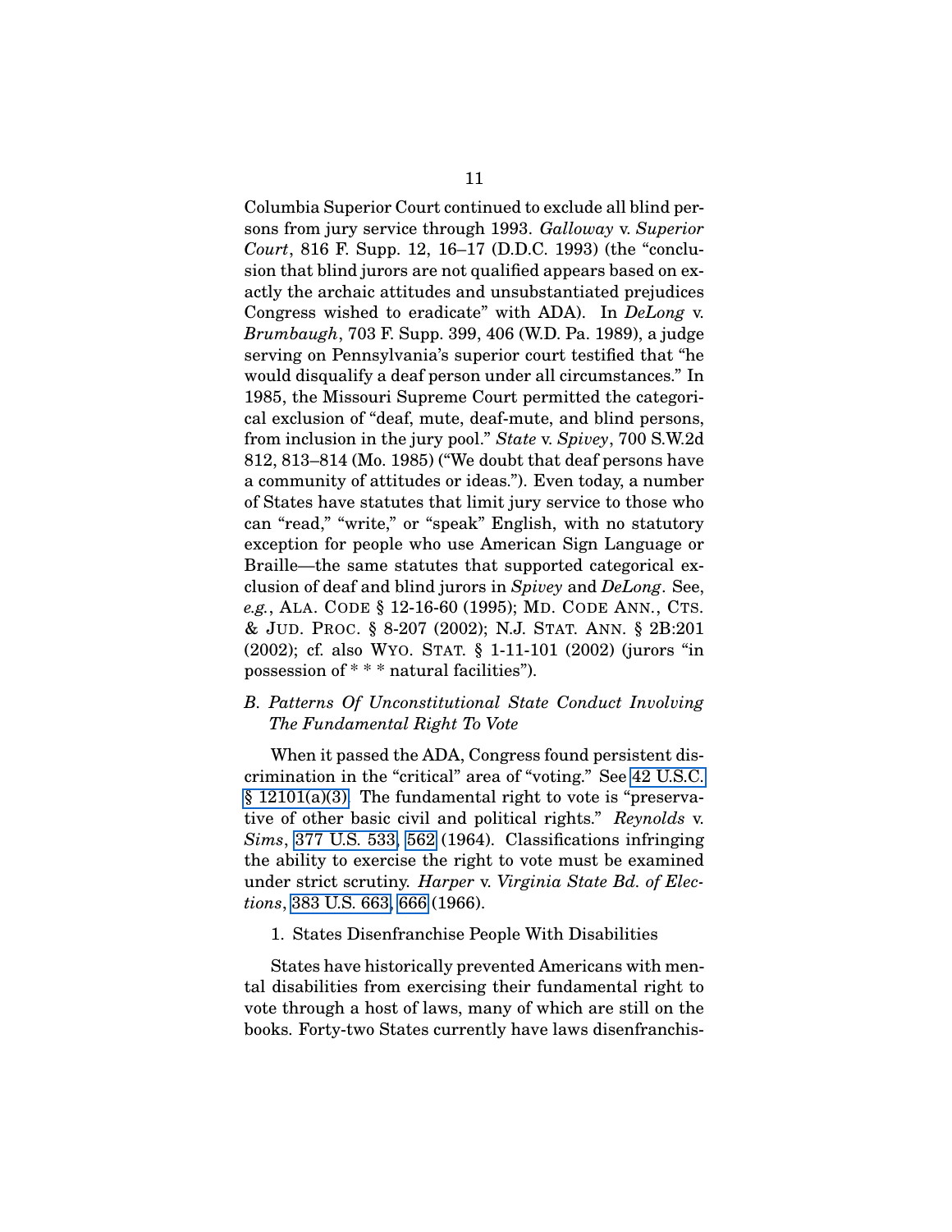Columbia Superior Court continued to exclude all blind persons from jury service through 1993. *Galloway* v. *Superior Court*, 816 F. Supp. 12, 16–17 (D.D.C. 1993) (the "conclusion that blind jurors are not qualified appears based on exactly the archaic attitudes and unsubstantiated prejudices Congress wished to eradicate" with ADA). In *DeLong* v. *Brumbaugh*, 703 F. Supp. 399, 406 (W.D. Pa. 1989), a judge serving on Pennsylvania's superior court testified that "he would disqualify a deaf person under all circumstances." In 1985, the Missouri Supreme Court permitted the categorical exclusion of "deaf, mute, deaf-mute, and blind persons, from inclusion in the jury pool." *State* v. *Spivey*, 700 S.W.2d 812, 813–814 (Mo. 1985) ("We doubt that deaf persons have a community of attitudes or ideas."). Even today, a number of States have statutes that limit jury service to those who can "read," "write," or "speak" English, with no statutory exception for people who use American Sign Language or Braille—the same statutes that supported categorical exclusion of deaf and blind jurors in *Spivey* and *DeLong*. See, *e.g.*, ALA. CODE § 12-16-60 (1995); MD. CODE ANN., CTS. & JUD. PROC. § 8-207 (2002); N.J. STAT. ANN. § 2B:201 (2002); cf. also WYO. STAT. § 1-11-101 (2002) (jurors "in possession of * * * natural facilities").

### B. *Patterns Of Unconstitutional State Conduct Involving The Fundamental Right To Vote*

When it passed the ADA, Congress found persistent discrimination in the "critical" area of "voting." See 42 U.S.C. § 12101(a)(3). The fundamental right to vote is "preservative of other basic civil and political rights." *Reynolds* v. *Sims*, 377 U.S. 533, 562 (1964). Classifications infringing the ability to exercise the right to vote must be examined under strict scrutiny. *Harper* v. *Virginia State Bd. of Elections*, 383 U.S. 663, 666 (1966).

#### 1. States Disenfranchise People With Disabilities

States have historically prevented Americans with mental disabilities from exercising their fundamental right to vote through a host of laws, many of which are still on the books. Forty-two States currently have laws disenfranchis-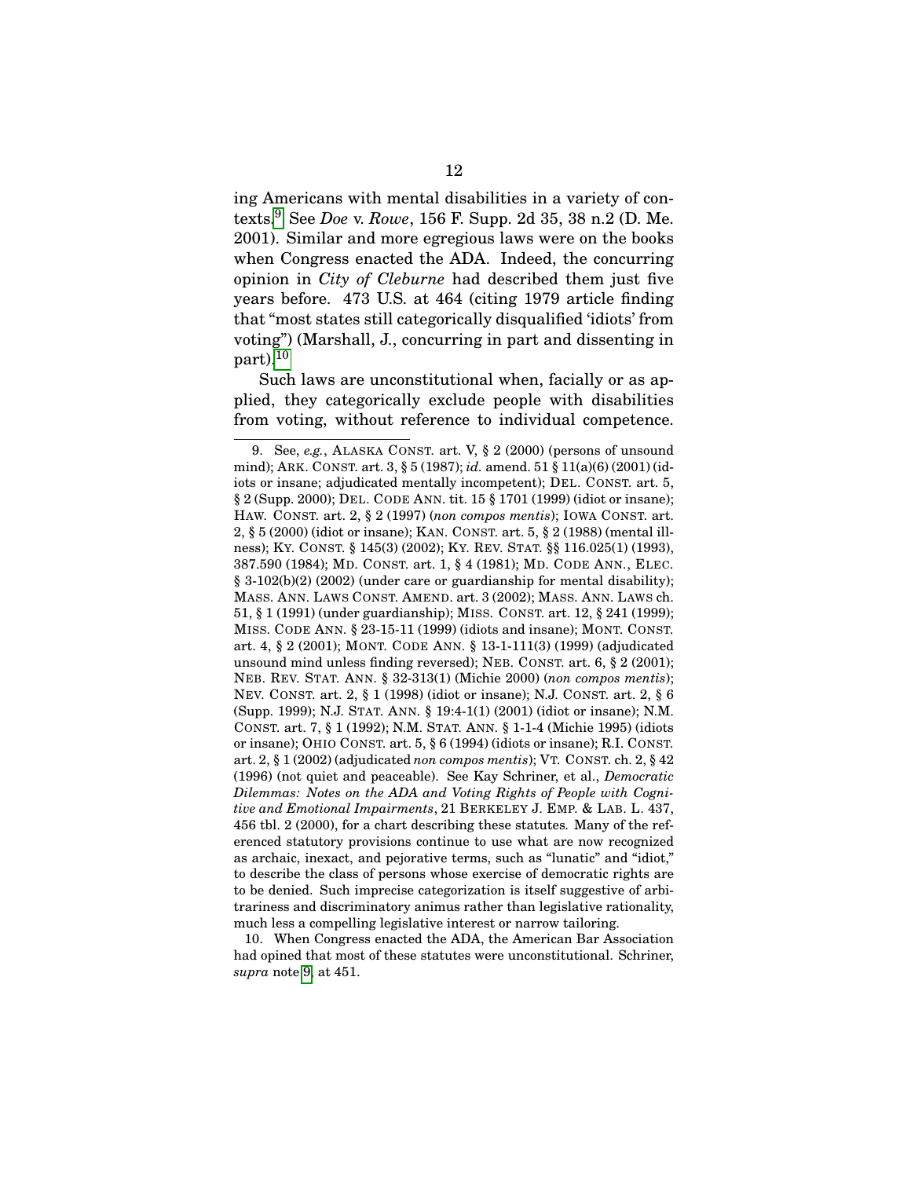ing Americans with mental disabilities in a variety of contexts.[9] See *Doe* v. *Rowe*, 156 F. Supp. 2d 35, 38 n.2 (D. Me. 2001). Similar and more egregious laws were on the books when Congress enacted the ADA. Indeed, the concurring opinion in *City of Cleburne* had described them just five years before. 473 U.S. at 464 (citing 1979 article finding that "most states still categorically disqualified 'idiots' from voting") (Marshall, J., concurring in part and dissenting in part).[10]

Such laws are unconstitutional when, facially or as applied, they categorically exclude people with disabilities from voting, without reference to individual competence.

---

9. See, *e.g.*, ALASKA CONST. art. V, § 2 (2000) (persons of unsound mind); ARK. CONST. art. 3, § 5 (1987); *id.* amend. 51 § 11(a)(6) (2001) (idiots or insane; adjudicated mentally incompetent); DEL. CONST. art. 5, § 2 (Supp. 2000); DEL. CODE ANN. tit. 15 § 1701 (1999) (idiot or insane); HAW. CONST. art. 2, § 2 (1997) (*non compos mentis*); IOWA CONST. art. 2, § 5 (2000) (idiot or insane); KAN. CONST. art. 5, § 2 (1988) (mental illness); KY. CONST. § 145(3) (2002); KY. REV. STAT. §§ 116.025(1) (1993), 387.590 (1984); MD. CONST. art. 1, § 4 (1981); MD. CODE ANN., ELEC. § 3-102(b)(2) (2002) (under care or guardianship for mental disability); MASS. ANN. LAWS CONST. AMEND. art. 3 (2002); MASS. ANN. LAWS ch. 51, § 1 (1991) (under guardianship); MISS. CONST. art. 12, § 241 (1999); MISS. CODE ANN. § 23-15-11 (1999) (idiots and insane); MONT. CONST. art. 4, § 2 (2001); MONT. CODE ANN. § 13-1-111(3) (1999) (adjudicated unsound mind unless finding reversed); NEB. CONST. art. 6, § 2 (2001); NEB. REV. STAT. ANN. § 32-313(1) (Michie 2000) (*non compos mentis*); NEV. CONST. art. 2, § 1 (1998) (idiot or insane); N.J. CONST. art. 2, § 6 (Supp. 1999); N.J. STAT. ANN. § 19:4-1(1) (2001) (idiot or insane); N.M. CONST. art. 7, § 1 (1992); N.M. STAT. ANN. § 1-1-4 (Michie 1995) (idiots or insane); OHIO CONST. art. 5, § 6 (1994) (idiots or insane); R.I. CONST. art. 2, § 1 (2002) (adjudicated *non compos mentis*); VT. CONST. ch. 2, § 42 (1996) (not quiet and peaceable). See Kay Schriner, et al., *Democratic Dilemmas: Notes on the ADA and Voting Rights of People with Cognitive and Emotional Impairments*, 21 BERKELEY J. EMP. & LAB. L. 437, 456 tbl. 2 (2000), for a chart describing these statutes. Many of the referenced statutory provisions continue to use what are now recognized as archaic, inexact, and pejorative terms, such as "lunatic" and "idiot," to describe the class of persons whose exercise of democratic rights are to be denied. Such imprecise categorization is itself suggestive of arbitrariness and discriminatory animus rather than legislative rationality, much less a compelling legislative interest or narrow tailoring.

10. When Congress enacted the ADA, the American Bar Association had opined that most of these statutes were unconstitutional. Schriner, *supra* note 9, at 451.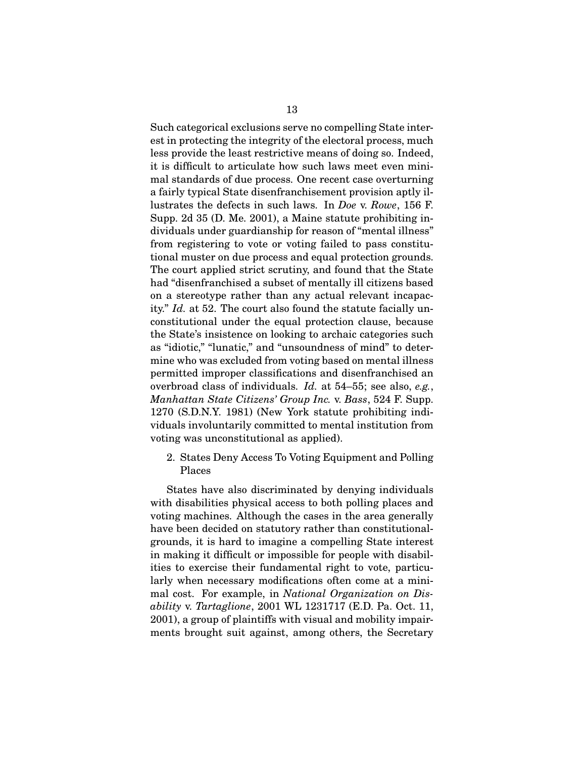Such categorical exclusions serve no compelling State interest in protecting the integrity of the electoral process, much less provide the least restrictive means of doing so. Indeed, it is difficult to articulate how such laws meet even minimal standards of due process. One recent case overturning a fairly typical State disenfranchisement provision aptly illustrates the defects in such laws. In *Doe* v. *Rowe*, 156 F. Supp. 2d 35 (D. Me. 2001), a Maine statute prohibiting individuals under guardianship for reason of "mental illness" from registering to vote or voting failed to pass constitutional muster on due process and equal protection grounds. The court applied strict scrutiny, and found that the State had "disenfranchised a subset of mentally ill citizens based on a stereotype rather than any actual relevant incapacity." *Id.* at 52. The court also found the statute facially unconstitutional under the equal protection clause, because the State's insistence on looking to archaic categories such as "idiotic," "lunatic," and "unsoundness of mind" to determine who was excluded from voting based on mental illness permitted improper classifications and disenfranchised an overbroad class of individuals. *Id.* at 54–55; see also, *e.g.*, *Manhattan State Citizens' Group Inc.* v. *Bass*, 524 F. Supp. 1270 (S.D.N.Y. 1981) (New York statute prohibiting individuals involuntarily committed to mental institution from voting was unconstitutional as applied).

2. States Deny Access To Voting Equipment and Polling Places

States have also discriminated by denying individuals with disabilities physical access to both polling places and voting machines. Although the cases in the area generally have been decided on statutory rather than constitutionalgrounds, it is hard to imagine a compelling State interest in making it difficult or impossible for people with disabilities to exercise their fundamental right to vote, particularly when necessary modifications often come at a minimal cost. For example, in *National Organization on Disability* v. *Tartaglione*, 2001 WL 1231717 (E.D. Pa. Oct. 11, 2001), a group of plaintiffs with visual and mobility impairments brought suit against, among others, the Secretary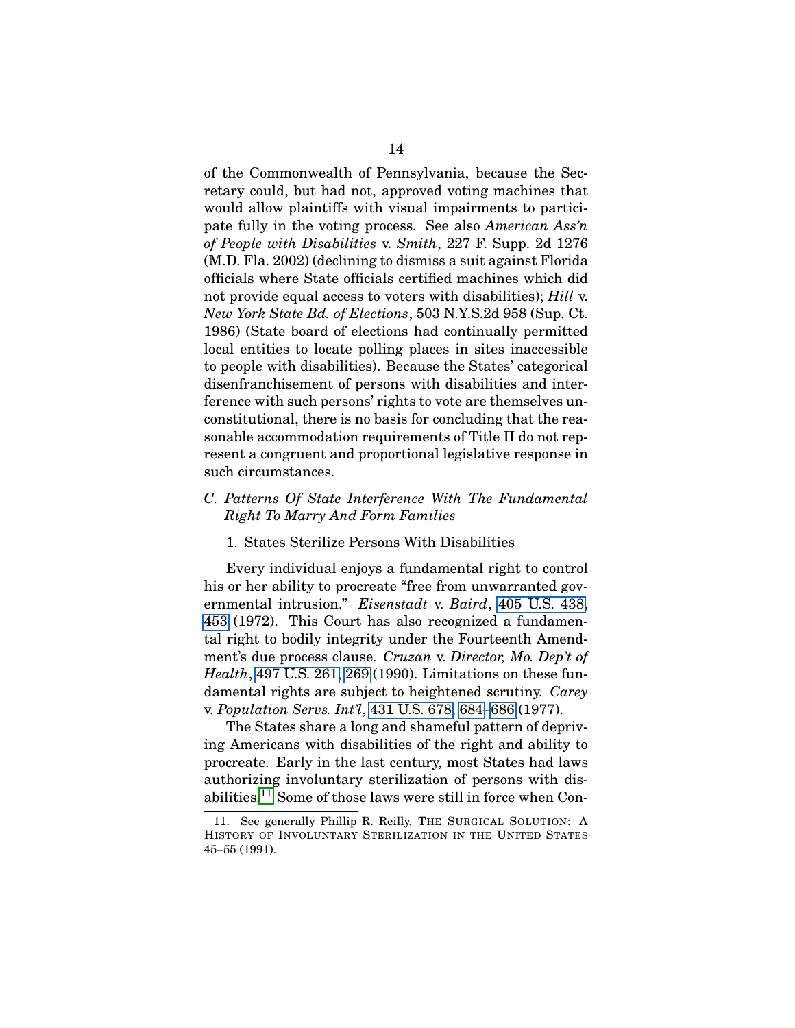of the Commonwealth of Pennsylvania, because the Secretary could, but had not, approved voting machines that would allow plaintiffs with visual impairments to participate fully in the voting process. See also *American Ass'n of People with Disabilities* v. *Smith*, 227 F. Supp. 2d 1276 (M.D. Fla. 2002) (declining to dismiss a suit against Florida officials where State officials certified machines which did not provide equal access to voters with disabilities); *Hill* v. *New York State Bd. of Elections*, 503 N.Y.S.2d 958 (Sup. Ct. 1986) (State board of elections had continually permitted local entities to locate polling places in sites inaccessible to people with disabilities). Because the States' categorical disenfranchisement of persons with disabilities and interference with such persons' rights to vote are themselves unconstitutional, there is no basis for concluding that the reasonable accommodation requirements of Title II do not represent a congruent and proportional legislative response in such circumstances.

### *C. Patterns Of State Interference With The Fundamental Right To Marry And Form Families*

#### 1. States Sterilize Persons With Disabilities

Every individual enjoys a fundamental right to control his or her ability to procreate "free from unwarranted governmental intrusion." *Eisenstadt* v. *Baird*, 405 U.S. 438, 453 (1972). This Court has also recognized a fundamental right to bodily integrity under the Fourteenth Amendment's due process clause. *Cruzan* v. *Director, Mo. Dep't of Health*, 497 U.S. 261, 269 (1990). Limitations on these fundamental rights are subject to heightened scrutiny. *Carey* v. *Population Servs. Int'l*, 431 U.S. 678, 684–686 (1977).

The States share a long and shameful pattern of depriving Americans with disabilities of the right and ability to procreate. Early in the last century, most States had laws authorizing involuntary sterilization of persons with disabilities.[11] Some of those laws were still in force when Con-

11. See generally Phillip R. Reilly, THE SURGICAL SOLUTION: A HISTORY OF INVOLUNTARY STERILIZATION IN THE UNITED STATES 45–55 (1991).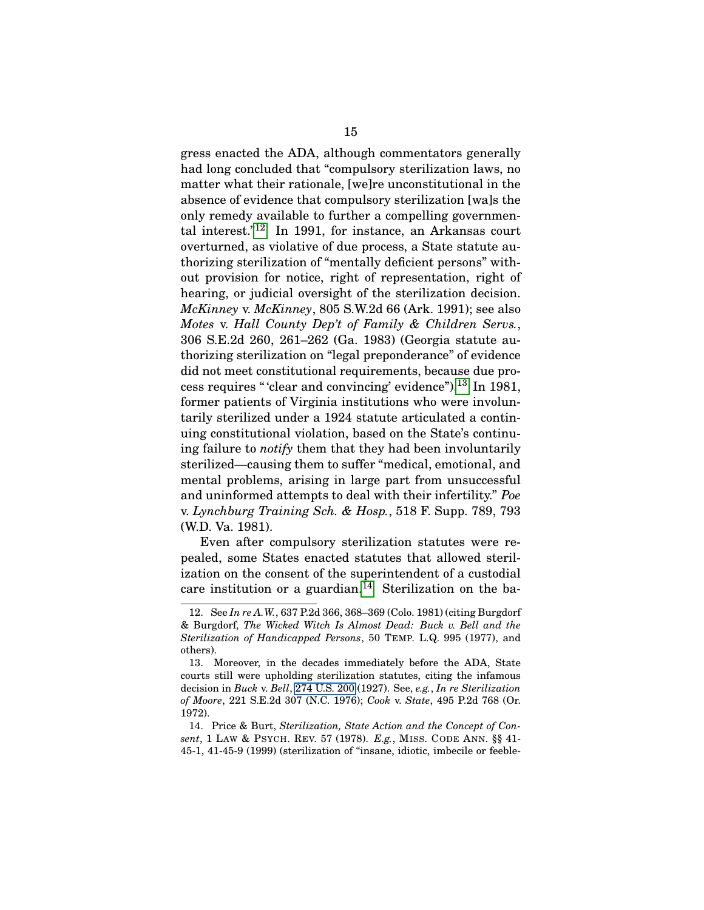gress enacted the ADA, although commentators generally had long concluded that "compulsory sterilization laws, no matter what their rationale, [we]re unconstitutional in the absence of evidence that compulsory sterilization [wa]s the only remedy available to further a compelling governmental interest."[12] In 1991, for instance, an Arkansas court overturned, as violative of due process, a State statute authorizing sterilization of "mentally deficient persons" without provision for notice, right of representation, right of hearing, or judicial oversight of the sterilization decision. *McKinney* v. *McKinney*, 805 S.W.2d 66 (Ark. 1991); see also *Motes* v. *Hall County Dep't of Family & Children Servs.*, 306 S.E.2d 260, 261–262 (Ga. 1983) (Georgia statute authorizing sterilization on "legal preponderance" of evidence did not meet constitutional requirements, because due process requires "'clear and convincing' evidence").[13] In 1981, former patients of Virginia institutions who were involuntarily sterilized under a 1924 statute articulated a continuing constitutional violation, based on the State's continuing failure to *notify* them that they had been involuntarily sterilized—causing them to suffer "medical, emotional, and mental problems, arising in large part from unsuccessful and uninformed attempts to deal with their infertility." *Poe* v. *Lynchburg Training Sch. & Hosp.*, 518 F. Supp. 789, 793 (W.D. Va. 1981).

Even after compulsory sterilization statutes were repealed, some States enacted statutes that allowed sterilization on the consent of the superintendent of a custodial care institution or a guardian.[14] Sterilization on the ba-

---

12. See *In re A.W.*, 637 P.2d 366, 368–369 (Colo. 1981) (citing Burgdorf & Burgdorf, *The Wicked Witch Is Almost Dead: Buck v. Bell and the Sterilization of Handicapped Persons*, 50 TEMP. L.Q. 995 (1977), and others).

13. Moreover, in the decades immediately before the ADA, State courts still were upholding sterilization statutes, citing the infamous decision in *Buck* v. *Bell*, 274 U.S. 200 (1927). See, *e.g.*, *In re Sterilization of Moore*, 221 S.E.2d 307 (N.C. 1976); *Cook* v. *State*, 495 P.2d 768 (Or. 1972).

14. Price & Burt, *Sterilization, State Action and the Concept of Consent*, 1 LAW & PSYCH. REV. 57 (1978). *E.g.*, MISS. CODE ANN. §§ 41-45-1, 41-45-9 (1999) (sterilization of "insane, idiotic, imbecile or feeble-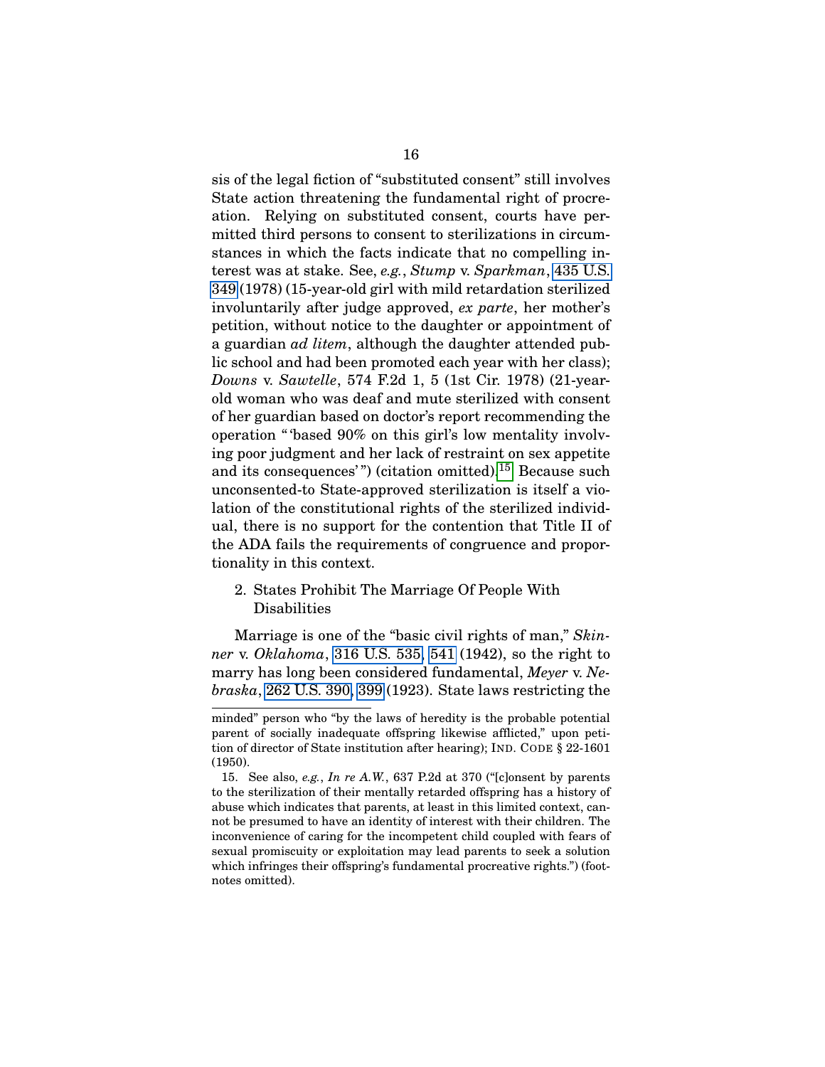sis of the legal fiction of "substituted consent" still involves State action threatening the fundamental right of procreation. Relying on substituted consent, courts have permitted third persons to consent to sterilizations in circumstances in which the facts indicate that no compelling interest was at stake. See, *e.g.*, *Stump* v. *Sparkman*, 435 U.S. 349 (1978) (15-year-old girl with mild retardation sterilized involuntarily after judge approved, *ex parte*, her mother's petition, without notice to the daughter or appointment of a guardian *ad litem*, although the daughter attended public school and had been promoted each year with her class); *Downs* v. *Sawtelle*, 574 F.2d 1, 5 (1st Cir. 1978) (21-year-old woman who was deaf and mute sterilized with consent of her guardian based on doctor's report recommending the operation "'based 90% on this girl's low mentality involving poor judgment and her lack of restraint on sex appetite and its consequences'") (citation omitted).[15] Because such unconsented-to State-approved sterilization is itself a violation of the constitutional rights of the sterilized individual, there is no support for the contention that Title II of the ADA fails the requirements of congruence and proportionality in this context.

2. States Prohibit The Marriage Of People With Disabilities

Marriage is one of the "basic civil rights of man," *Skinner* v. *Oklahoma*, 316 U.S. 535, 541 (1942), so the right to marry has long been considered fundamental, *Meyer* v. *Nebraska*, 262 U.S. 390, 399 (1923). State laws restricting the

---

minded" person who "by the laws of heredity is the probable potential parent of socially inadequate offspring likewise afflicted," upon petition of director of State institution after hearing); IND. CODE § 22-1601 (1950).

15. See also, *e.g.*, *In re A.W.*, 637 P.2d at 370 ("[c]onsent by parents to the sterilization of their mentally retarded offspring has a history of abuse which indicates that parents, at least in this limited context, cannot be presumed to have an identity of interest with their children. The inconvenience of caring for the incompetent child coupled with fears of sexual promiscuity or exploitation may lead parents to seek a solution which infringes their offspring's fundamental procreative rights.") (footnotes omitted).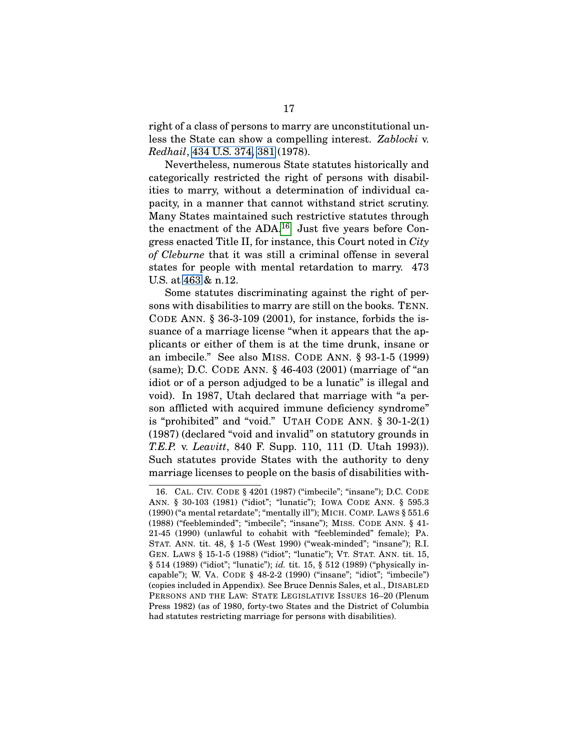right of a class of persons to marry are unconstitutional unless the State can show a compelling interest. *Zablocki* v. *Redhail*, 434 U.S. 374, 381 (1978).

Nevertheless, numerous State statutes historically and categorically restricted the right of persons with disabilities to marry, without a determination of individual capacity, in a manner that cannot withstand strict scrutiny. Many States maintained such restrictive statutes through the enactment of the ADA.[16] Just five years before Congress enacted Title II, for instance, this Court noted in *City of Cleburne* that it was still a criminal offense in several states for people with mental retardation to marry. 473 U.S. at 463 & n.12.

Some statutes discriminating against the right of persons with disabilities to marry are still on the books. TENN. CODE ANN. § 36-3-109 (2001), for instance, forbids the issuance of a marriage license "when it appears that the applicants or either of them is at the time drunk, insane or an imbecile." See also MISS. CODE ANN. § 93-1-5 (1999) (same); D.C. CODE ANN. § 46-403 (2001) (marriage of "an idiot or of a person adjudged to be a lunatic" is illegal and void). In 1987, Utah declared that marriage with "a person afflicted with acquired immune deficiency syndrome" is "prohibited" and "void." UTAH CODE ANN. § 30-1-2(1) (1987) (declared "void and invalid" on statutory grounds in *T.E.P.* v. *Leavitt*, 840 F. Supp. 110, 111 (D. Utah 1993)). Such statutes provide States with the authority to deny marriage licenses to people on the basis of disabilities with-

16. CAL. CIV. CODE § 4201 (1987) ("imbecile"; "insane"); D.C. CODE ANN. § 30-103 (1981) ("idiot"; "lunatic"); IOWA CODE ANN. § 595.3 (1990) ("a mental retardate"; "mentally ill"); MICH. COMP. LAWS § 551.6 (1988) ("feebleminded"; "imbecile"; "insane"); MISS. CODE ANN. § 41-21-45 (1990) (unlawful to cohabit with "feebleminded" female); PA. STAT. ANN. tit. 48, § 1-5 (West 1990) ("weak-minded"; "insane"); R.I. GEN. LAWS § 15-1-5 (1988) ("idiot"; "lunatic"); VT. STAT. ANN. tit. 15, § 514 (1989) ("idiot"; "lunatic"); *id.* tit. 15, § 512 (1989) ("physically incapable"); W. VA. CODE § 48-2-2 (1990) ("insane"; "idiot"; "imbecile") (copies included in Appendix). See Bruce Dennis Sales, et al., DISABLED PERSONS AND THE LAW: STATE LEGISLATIVE ISSUES 16–20 (Plenum Press 1982) (as of 1980, forty-two States and the District of Columbia had statutes restricting marriage for persons with disabilities).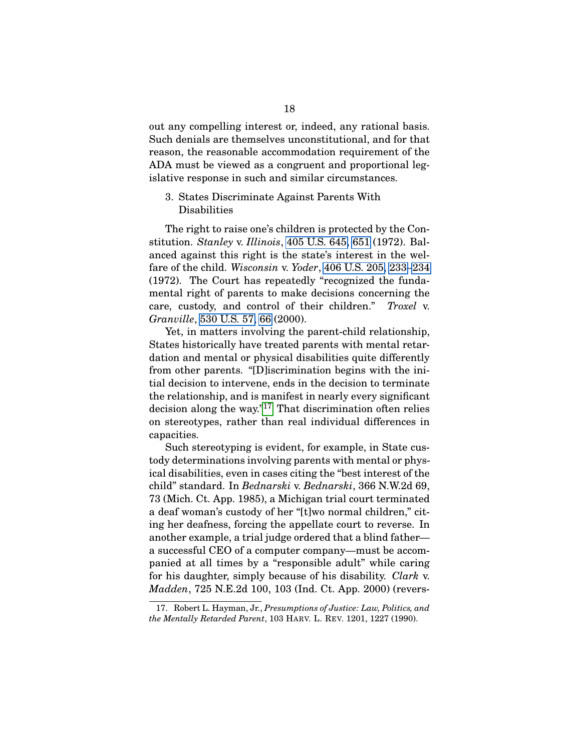out any compelling interest or, indeed, any rational basis. Such denials are themselves unconstitutional, and for that reason, the reasonable accommodation requirement of the ADA must be viewed as a congruent and proportional legislative response in such and similar circumstances.

3. States Discriminate Against Parents With Disabilities

The right to raise one's children is protected by the Constitution. *Stanley* v. *Illinois*, 405 U.S. 645, 651 (1972). Balanced against this right is the state's interest in the welfare of the child. *Wisconsin* v. *Yoder*, 406 U.S. 205, 233–234 (1972). The Court has repeatedly "recognized the fundamental right of parents to make decisions concerning the care, custody, and control of their children." *Troxel* v. *Granville*, 530 U.S. 57, 66 (2000).

Yet, in matters involving the parent-child relationship, States historically have treated parents with mental retardation and mental or physical disabilities quite differently from other parents. "[D]iscrimination begins with the initial decision to intervene, ends in the decision to terminate the relationship, and is manifest in nearly every significant decision along the way."[17] That discrimination often relies on stereotypes, rather than real individual differences in capacities.

Such stereotyping is evident, for example, in State custody determinations involving parents with mental or physical disabilities, even in cases citing the "best interest of the child" standard. In *Bednarski* v. *Bednarski*, 366 N.W.2d 69, 73 (Mich. Ct. App. 1985), a Michigan trial court terminated a deaf woman's custody of her "[t]wo normal children," citing her deafness, forcing the appellate court to reverse. In another example, a trial judge ordered that a blind father—a successful CEO of a computer company—must be accompanied at all times by a "responsible adult" while caring for his daughter, simply because of his disability. *Clark* v. *Madden*, 725 N.E.2d 100, 103 (Ind. Ct. App. 2000) (revers-

17. Robert L. Hayman, Jr., *Presumptions of Justice: Law, Politics, and the Mentally Retarded Parent*, 103 HARV. L. REV. 1201, 1227 (1990).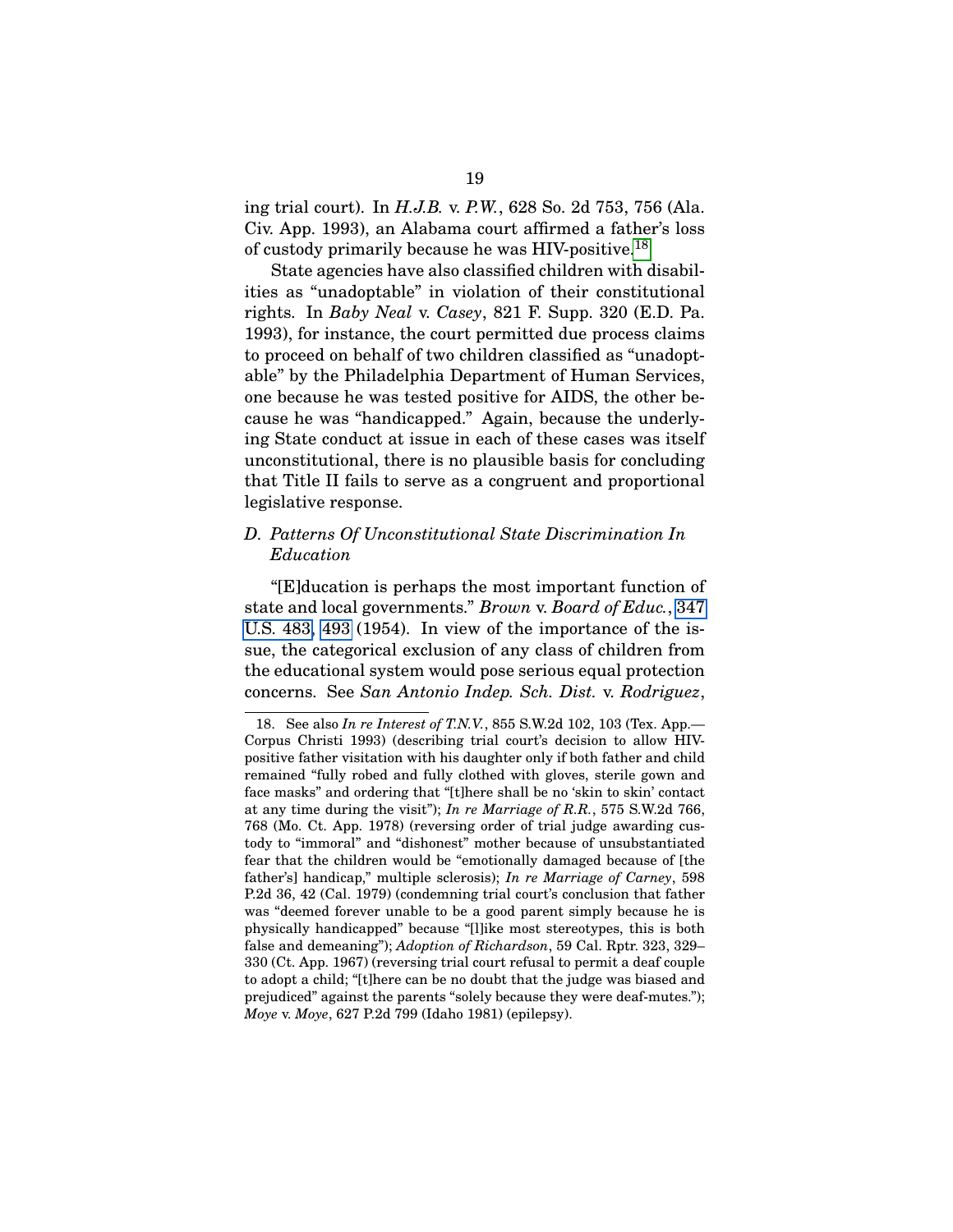ing trial court). In *H.J.B.* v. *P.W.*, 628 So. 2d 753, 756 (Ala. Civ. App. 1993), an Alabama court affirmed a father's loss of custody primarily because he was HIV-positive.[18]

State agencies have also classified children with disabilities as "unadoptable" in violation of their constitutional rights. In *Baby Neal* v. *Casey*, 821 F. Supp. 320 (E.D. Pa. 1993), for instance, the court permitted due process claims to proceed on behalf of two children classified as "unadoptable" by the Philadelphia Department of Human Services, one because he was tested positive for AIDS, the other because he was "handicapped." Again, because the underlying State conduct at issue in each of these cases was itself unconstitutional, there is no plausible basis for concluding that Title II fails to serve as a congruent and proportional legislative response.

### *D. Patterns Of Unconstitutional State Discrimination In Education*

"[E]ducation is perhaps the most important function of state and local governments." *Brown* v. *Board of Educ.*, 347 U.S. 483, 493 (1954). In view of the importance of the issue, the categorical exclusion of any class of children from the educational system would pose serious equal protection concerns. See *San Antonio Indep. Sch. Dist.* v. *Rodriguez*,

---

18. See also *In re Interest of T.N.V.*, 855 S.W.2d 102, 103 (Tex. App.—Corpus Christi 1993) (describing trial court's decision to allow HIV-positive father visitation with his daughter only if both father and child remained "fully robed and fully clothed with gloves, sterile gown and face masks" and ordering that "[t]here shall be no 'skin to skin' contact at any time during the visit"); *In re Marriage of R.R.*, 575 S.W.2d 766, 768 (Mo. Ct. App. 1978) (reversing order of trial judge awarding custody to "immoral" and "dishonest" mother because of unsubstantiated fear that the children would be "emotionally damaged because of [the father's] handicap," multiple sclerosis); *In re Marriage of Carney*, 598 P.2d 36, 42 (Cal. 1979) (condemning trial court's conclusion that father was "deemed forever unable to be a good parent simply because he is physically handicapped" because "[l]ike most stereotypes, this is both false and demeaning"); *Adoption of Richardson*, 59 Cal. Rptr. 323, 329–330 (Ct. App. 1967) (reversing trial court refusal to permit a deaf couple to adopt a child; "[t]here can be no doubt that the judge was biased and prejudiced" against the parents "solely because they were deaf-mutes."); *Moye* v. *Moye*, 627 P.2d 799 (Idaho 1981) (epilepsy).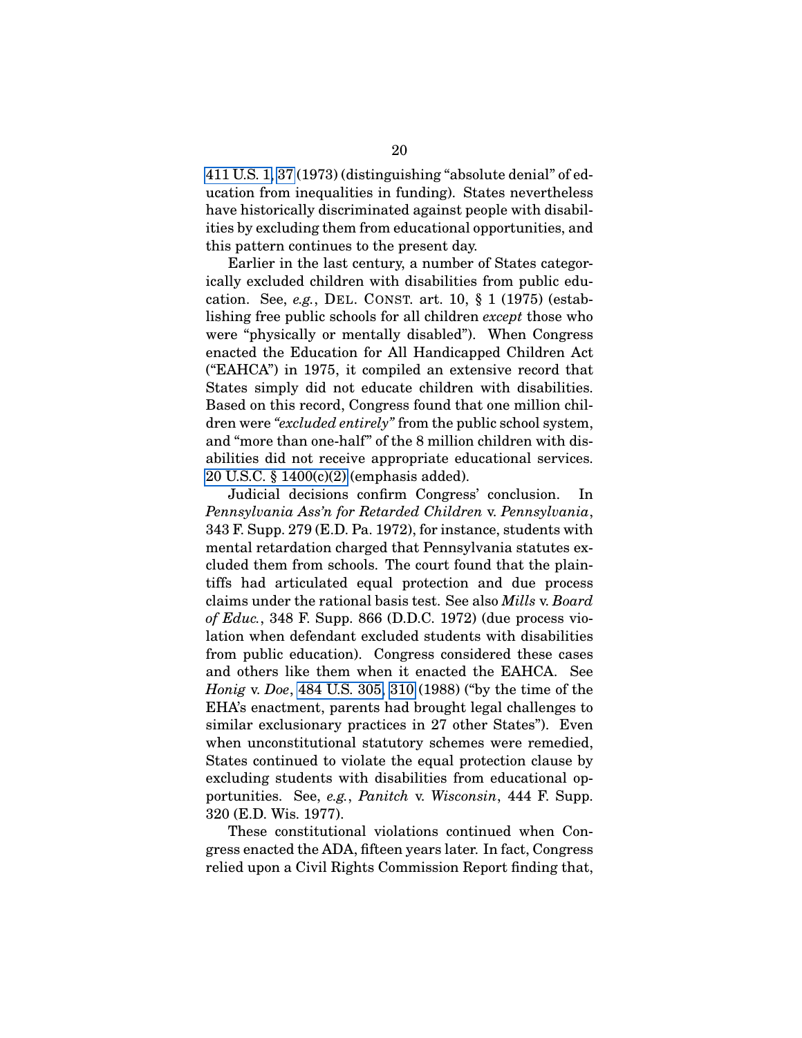411 U.S. 1, 37 (1973) (distinguishing "absolute denial" of education from inequalities in funding). States nevertheless have historically discriminated against people with disabilities by excluding them from educational opportunities, and this pattern continues to the present day.

Earlier in the last century, a number of States categorically excluded children with disabilities from public education. See, *e.g.*, DEL. CONST. art. 10, § 1 (1975) (establishing free public schools for all children *except* those who were "physically or mentally disabled"). When Congress enacted the Education for All Handicapped Children Act ("EAHCA") in 1975, it compiled an extensive record that States simply did not educate children with disabilities. Based on this record, Congress found that one million children were *"excluded entirely"* from the public school system, and "more than one-half" of the 8 million children with disabilities did not receive appropriate educational services. 20 U.S.C. § 1400(c)(2) (emphasis added).

Judicial decisions confirm Congress' conclusion. In *Pennsylvania Ass'n for Retarded Children* v. *Pennsylvania*, 343 F. Supp. 279 (E.D. Pa. 1972), for instance, students with mental retardation charged that Pennsylvania statutes excluded them from schools. The court found that the plaintiffs had articulated equal protection and due process claims under the rational basis test. See also *Mills* v. *Board of Educ.*, 348 F. Supp. 866 (D.D.C. 1972) (due process violation when defendant excluded students with disabilities from public education). Congress considered these cases and others like them when it enacted the EAHCA. See *Honig* v. *Doe*, 484 U.S. 305, 310 (1988) ("by the time of the EHA's enactment, parents had brought legal challenges to similar exclusionary practices in 27 other States"). Even when unconstitutional statutory schemes were remedied, States continued to violate the equal protection clause by excluding students with disabilities from educational opportunities. See, *e.g.*, *Panitch* v. *Wisconsin*, 444 F. Supp. 320 (E.D. Wis. 1977).

These constitutional violations continued when Congress enacted the ADA, fifteen years later. In fact, Congress relied upon a Civil Rights Commission Report finding that,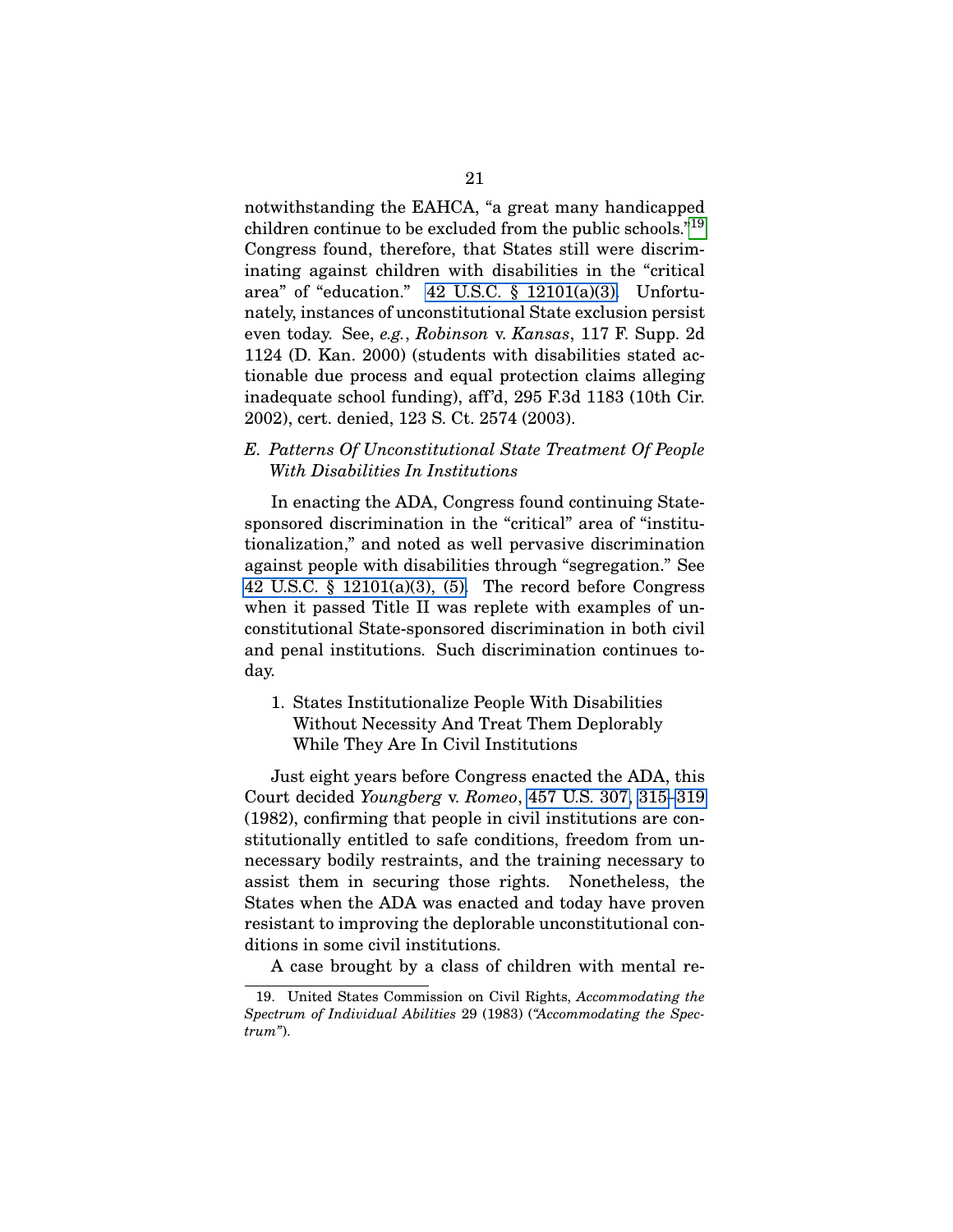notwithstanding the EAHCA, "a great many handicapped children continue to be excluded from the public schools."[19] Congress found, therefore, that States still were discriminating against children with disabilities in the "critical area" of "education." 42 U.S.C. § 12101(a)(3). Unfortunately, instances of unconstitutional State exclusion persist even today. See, *e.g.*, *Robinson* v. *Kansas*, 117 F. Supp. 2d 1124 (D. Kan. 2000) (students with disabilities stated actionable due process and equal protection claims alleging inadequate school funding), aff'd, 295 F.3d 1183 (10th Cir. 2002), cert. denied, 123 S. Ct. 2574 (2003).

### *E. Patterns Of Unconstitutional State Treatment Of People With Disabilities In Institutions*

In enacting the ADA, Congress found continuing State-sponsored discrimination in the "critical" area of "institutionalization," and noted as well pervasive discrimination against people with disabilities through "segregation." See 42 U.S.C. § 12101(a)(3), (5). The record before Congress when it passed Title II was replete with examples of unconstitutional State-sponsored discrimination in both civil and penal institutions. Such discrimination continues today.

#### 1. States Institutionalize People With Disabilities Without Necessity And Treat Them Deplorably While They Are In Civil Institutions

Just eight years before Congress enacted the ADA, this Court decided *Youngberg* v. *Romeo*, 457 U.S. 307, 315–319 (1982), confirming that people in civil institutions are constitutionally entitled to safe conditions, freedom from unnecessary bodily restraints, and the training necessary to assist them in securing those rights. Nonetheless, the States when the ADA was enacted and today have proven resistant to improving the deplorable unconstitutional conditions in some civil institutions.

A case brought by a class of children with mental re-

19. United States Commission on Civil Rights, *Accommodating the Spectrum of Individual Abilities* 29 (1983) (*"Accommodating the Spectrum"*).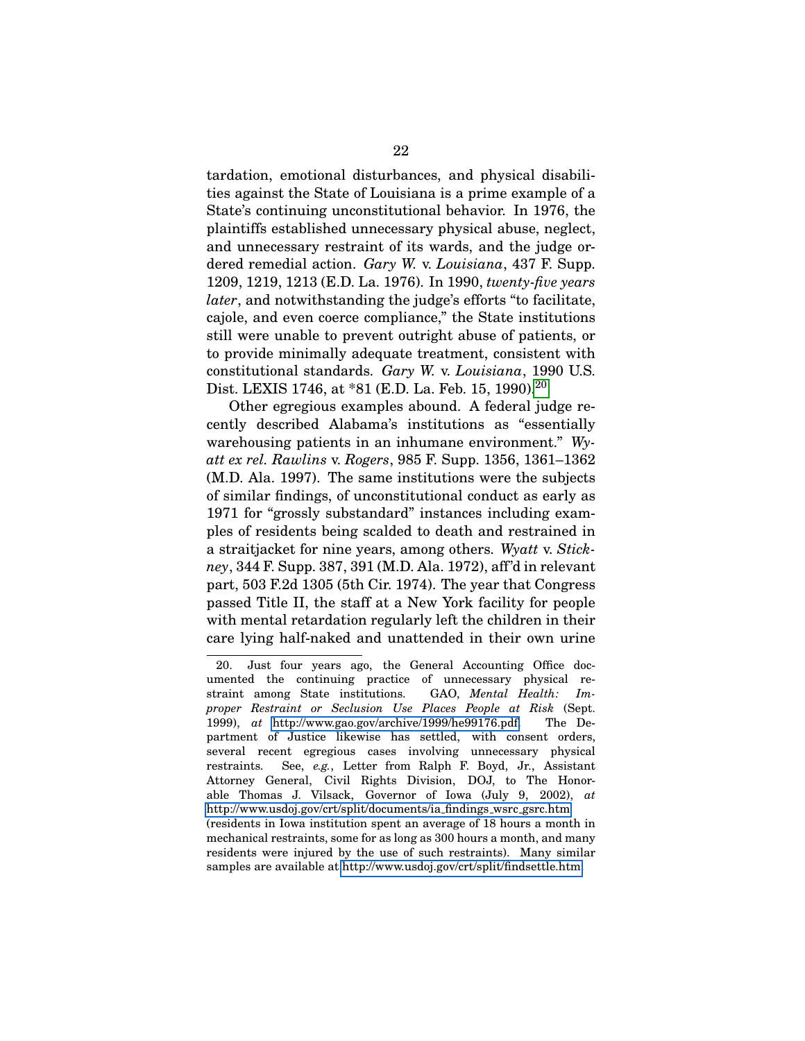tardation, emotional disturbances, and physical disabilities against the State of Louisiana is a prime example of a State's continuing unconstitutional behavior. In 1976, the plaintiffs established unnecessary physical abuse, neglect, and unnecessary restraint of its wards, and the judge ordered remedial action. *Gary W.* v. *Louisiana*, 437 F. Supp. 1209, 1219, 1213 (E.D. La. 1976). In 1990, *twenty-five years later*, and notwithstanding the judge's efforts "to facilitate, cajole, and even coerce compliance," the State institutions still were unable to prevent outright abuse of patients, or to provide minimally adequate treatment, consistent with constitutional standards. *Gary W.* v. *Louisiana*, 1990 U.S. Dist. LEXIS 1746, at *81 (E.D. La. Feb. 15, 1990).[20]

Other egregious examples abound. A federal judge recently described Alabama's institutions as "essentially warehousing patients in an inhumane environment." *Wyatt ex rel. Rawlins* v. *Rogers*, 985 F. Supp. 1356, 1361–1362 (M.D. Ala. 1997). The same institutions were the subjects of similar findings, of unconstitutional conduct as early as 1971 for "grossly substandard" instances including examples of residents being scalded to death and restrained in a straitjacket for nine years, among others. *Wyatt* v. *Stickney*, 344 F. Supp. 387, 391 (M.D. Ala. 1972), aff'd in relevant part, 503 F.2d 1305 (5th Cir. 1974). The year that Congress passed Title II, the staff at a New York facility for people with mental retardation regularly left the children in their care lying half-naked and unattended in their own urine

---

20. Just four years ago, the General Accounting Office documented the continuing practice of unnecessary physical restraint among State institutions. GAO, *Mental Health: Improper Restraint or Seclusion Use Places People at Risk* (Sept. 1999), *at* http://www.gao.gov/archive/1999/he99176.pdf. The Department of Justice likewise has settled, with consent orders, several recent egregious cases involving unnecessary physical restraints. See, *e.g.*, Letter from Ralph F. Boyd, Jr., Assistant Attorney General, Civil Rights Division, DOJ, to The Honorable Thomas J. Vilsack, Governor of Iowa (July 9, 2002), *at* http://www.usdoj.gov/crt/split/documents/ia_findings_wsrc_gsrc.htm (residents in Iowa institution spent an average of 18 hours a month in mechanical restraints, some for as long as 300 hours a month, and many residents were injured by the use of such restraints). Many similar samples are available at http://www.usdoj.gov/crt/split/findsettle.htm.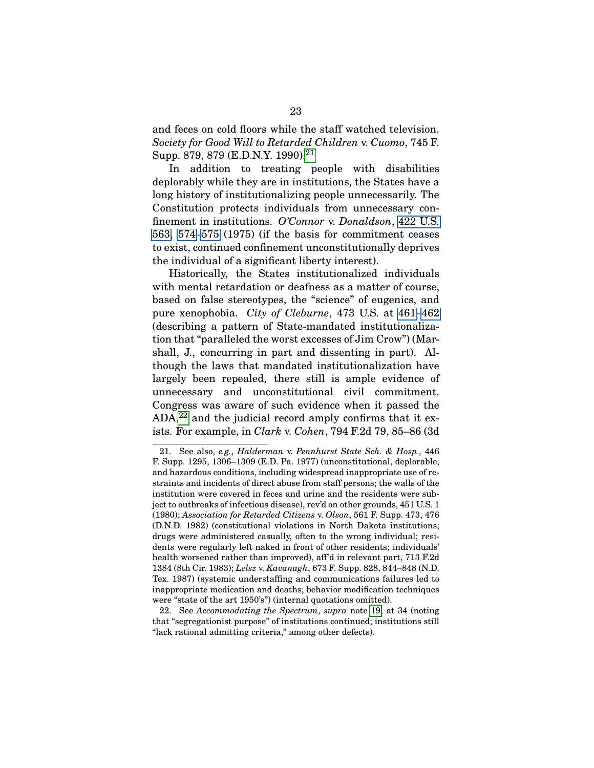and feces on cold floors while the staff watched television. *Society for Good Will to Retarded Children* v. *Cuomo*, 745 F. Supp. 879, 879 (E.D.N.Y. 1990).[21]

In addition to treating people with disabilities deplorably while they are in institutions, the States have a long history of institutionalizing people unnecessarily. The Constitution protects individuals from unnecessary confinement in institutions. *O'Connor* v. *Donaldson*, 422 U.S. 563, 574–575 (1975) (if the basis for commitment ceases to exist, continued confinement unconstitutionally deprives the individual of a significant liberty interest).

Historically, the States institutionalized individuals with mental retardation or deafness as a matter of course, based on false stereotypes, the "science" of eugenics, and pure xenophobia. *City of Cleburne*, 473 U.S. at 461–462 (describing a pattern of State-mandated institutionalization that "paralleled the worst excesses of Jim Crow") (Marshall, J., concurring in part and dissenting in part). Although the laws that mandated institutionalization have largely been repealed, there still is ample evidence of unnecessary and unconstitutional civil commitment. Congress was aware of such evidence when it passed the ADA,[22] and the judicial record amply confirms that it exists. For example, in *Clark* v. *Cohen*, 794 F.2d 79, 85–86 (3d

---

21. See also, *e.g.*, *Halderman* v. *Pennhurst State Sch. & Hosp.*, 446 F. Supp. 1295, 1306–1309 (E.D. Pa. 1977) (unconstitutional, deplorable, and hazardous conditions, including widespread inappropriate use of restraints and incidents of direct abuse from staff persons; the walls of the institution were covered in feces and urine and the residents were subject to outbreaks of infectious disease), rev'd on other grounds, 451 U.S. 1 (1980); *Association for Retarded Citizens* v. *Olson*, 561 F. Supp. 473, 476 (D.N.D. 1982) (constitutional violations in North Dakota institutions; drugs were administered casually, often to the wrong individual; residents were regularly left naked in front of other residents; individuals' health worsened rather than improved), aff'd in relevant part, 713 F.2d 1384 (8th Cir. 1983); *Lelsz* v. *Kavanagh*, 673 F. Supp. 828, 844–848 (N.D. Tex. 1987) (systemic understaffing and communications failures led to inappropriate medication and deaths; behavior modification techniques were "state of the art 1950's") (internal quotations omitted).

22. See *Accommodating the Spectrum*, *supra* note 19, at 34 (noting that "segregationist purpose" of institutions continued; institutions still "lack rational admitting criteria," among other defects).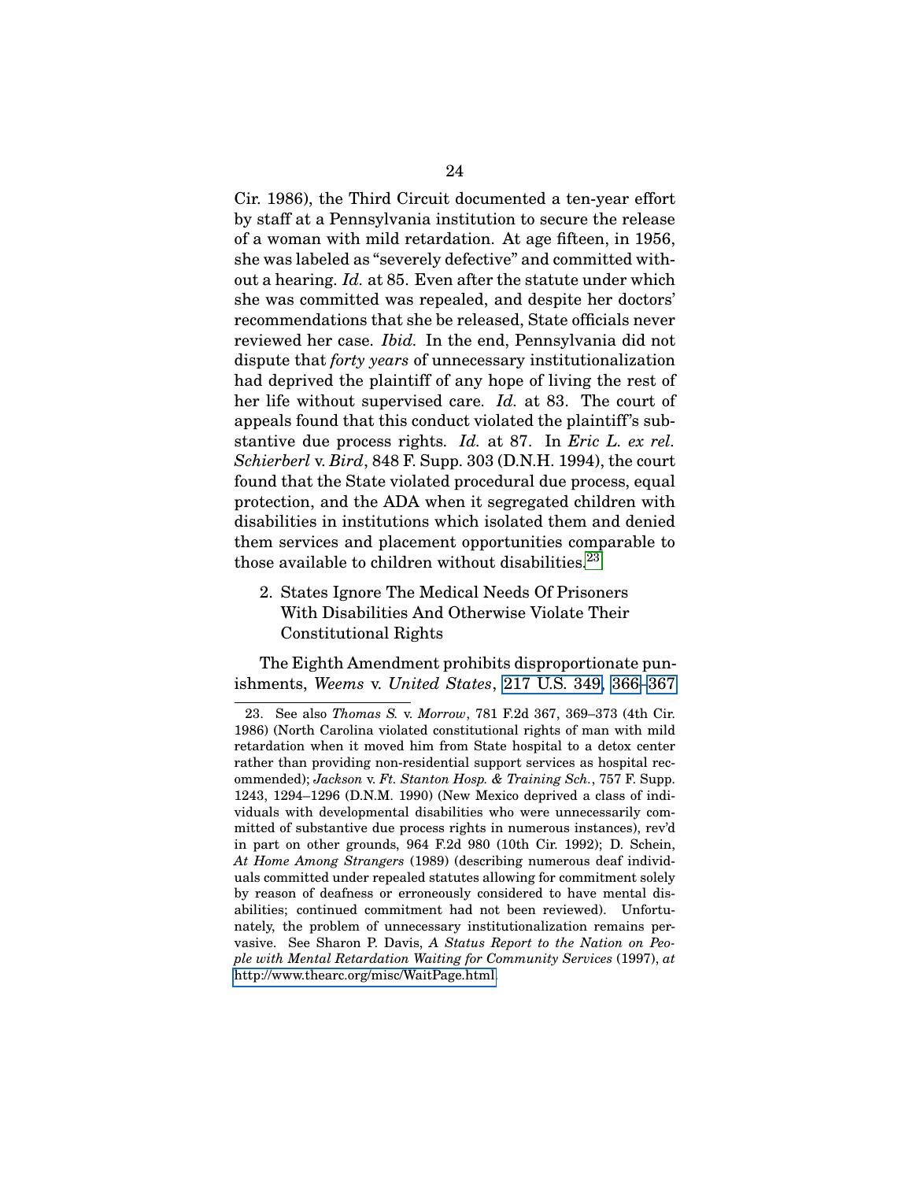Cir. 1986), the Third Circuit documented a ten-year effort by staff at a Pennsylvania institution to secure the release of a woman with mild retardation. At age fifteen, in 1956, she was labeled as "severely defective" and committed without a hearing. *Id.* at 85. Even after the statute under which she was committed was repealed, and despite her doctors' recommendations that she be released, State officials never reviewed her case. *Ibid.* In the end, Pennsylvania did not dispute that *forty years* of unnecessary institutionalization had deprived the plaintiff of any hope of living the rest of her life without supervised care. *Id.* at 83. The court of appeals found that this conduct violated the plaintiff's substantive due process rights. *Id.* at 87. In *Eric L. ex rel. Schierberl* v. *Bird*, 848 F. Supp. 303 (D.N.H. 1994), the court found that the State violated procedural due process, equal protection, and the ADA when it segregated children with disabilities in institutions which isolated them and denied them services and placement opportunities comparable to those available to children without disabilities.[23]

### 2. States Ignore The Medical Needs Of Prisoners With Disabilities And Otherwise Violate Their Constitutional Rights

The Eighth Amendment prohibits disproportionate punishments, *Weems* v. *United States*, 217 U.S. 349, 366–367

---

23. See also *Thomas S.* v. *Morrow*, 781 F.2d 367, 369–373 (4th Cir. 1986) (North Carolina violated constitutional rights of man with mild retardation when it moved him from State hospital to a detox center rather than providing non-residential support services as hospital recommended); *Jackson* v. *Ft. Stanton Hosp. & Training Sch.*, 757 F. Supp. 1243, 1294–1296 (D.N.M. 1990) (New Mexico deprived a class of individuals with developmental disabilities who were unnecessarily committed of substantive due process rights in numerous instances), rev'd in part on other grounds, 964 F.2d 980 (10th Cir. 1992); D. Schein, *At Home Among Strangers* (1989) (describing numerous deaf individuals committed under repealed statutes allowing for commitment solely by reason of deafness or erroneously considered to have mental disabilities; continued commitment had not been reviewed). Unfortunately, the problem of unnecessary institutionalization remains pervasive. See Sharon P. Davis, *A Status Report to the Nation on People with Mental Retardation Waiting for Community Services* (1997), *at* http://www.thearc.org/misc/WaitPage.html.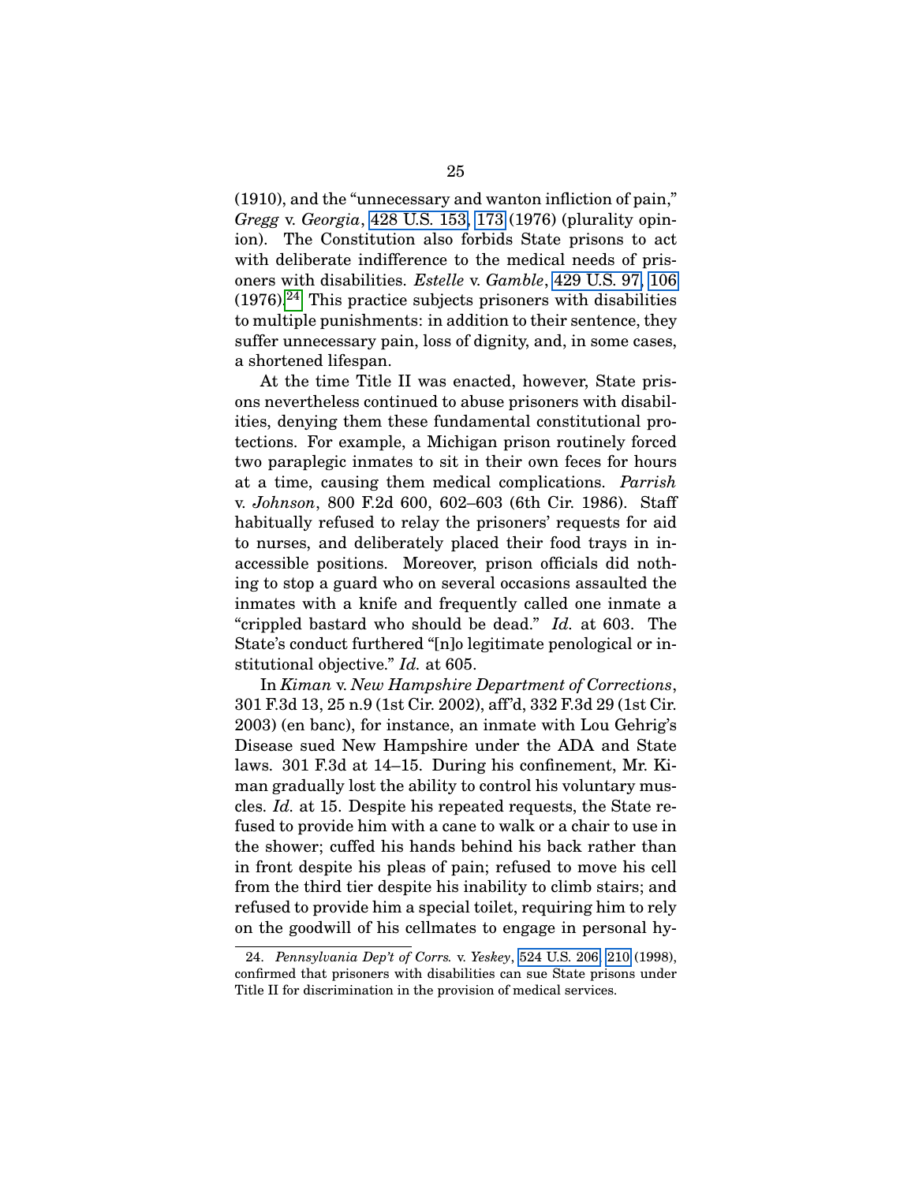(1910), and the "unnecessary and wanton infliction of pain," *Gregg* v. *Georgia*, 428 U.S. 153, 173 (1976) (plurality opinion). The Constitution also forbids State prisons to act with deliberate indifference to the medical needs of prisoners with disabilities. *Estelle* v. *Gamble*, 429 U.S. 97, 106 (1976).[24] This practice subjects prisoners with disabilities to multiple punishments: in addition to their sentence, they suffer unnecessary pain, loss of dignity, and, in some cases, a shortened lifespan.

At the time Title II was enacted, however, State prisons nevertheless continued to abuse prisoners with disabilities, denying them these fundamental constitutional protections. For example, a Michigan prison routinely forced two paraplegic inmates to sit in their own feces for hours at a time, causing them medical complications. *Parrish* v. *Johnson*, 800 F.2d 600, 602–603 (6th Cir. 1986). Staff habitually refused to relay the prisoners' requests for aid to nurses, and deliberately placed their food trays in inaccessible positions. Moreover, prison officials did nothing to stop a guard who on several occasions assaulted the inmates with a knife and frequently called one inmate a "crippled bastard who should be dead." *Id.* at 603. The State's conduct furthered "[n]o legitimate penological or institutional objective." *Id.* at 605.

In *Kiman* v. *New Hampshire Department of Corrections*, 301 F.3d 13, 25 n.9 (1st Cir. 2002), aff'd, 332 F.3d 29 (1st Cir. 2003) (en banc), for instance, an inmate with Lou Gehrig's Disease sued New Hampshire under the ADA and State laws. 301 F.3d at 14–15. During his confinement, Mr. Kiman gradually lost the ability to control his voluntary muscles. *Id.* at 15. Despite his repeated requests, the State refused to provide him with a cane to walk or a chair to use in the shower; cuffed his hands behind his back rather than in front despite his pleas of pain; refused to move his cell from the third tier despite his inability to climb stairs; and refused to provide him a special toilet, requiring him to rely on the goodwill of his cellmates to engage in personal hy-

24. *Pennsylvania Dep't of Corrs.* v. *Yeskey*, 524 U.S. 206, 210 (1998), confirmed that prisoners with disabilities can sue State prisons under Title II for discrimination in the provision of medical services.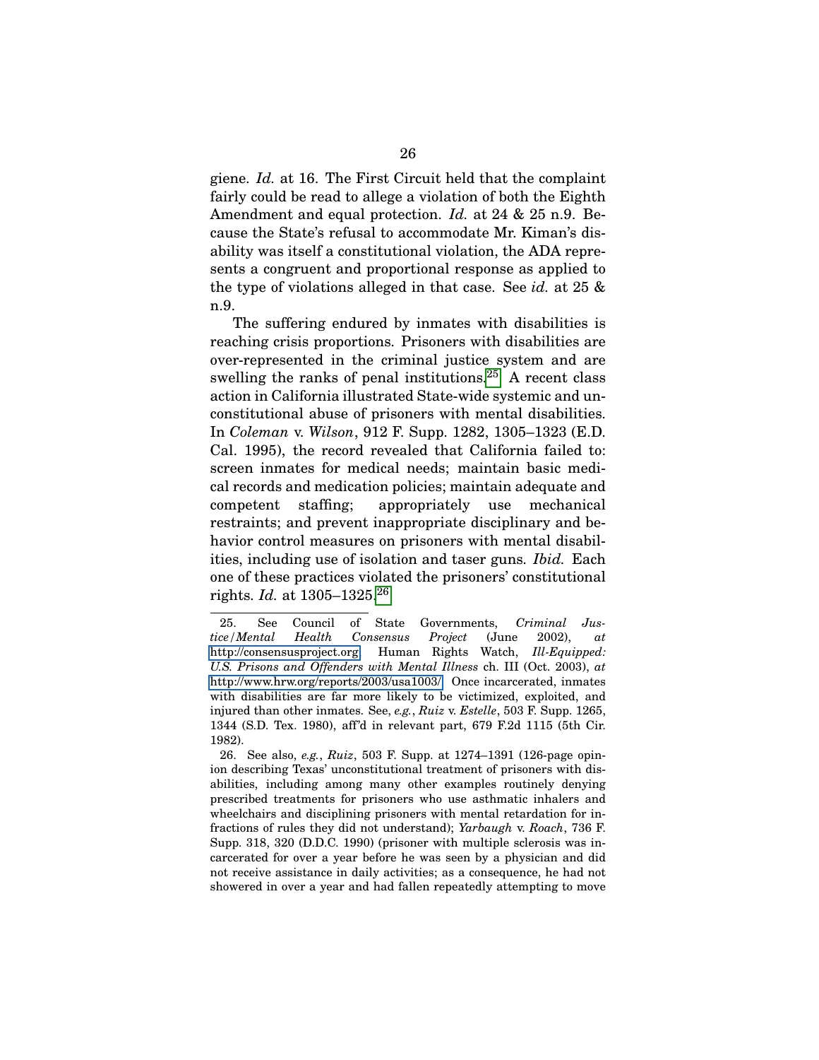giene. *Id.* at 16. The First Circuit held that the complaint fairly could be read to allege a violation of both the Eighth Amendment and equal protection. *Id.* at 24 & 25 n.9. Because the State's refusal to accommodate Mr. Kiman's disability was itself a constitutional violation, the ADA represents a congruent and proportional response as applied to the type of violations alleged in that case. See *id.* at 25 & n.9.

The suffering endured by inmates with disabilities is reaching crisis proportions. Prisoners with disabilities are over-represented in the criminal justice system and are swelling the ranks of penal institutions.[25] A recent class action in California illustrated State-wide systemic and unconstitutional abuse of prisoners with mental disabilities. In *Coleman* v. *Wilson*, 912 F. Supp. 1282, 1305–1323 (E.D. Cal. 1995), the record revealed that California failed to: screen inmates for medical needs; maintain basic medical records and medication policies; maintain adequate and competent staffing; appropriately use mechanical restraints; and prevent inappropriate disciplinary and behavior control measures on prisoners with mental disabilities, including use of isolation and taser guns. *Ibid.* Each one of these practices violated the prisoners' constitutional rights. *Id.* at 1305–1325.[26]

---

25. See Council of State Governments, *Criminal Justice/Mental Health Consensus Project* (June 2002), *at* http://consensusproject.org; Human Rights Watch, *Ill-Equipped: U.S. Prisons and Offenders with Mental Illness* ch. III (Oct. 2003), *at* http://www.hrw.org/reports/2003/usa1003/. Once incarcerated, inmates with disabilities are far more likely to be victimized, exploited, and injured than other inmates. See, *e.g.*, *Ruiz* v. *Estelle*, 503 F. Supp. 1265, 1344 (S.D. Tex. 1980), aff'd in relevant part, 679 F.2d 1115 (5th Cir. 1982).

26. See also, *e.g.*, *Ruiz*, 503 F. Supp. at 1274–1391 (126-page opinion describing Texas' unconstitutional treatment of prisoners with disabilities, including among many other examples routinely denying prescribed treatments for prisoners who use asthmatic inhalers and wheelchairs and disciplining prisoners with mental retardation for infractions of rules they did not understand); *Yarbaugh* v. *Roach*, 736 F. Supp. 318, 320 (D.D.C. 1990) (prisoner with multiple sclerosis was incarcerated for over a year before he was seen by a physician and did not receive assistance in daily activities; as a consequence, he had not showered in over a year and had fallen repeatedly attempting to move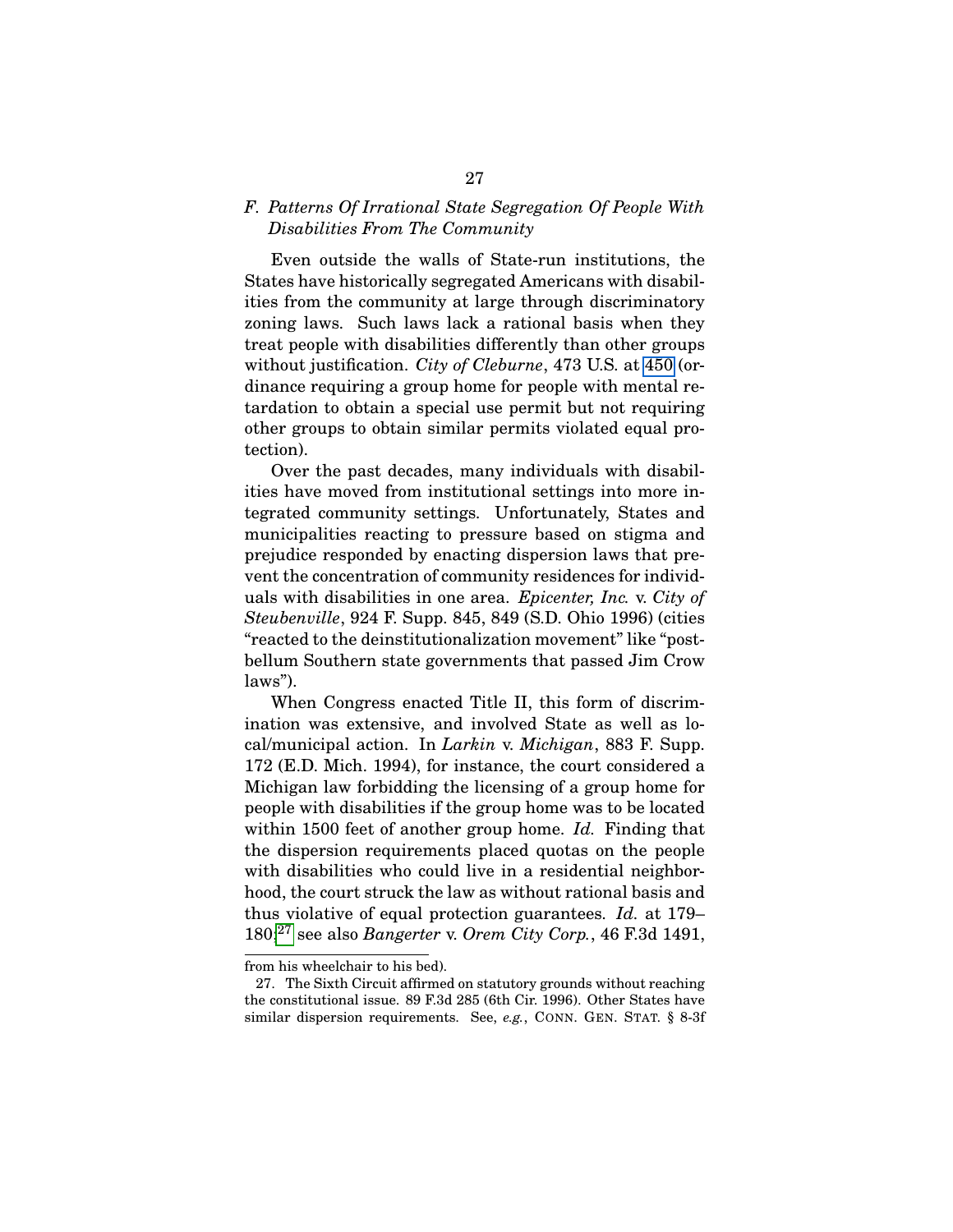### *F. Patterns Of Irrational State Segregation Of People With Disabilities From The Community*

Even outside the walls of State-run institutions, the States have historically segregated Americans with disabilities from the community at large through discriminatory zoning laws. Such laws lack a rational basis when they treat people with disabilities differently than other groups without justification. *City of Cleburne*, 473 U.S. at 450 (ordinance requiring a group home for people with mental retardation to obtain a special use permit but not requiring other groups to obtain similar permits violated equal protection).

Over the past decades, many individuals with disabilities have moved from institutional settings into more integrated community settings. Unfortunately, States and municipalities reacting to pressure based on stigma and prejudice responded by enacting dispersion laws that prevent the concentration of community residences for individuals with disabilities in one area. *Epicenter, Inc.* v. *City of Steubenville*, 924 F. Supp. 845, 849 (S.D. Ohio 1996) (cities "reacted to the deinstitutionalization movement" like "post-bellum Southern state governments that passed Jim Crow laws").

When Congress enacted Title II, this form of discrimination was extensive, and involved State as well as local/municipal action. In *Larkin* v. *Michigan*, 883 F. Supp. 172 (E.D. Mich. 1994), for instance, the court considered a Michigan law forbidding the licensing of a group home for people with disabilities if the group home was to be located within 1500 feet of another group home. *Id.* Finding that the dispersion requirements placed quotas on the people with disabilities who could live in a residential neighborhood, the court struck the law as without rational basis and thus violative of equal protection guarantees. *Id.* at 179–180;[27] see also *Bangerter* v. *Orem City Corp.*, 46 F.3d 1491,

---

from his wheelchair to his bed).

27. The Sixth Circuit affirmed on statutory grounds without reaching the constitutional issue. 89 F.3d 285 (6th Cir. 1996). Other States have similar dispersion requirements. See, *e.g.*, CONN. GEN. STAT. § 8-3f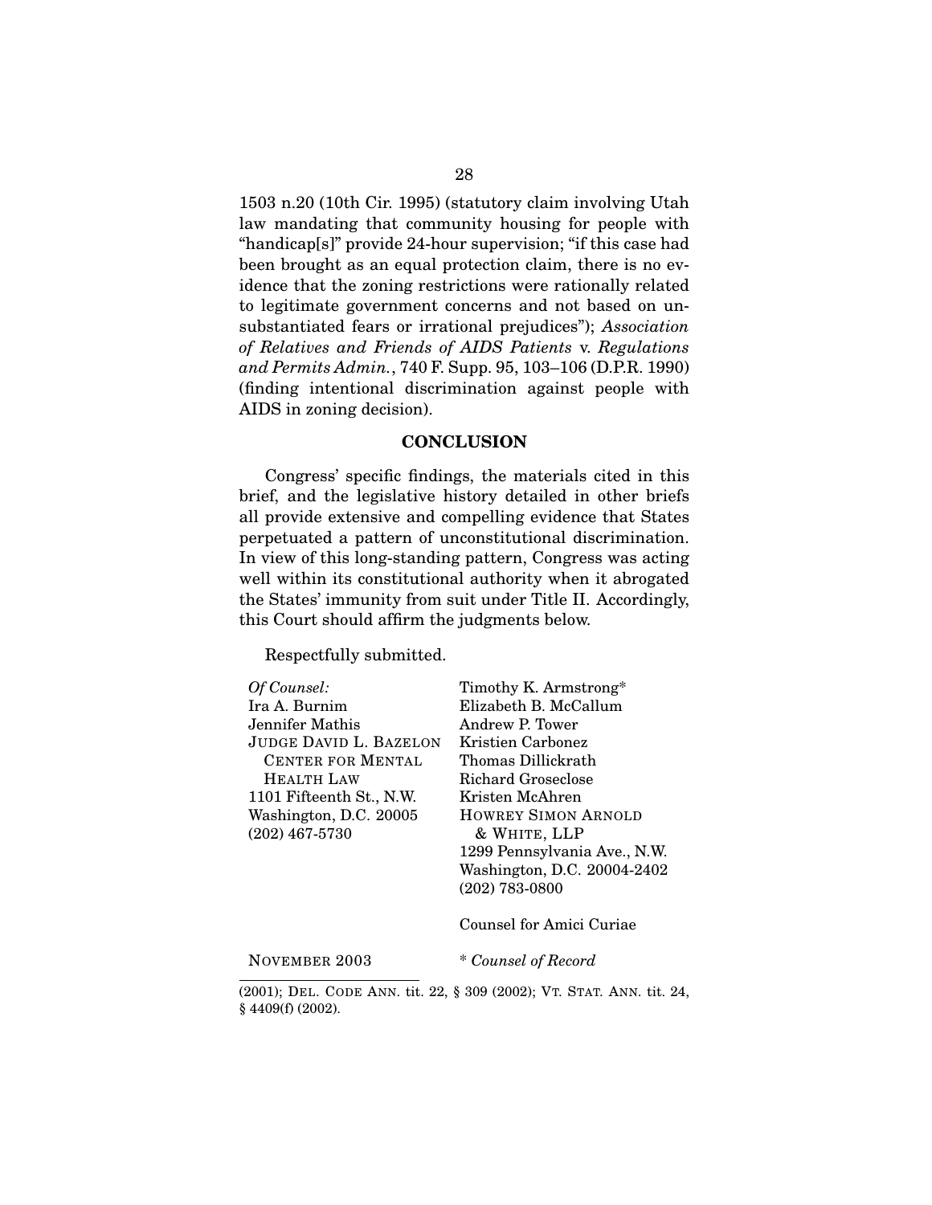1503 n.20 (10th Cir. 1995) (statutory claim involving Utah law mandating that community housing for people with "handicap[s]" provide 24-hour supervision; "if this case had been brought as an equal protection claim, there is no evidence that the zoning restrictions were rationally related to legitimate government concerns and not based on unsubstantiated fears or irrational prejudices"); *Association of Relatives and Friends of AIDS Patients* v. *Regulations and Permits Admin.*, 740 F. Supp. 95, 103–106 (D.P.R. 1990) (finding intentional discrimination against people with AIDS in zoning decision).

## CONCLUSION

Congress' specific findings, the materials cited in this brief, and the legislative history detailed in other briefs all provide extensive and compelling evidence that States perpetuated a pattern of unconstitutional discrimination. In view of this long-standing pattern, Congress was acting well within its constitutional authority when it abrogated the States' immunity from suit under Title II. Accordingly, this Court should affirm the judgments below.

Respectfully submitted.

*Of Counsel:*
Ira A. Burnim
Jennifer Mathis
JUDGE DAVID L. BAZELON CENTER FOR MENTAL HEALTH LAW
1101 Fifteenth St., N.W.
Washington, D.C. 20005
(202) 467-5730

Timothy K. Armstrong*
Elizabeth B. McCallum
Andrew P. Tower
Kristien Carbonez
Thomas Dillickrath
Richard Groseclose
Kristen McAhren
HOWREY SIMON ARNOLD & WHITE, LLP
1299 Pennsylvania Ave., N.W.
Washington, D.C. 20004-2402
(202) 783-0800

Counsel for Amici Curiae

NOVEMBER 2003

\* *Counsel of Record*

---

(2001); DEL. CODE ANN. tit. 22, § 309 (2002); VT. STAT. ANN. tit. 24, § 4409(f) (2002).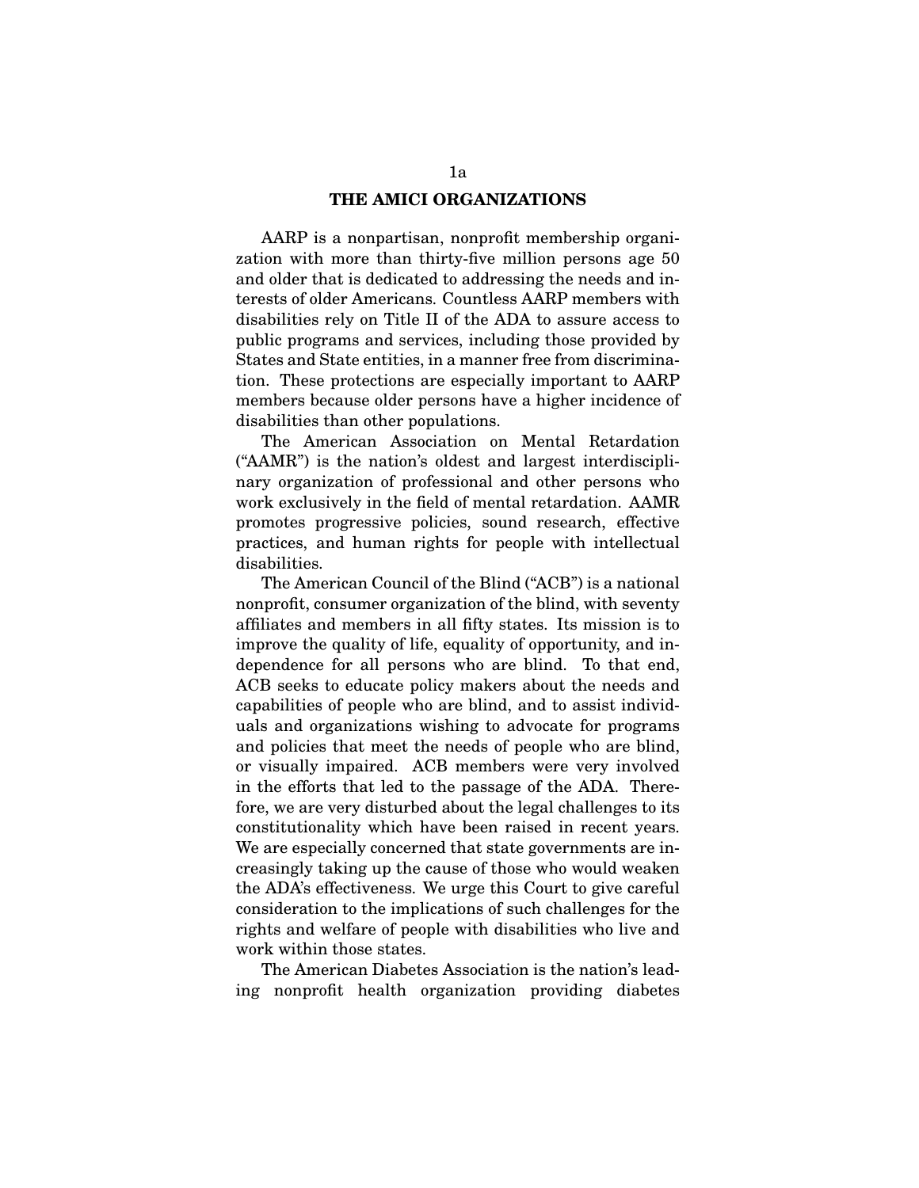## THE AMICI ORGANIZATIONS

AARP is a nonpartisan, nonprofit membership organization with more than thirty-five million persons age 50 and older that is dedicated to addressing the needs and interests of older Americans. Countless AARP members with disabilities rely on Title II of the ADA to assure access to public programs and services, including those provided by States and State entities, in a manner free from discrimination. These protections are especially important to AARP members because older persons have a higher incidence of disabilities than other populations.

The American Association on Mental Retardation ("AAMR") is the nation's oldest and largest interdisciplinary organization of professional and other persons who work exclusively in the field of mental retardation. AAMR promotes progressive policies, sound research, effective practices, and human rights for people with intellectual disabilities.

The American Council of the Blind ("ACB") is a national nonprofit, consumer organization of the blind, with seventy affiliates and members in all fifty states. Its mission is to improve the quality of life, equality of opportunity, and independence for all persons who are blind. To that end, ACB seeks to educate policy makers about the needs and capabilities of people who are blind, and to assist individuals and organizations wishing to advocate for programs and policies that meet the needs of people who are blind, or visually impaired. ACB members were very involved in the efforts that led to the passage of the ADA. Therefore, we are very disturbed about the legal challenges to its constitutionality which have been raised in recent years. We are especially concerned that state governments are increasingly taking up the cause of those who would weaken the ADA's effectiveness. We urge this Court to give careful consideration to the implications of such challenges for the rights and welfare of people with disabilities who live and work within those states.

The American Diabetes Association is the nation's leading nonprofit health organization providing diabetes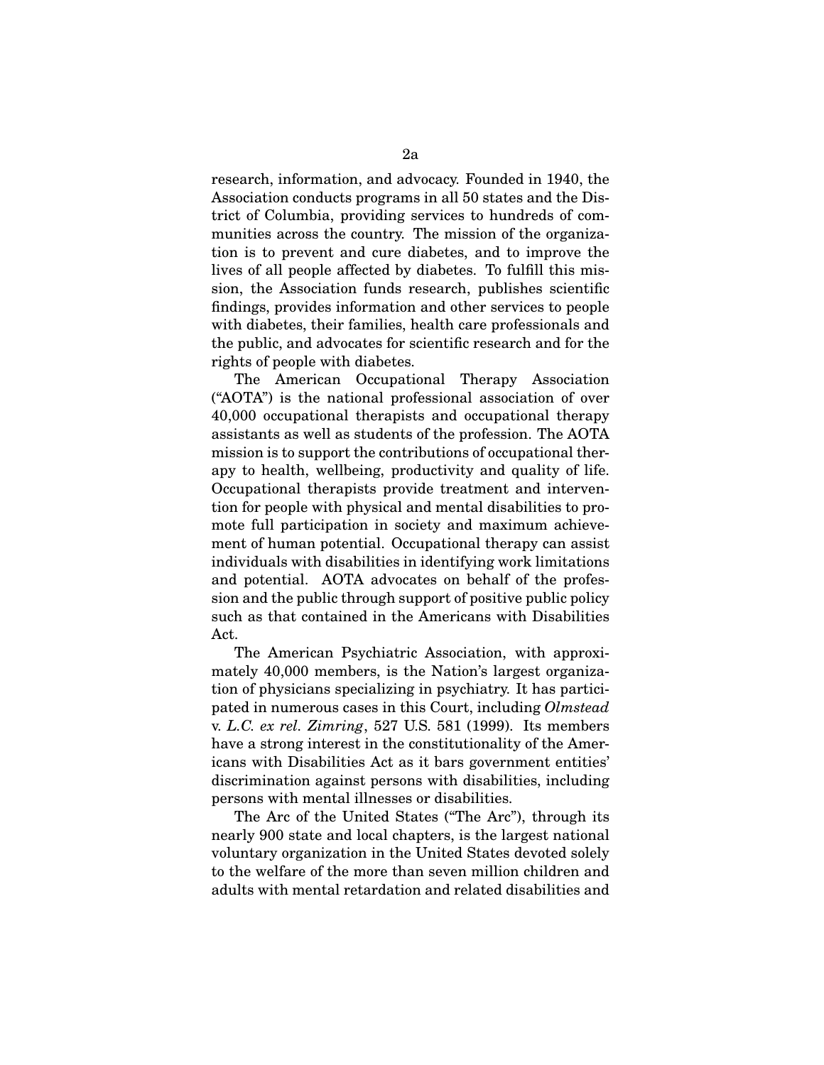research, information, and advocacy. Founded in 1940, the Association conducts programs in all 50 states and the District of Columbia, providing services to hundreds of communities across the country. The mission of the organization is to prevent and cure diabetes, and to improve the lives of all people affected by diabetes. To fulfill this mission, the Association funds research, publishes scientific findings, provides information and other services to people with diabetes, their families, health care professionals and the public, and advocates for scientific research and for the rights of people with diabetes.

The American Occupational Therapy Association ("AOTA") is the national professional association of over 40,000 occupational therapists and occupational therapy assistants as well as students of the profession. The AOTA mission is to support the contributions of occupational therapy to health, wellbeing, productivity and quality of life. Occupational therapists provide treatment and intervention for people with physical and mental disabilities to promote full participation in society and maximum achievement of human potential. Occupational therapy can assist individuals with disabilities in identifying work limitations and potential. AOTA advocates on behalf of the profession and the public through support of positive public policy such as that contained in the Americans with Disabilities Act.

The American Psychiatric Association, with approximately 40,000 members, is the Nation's largest organization of physicians specializing in psychiatry. It has participated in numerous cases in this Court, including *Olmstead* v. *L.C. ex rel. Zimring*, 527 U.S. 581 (1999). Its members have a strong interest in the constitutionality of the Americans with Disabilities Act as it bars government entities' discrimination against persons with disabilities, including persons with mental illnesses or disabilities.

The Arc of the United States ("The Arc"), through its nearly 900 state and local chapters, is the largest national voluntary organization in the United States devoted solely to the welfare of the more than seven million children and adults with mental retardation and related disabilities and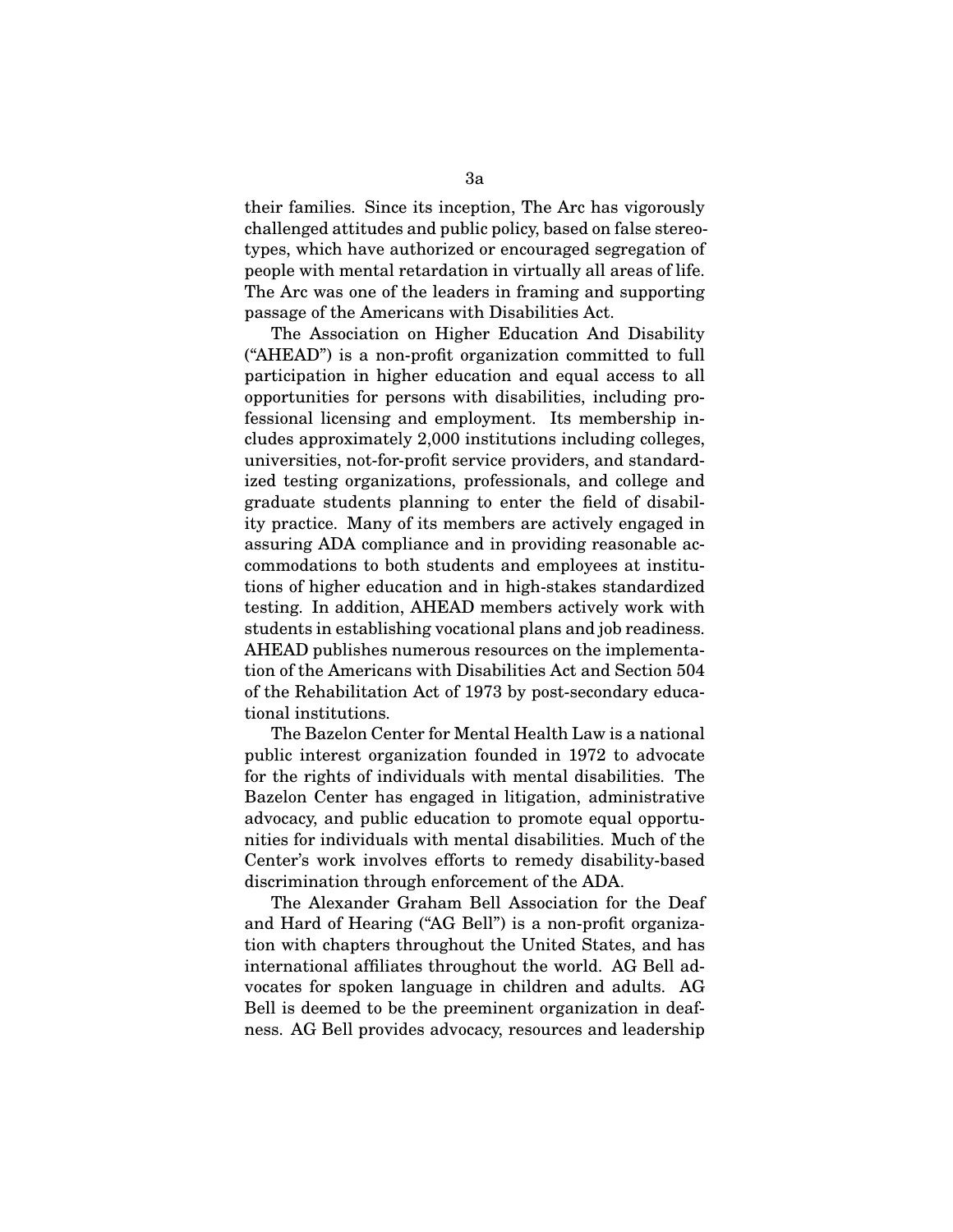their families. Since its inception, The Arc has vigorously challenged attitudes and public policy, based on false stereotypes, which have authorized or encouraged segregation of people with mental retardation in virtually all areas of life. The Arc was one of the leaders in framing and supporting passage of the Americans with Disabilities Act.

The Association on Higher Education And Disability ("AHEAD") is a non-profit organization committed to full participation in higher education and equal access to all opportunities for persons with disabilities, including professional licensing and employment. Its membership includes approximately 2,000 institutions including colleges, universities, not-for-profit service providers, and standardized testing organizations, professionals, and college and graduate students planning to enter the field of disability practice. Many of its members are actively engaged in assuring ADA compliance and in providing reasonable accommodations to both students and employees at institutions of higher education and in high-stakes standardized testing. In addition, AHEAD members actively work with students in establishing vocational plans and job readiness. AHEAD publishes numerous resources on the implementation of the Americans with Disabilities Act and Section 504 of the Rehabilitation Act of 1973 by post-secondary educational institutions.

The Bazelon Center for Mental Health Law is a national public interest organization founded in 1972 to advocate for the rights of individuals with mental disabilities. The Bazelon Center has engaged in litigation, administrative advocacy, and public education to promote equal opportunities for individuals with mental disabilities. Much of the Center's work involves efforts to remedy disability-based discrimination through enforcement of the ADA.

The Alexander Graham Bell Association for the Deaf and Hard of Hearing ("AG Bell") is a non-profit organization with chapters throughout the United States, and has international affiliates throughout the world. AG Bell advocates for spoken language in children and adults. AG Bell is deemed to be the preeminent organization in deafness. AG Bell provides advocacy, resources and leadership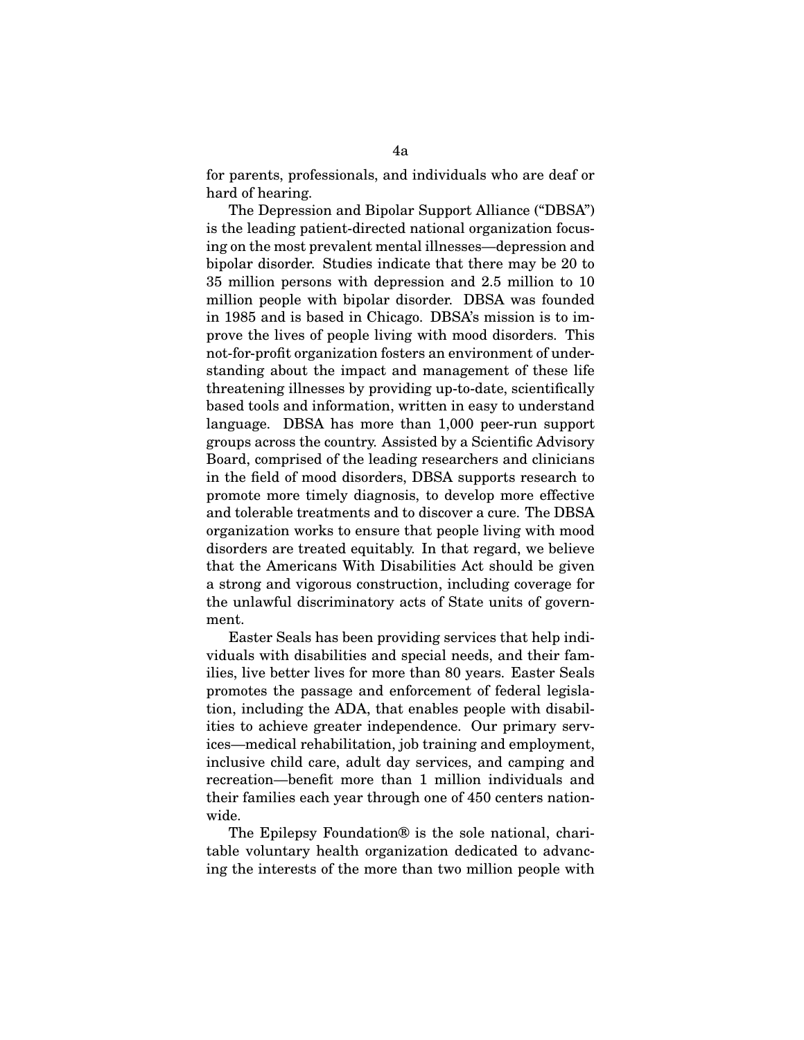for parents, professionals, and individuals who are deaf or hard of hearing.

The Depression and Bipolar Support Alliance ("DBSA") is the leading patient-directed national organization focusing on the most prevalent mental illnesses—depression and bipolar disorder. Studies indicate that there may be 20 to 35 million persons with depression and 2.5 million to 10 million people with bipolar disorder. DBSA was founded in 1985 and is based in Chicago. DBSA's mission is to improve the lives of people living with mood disorders. This not-for-profit organization fosters an environment of understanding about the impact and management of these life threatening illnesses by providing up-to-date, scientifically based tools and information, written in easy to understand language. DBSA has more than 1,000 peer-run support groups across the country. Assisted by a Scientific Advisory Board, comprised of the leading researchers and clinicians in the field of mood disorders, DBSA supports research to promote more timely diagnosis, to develop more effective and tolerable treatments and to discover a cure. The DBSA organization works to ensure that people living with mood disorders are treated equitably. In that regard, we believe that the Americans With Disabilities Act should be given a strong and vigorous construction, including coverage for the unlawful discriminatory acts of State units of government.

Easter Seals has been providing services that help individuals with disabilities and special needs, and their families, live better lives for more than 80 years. Easter Seals promotes the passage and enforcement of federal legislation, including the ADA, that enables people with disabilities to achieve greater independence. Our primary services—medical rehabilitation, job training and employment, inclusive child care, adult day services, and camping and recreation—benefit more than 1 million individuals and their families each year through one of 450 centers nationwide.

The Epilepsy Foundation® is the sole national, charitable voluntary health organization dedicated to advancing the interests of the more than two million people with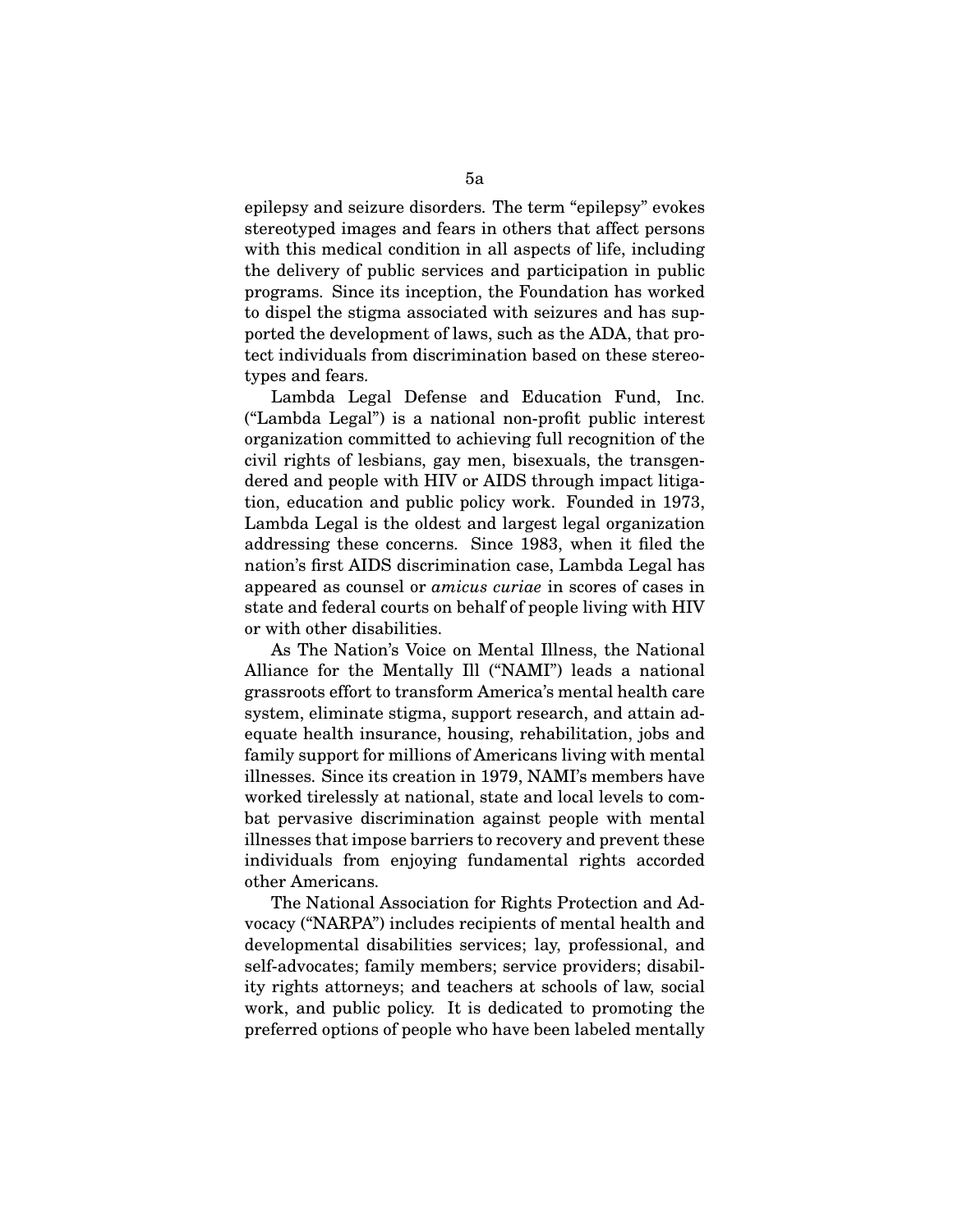epilepsy and seizure disorders. The term "epilepsy" evokes stereotyped images and fears in others that affect persons with this medical condition in all aspects of life, including the delivery of public services and participation in public programs. Since its inception, the Foundation has worked to dispel the stigma associated with seizures and has supported the development of laws, such as the ADA, that protect individuals from discrimination based on these stereotypes and fears.

Lambda Legal Defense and Education Fund, Inc. ("Lambda Legal") is a national non-profit public interest organization committed to achieving full recognition of the civil rights of lesbians, gay men, bisexuals, the transgendered and people with HIV or AIDS through impact litigation, education and public policy work. Founded in 1973, Lambda Legal is the oldest and largest legal organization addressing these concerns. Since 1983, when it filed the nation's first AIDS discrimination case, Lambda Legal has appeared as counsel or *amicus curiae* in scores of cases in state and federal courts on behalf of people living with HIV or with other disabilities.

As The Nation's Voice on Mental Illness, the National Alliance for the Mentally Ill ("NAMI") leads a national grassroots effort to transform America's mental health care system, eliminate stigma, support research, and attain adequate health insurance, housing, rehabilitation, jobs and family support for millions of Americans living with mental illnesses. Since its creation in 1979, NAMI's members have worked tirelessly at national, state and local levels to combat pervasive discrimination against people with mental illnesses that impose barriers to recovery and prevent these individuals from enjoying fundamental rights accorded other Americans.

The National Association for Rights Protection and Advocacy ("NARPA") includes recipients of mental health and developmental disabilities services; lay, professional, and self-advocates; family members; service providers; disability rights attorneys; and teachers at schools of law, social work, and public policy. It is dedicated to promoting the preferred options of people who have been labeled mentally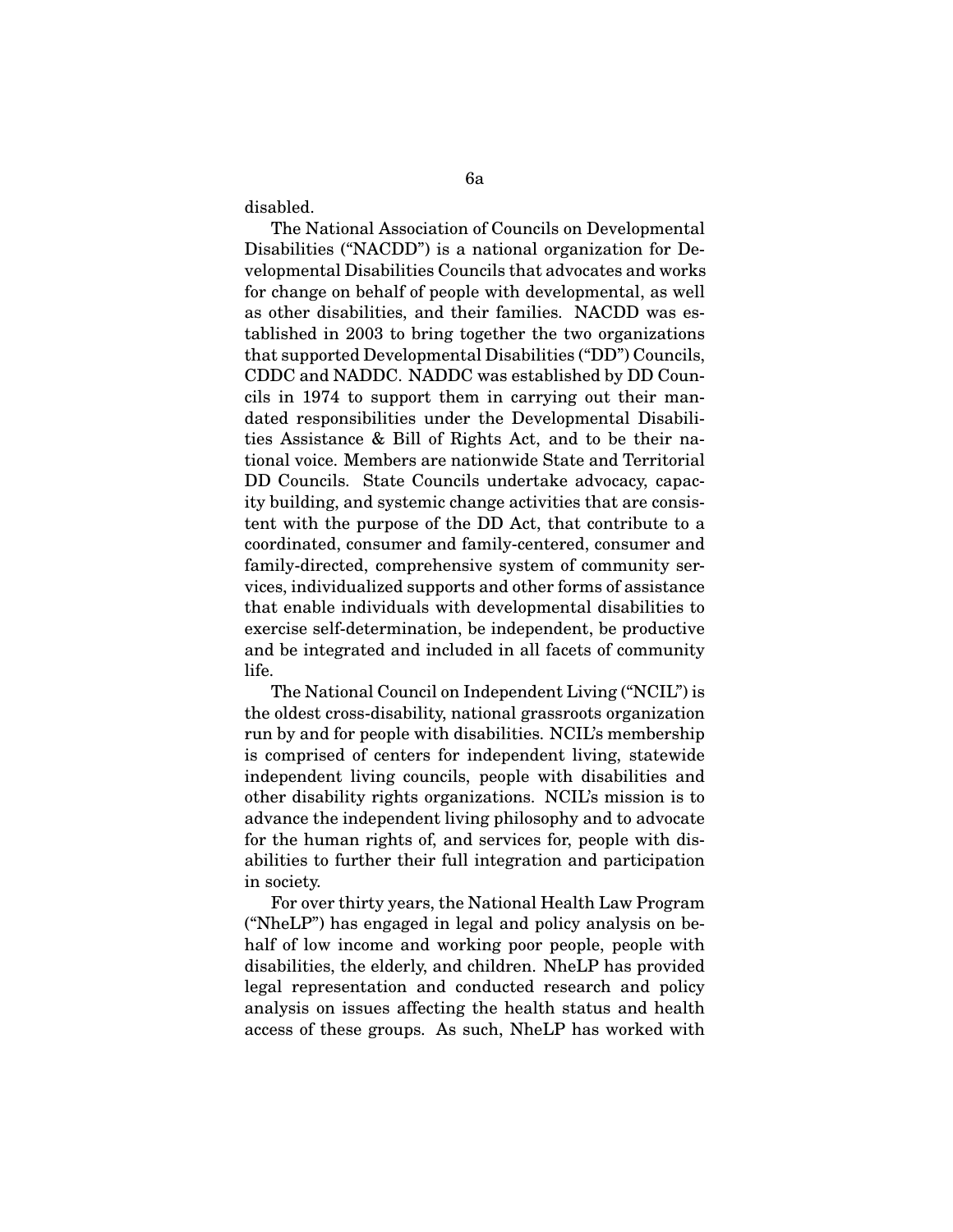disabled.

The National Association of Councils on Developmental Disabilities ("NACDD") is a national organization for Developmental Disabilities Councils that advocates and works for change on behalf of people with developmental, as well as other disabilities, and their families. NACDD was established in 2003 to bring together the two organizations that supported Developmental Disabilities ("DD") Councils, CDDC and NADDC. NADDC was established by DD Councils in 1974 to support them in carrying out their mandated responsibilities under the Developmental Disabilities Assistance & Bill of Rights Act, and to be their national voice. Members are nationwide State and Territorial DD Councils. State Councils undertake advocacy, capacity building, and systemic change activities that are consistent with the purpose of the DD Act, that contribute to a coordinated, consumer and family-centered, consumer and family-directed, comprehensive system of community services, individualized supports and other forms of assistance that enable individuals with developmental disabilities to exercise self-determination, be independent, be productive and be integrated and included in all facets of community life.

The National Council on Independent Living ("NCIL") is the oldest cross-disability, national grassroots organization run by and for people with disabilities. NCIL's membership is comprised of centers for independent living, statewide independent living councils, people with disabilities and other disability rights organizations. NCIL's mission is to advance the independent living philosophy and to advocate for the human rights of, and services for, people with disabilities to further their full integration and participation in society.

For over thirty years, the National Health Law Program ("NheLP") has engaged in legal and policy analysis on behalf of low income and working poor people, people with disabilities, the elderly, and children. NheLP has provided legal representation and conducted research and policy analysis on issues affecting the health status and health access of these groups. As such, NheLP has worked with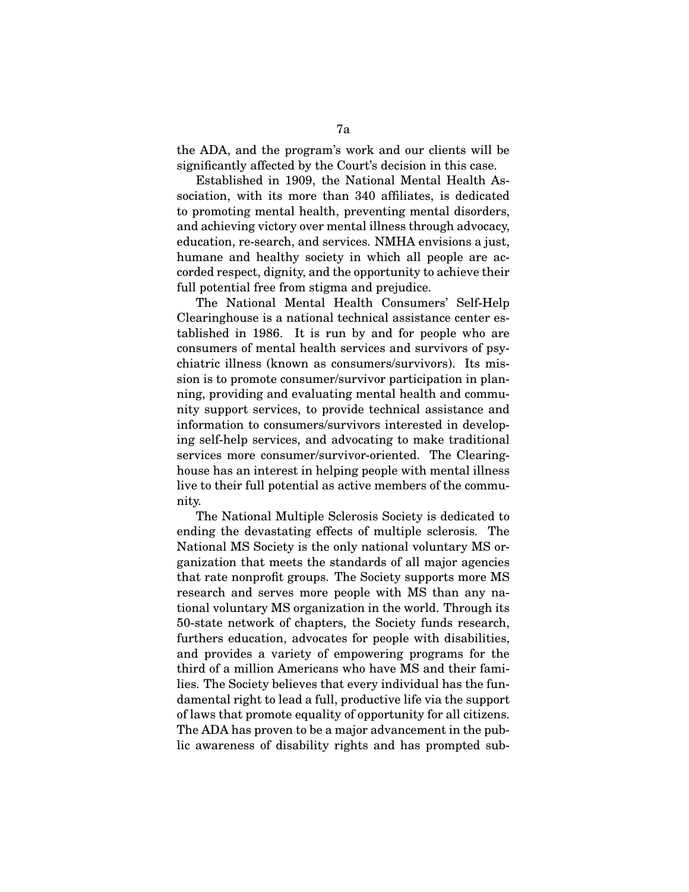the ADA, and the program's work and our clients will be significantly affected by the Court's decision in this case.

Established in 1909, the National Mental Health Association, with its more than 340 affiliates, is dedicated to promoting mental health, preventing mental disorders, and achieving victory over mental illness through advocacy, education, re-search, and services. NMHA envisions a just, humane and healthy society in which all people are accorded respect, dignity, and the opportunity to achieve their full potential free from stigma and prejudice.

The National Mental Health Consumers' Self-Help Clearinghouse is a national technical assistance center established in 1986. It is run by and for people who are consumers of mental health services and survivors of psychiatric illness (known as consumers/survivors). Its mission is to promote consumer/survivor participation in planning, providing and evaluating mental health and community support services, to provide technical assistance and information to consumers/survivors interested in developing self-help services, and advocating to make traditional services more consumer/survivor-oriented. The Clearinghouse has an interest in helping people with mental illness live to their full potential as active members of the community.

The National Multiple Sclerosis Society is dedicated to ending the devastating effects of multiple sclerosis. The National MS Society is the only national voluntary MS organization that meets the standards of all major agencies that rate nonprofit groups. The Society supports more MS research and serves more people with MS than any national voluntary MS organization in the world. Through its 50-state network of chapters, the Society funds research, furthers education, advocates for people with disabilities, and provides a variety of empowering programs for the third of a million Americans who have MS and their families. The Society believes that every individual has the fundamental right to lead a full, productive life via the support of laws that promote equality of opportunity for all citizens. The ADA has proven to be a major advancement in the public awareness of disability rights and has prompted sub-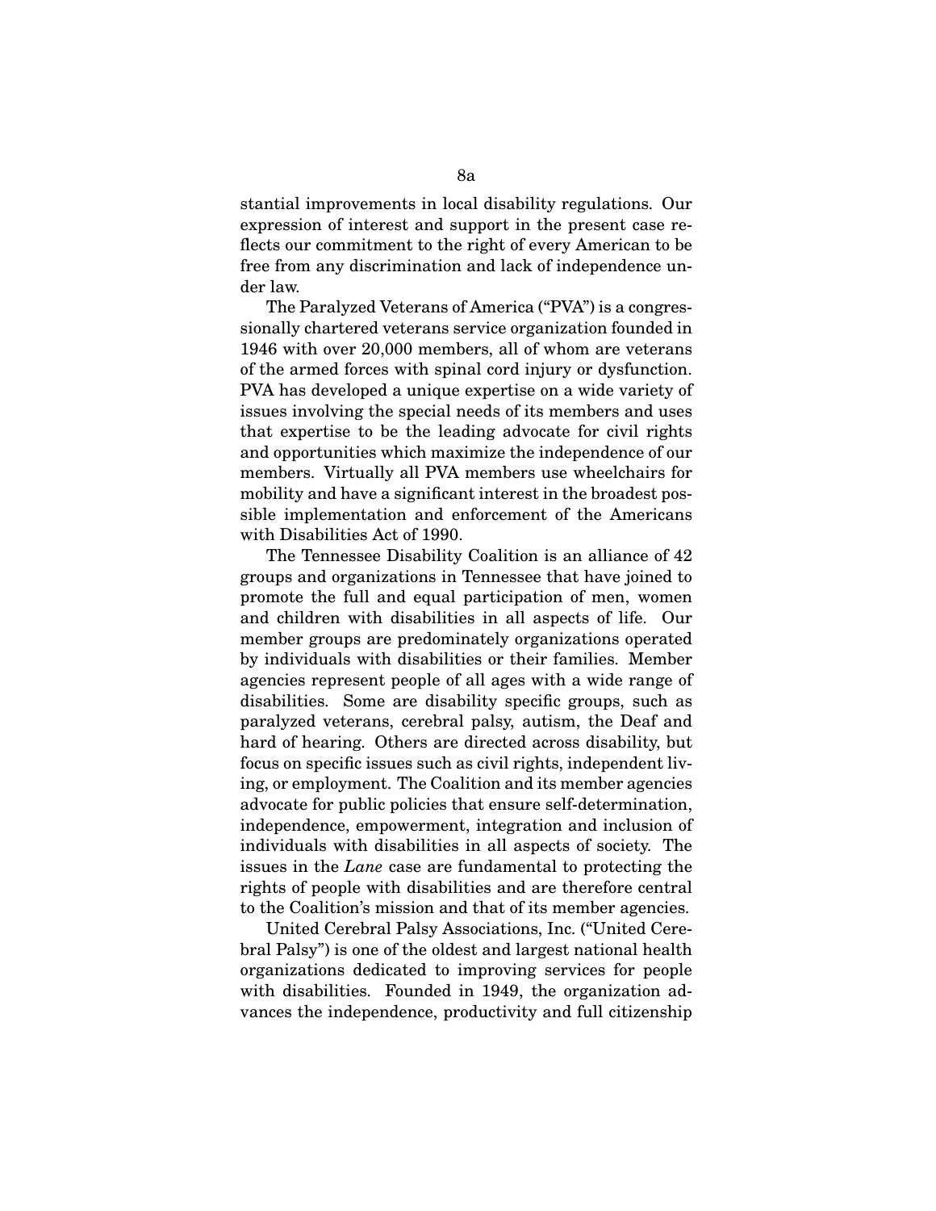stantial improvements in local disability regulations. Our expression of interest and support in the present case reflects our commitment to the right of every American to be free from any discrimination and lack of independence under law.

The Paralyzed Veterans of America ("PVA") is a congressionally chartered veterans service organization founded in 1946 with over 20,000 members, all of whom are veterans of the armed forces with spinal cord injury or dysfunction. PVA has developed a unique expertise on a wide variety of issues involving the special needs of its members and uses that expertise to be the leading advocate for civil rights and opportunities which maximize the independence of our members. Virtually all PVA members use wheelchairs for mobility and have a significant interest in the broadest possible implementation and enforcement of the Americans with Disabilities Act of 1990.

The Tennessee Disability Coalition is an alliance of 42 groups and organizations in Tennessee that have joined to promote the full and equal participation of men, women and children with disabilities in all aspects of life. Our member groups are predominately organizations operated by individuals with disabilities or their families. Member agencies represent people of all ages with a wide range of disabilities. Some are disability specific groups, such as paralyzed veterans, cerebral palsy, autism, the Deaf and hard of hearing. Others are directed across disability, but focus on specific issues such as civil rights, independent living, or employment. The Coalition and its member agencies advocate for public policies that ensure self-determination, independence, empowerment, integration and inclusion of individuals with disabilities in all aspects of society. The issues in the *Lane* case are fundamental to protecting the rights of people with disabilities and are therefore central to the Coalition's mission and that of its member agencies.

United Cerebral Palsy Associations, Inc. ("United Cerebral Palsy") is one of the oldest and largest national health organizations dedicated to improving services for people with disabilities. Founded in 1949, the organization advances the independence, productivity and full citizenship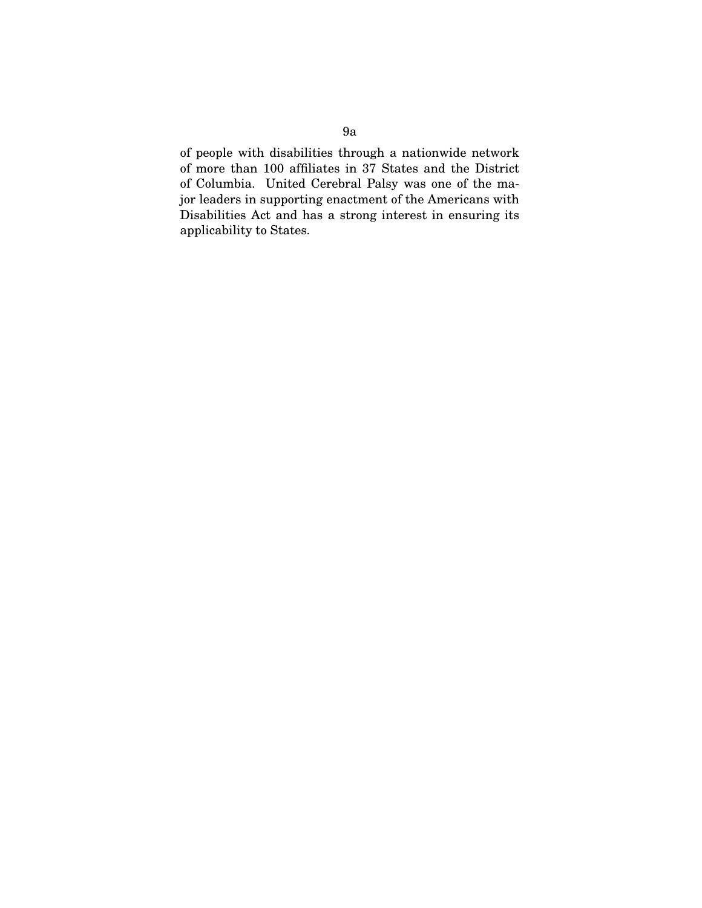of people with disabilities through a nationwide network of more than 100 affiliates in 37 States and the District of Columbia. United Cerebral Palsy was one of the major leaders in supporting enactment of the Americans with Disabilities Act and has a strong interest in ensuring its applicability to States.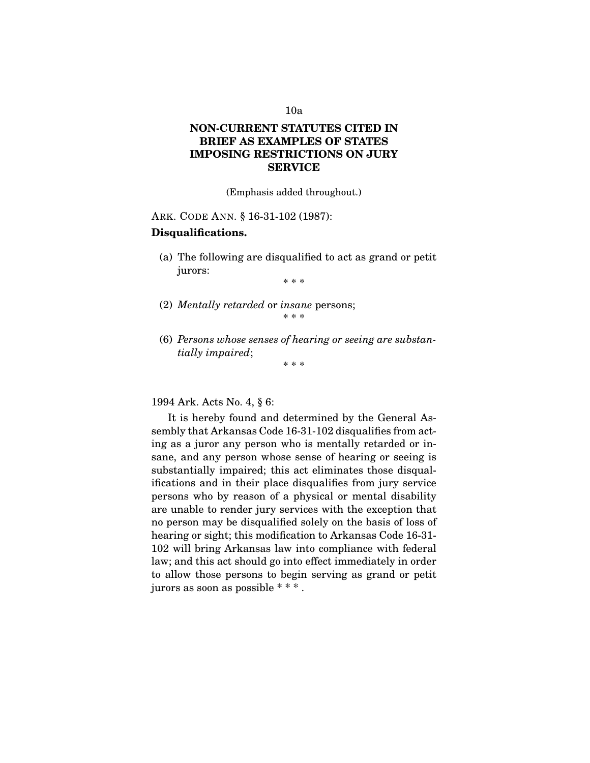# NON-CURRENT STATUTES CITED IN BRIEF AS EXAMPLES OF STATES IMPOSING RESTRICTIONS ON JURY SERVICE

(Emphasis added throughout.)

ARK. CODE ANN. § 16-31-102 (1987):

**Disqualifications.**

(a) The following are disqualified to act as grand or petit jurors:

\* \* \*

(2) *Mentally retarded* or *insane* persons;

\* \* \*

(6) *Persons whose senses of hearing or seeing are substantially impaired*;

\* \* \*

1994 Ark. Acts No. 4, § 6:

It is hereby found and determined by the General Assembly that Arkansas Code 16-31-102 disqualifies from acting as a juror any person who is mentally retarded or insane, and any person whose sense of hearing or seeing is substantially impaired; this act eliminates those disqualifications and in their place disqualifies from jury service persons who by reason of a physical or mental disability are unable to render jury services with the exception that no person may be disqualified solely on the basis of loss of hearing or sight; this modification to Arkansas Code 16-31-102 will bring Arkansas law into compliance with federal law; and this act should go into effect immediately in order to allow those persons to begin serving as grand or petit jurors as soon as possible * * * .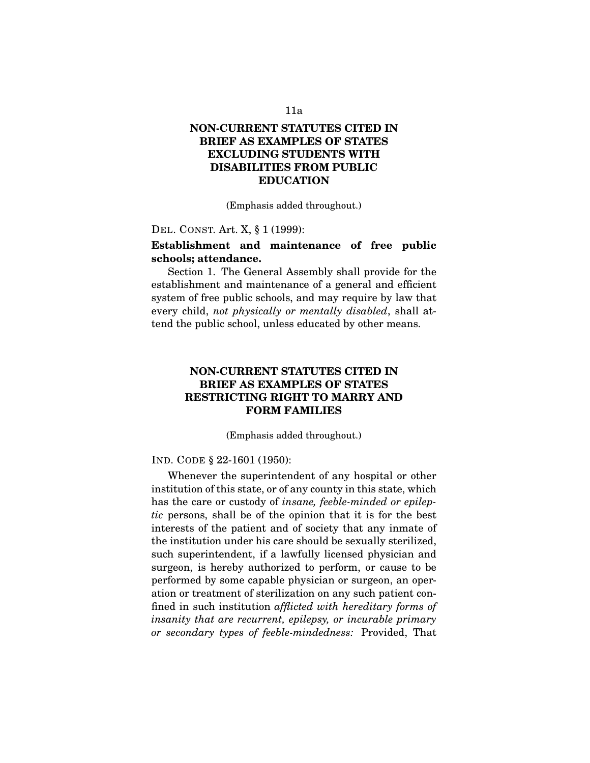## NON-CURRENT STATUTES CITED IN BRIEF AS EXAMPLES OF STATES EXCLUDING STUDENTS WITH DISABILITIES FROM PUBLIC EDUCATION

(Emphasis added throughout.)

DEL. CONST. Art. X, § 1 (1999):

**Establishment and maintenance of free public schools; attendance.**

Section 1. The General Assembly shall provide for the establishment and maintenance of a general and efficient system of free public schools, and may require by law that every child, *not physically or mentally disabled*, shall attend the public school, unless educated by other means.

## NON-CURRENT STATUTES CITED IN BRIEF AS EXAMPLES OF STATES RESTRICTING RIGHT TO MARRY AND FORM FAMILIES

(Emphasis added throughout.)

IND. CODE § 22-1601 (1950):

Whenever the superintendent of any hospital or other institution of this state, or of any county in this state, which has the care or custody of *insane, feeble-minded or epileptic* persons, shall be of the opinion that it is for the best interests of the patient and of society that any inmate of the institution under his care should be sexually sterilized, such superintendent, if a lawfully licensed physician and surgeon, is hereby authorized to perform, or cause to be performed by some capable physician or surgeon, an operation or treatment of sterilization on any such patient confined in such institution *afflicted with hereditary forms of insanity that are recurrent, epilepsy, or incurable primary or secondary types of feeble-mindedness:* Provided, That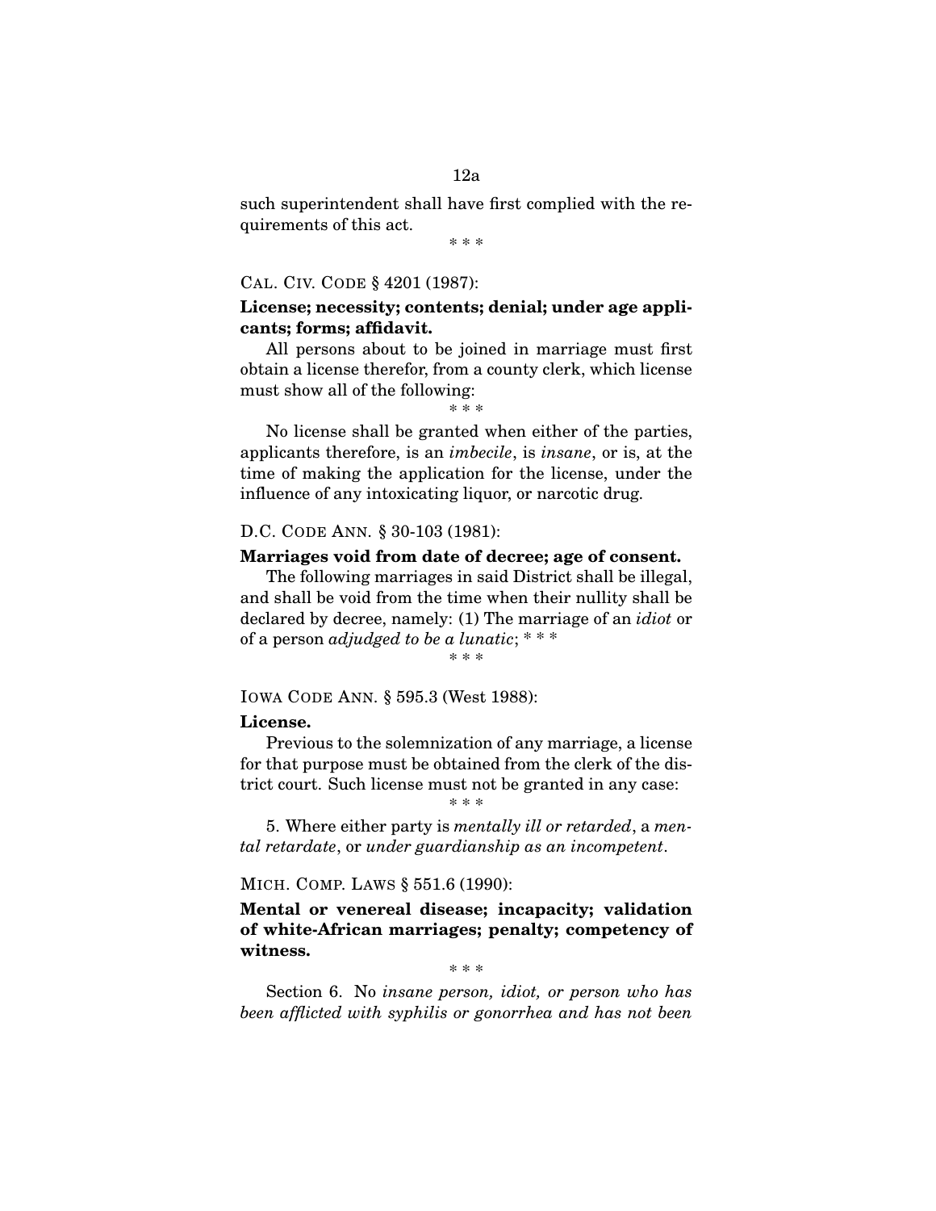such superintendent shall have first complied with the requirements of this act.

\* \* \*

CAL. CIV. CODE § 4201 (1987):

**License; necessity; contents; denial; under age applicants; forms; affidavit.**

All persons about to be joined in marriage must first obtain a license therefor, from a county clerk, which license must show all of the following:

\* \* \*

No license shall be granted when either of the parties, applicants therefore, is an *imbecile*, is *insane*, or is, at the time of making the application for the license, under the influence of any intoxicating liquor, or narcotic drug.

D.C. CODE ANN. § 30-103 (1981):

**Marriages void from date of decree; age of consent.**

The following marriages in said District shall be illegal, and shall be void from the time when their nullity shall be declared by decree, namely: (1) The marriage of an *idiot* or of a person *adjudged to be a lunatic*; \* \* \*

\* \* \*

IOWA CODE ANN. § 595.3 (West 1988):

**License.**

Previous to the solemnization of any marriage, a license for that purpose must be obtained from the clerk of the district court. Such license must not be granted in any case:

\* \* \*

5. Where either party is *mentally ill or retarded*, a *mental retardate*, or *under guardianship as an incompetent*.

MICH. COMP. LAWS § 551.6 (1990):

**Mental or venereal disease; incapacity; validation of white-African marriages; penalty; competency of witness.**

\* \* \*

Section 6. No *insane person, idiot, or person who has been afflicted with syphilis or gonorrhea and has not been*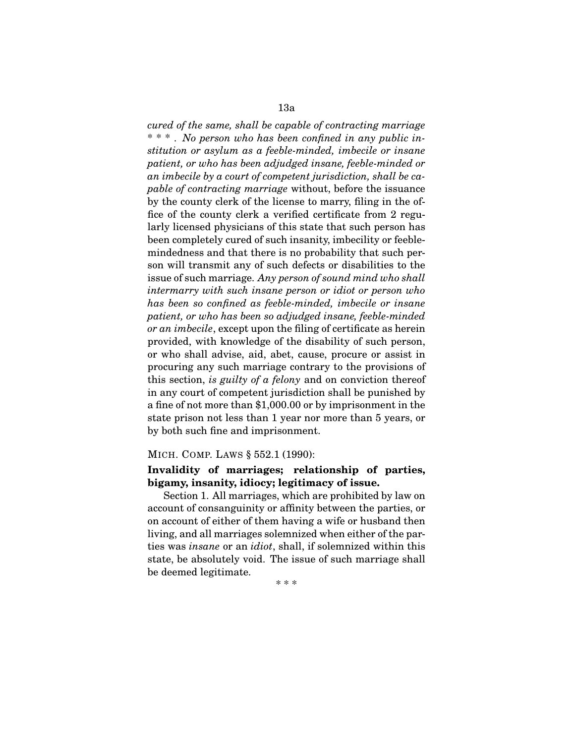*cured of the same, shall be capable of contracting marriage * * * . No person who has been confined in any public institution or asylum as a feeble-minded, imbecile or insane patient, or who has been adjudged insane, feeble-minded or an imbecile by a court of competent jurisdiction, shall be capable of contracting marriage* without, before the issuance by the county clerk of the license to marry, filing in the office of the county clerk a verified certificate from 2 regularly licensed physicians of this state that such person has been completely cured of such insanity, imbecility or feeble-mindedness and that there is no probability that such person will transmit any of such defects or disabilities to the issue of such marriage. *Any person of sound mind who shall intermarry with such insane person or idiot or person who has been so confined as feeble-minded, imbecile or insane patient, or who has been so adjudged insane, feeble-minded or an imbecile*, except upon the filing of certificate as herein provided, with knowledge of the disability of such person, or who shall advise, aid, abet, cause, procure or assist in procuring any such marriage contrary to the provisions of this section, *is guilty of a felony* and on conviction thereof in any court of competent jurisdiction shall be punished by a fine of not more than $1,000.00 or by imprisonment in the state prison not less than 1 year nor more than 5 years, or by both such fine and imprisonment.

MICH. COMP. LAWS § 552.1 (1990):

**Invalidity of marriages; relationship of parties, bigamy, insanity, idiocy; legitimacy of issue.**

Section 1. All marriages, which are prohibited by law on account of consanguinity or affinity between the parties, or on account of either of them having a wife or husband then living, and all marriages solemnized when either of the parties was *insane* or an *idiot*, shall, if solemnized within this state, be absolutely void. The issue of such marriage shall be deemed legitimate.

\* \* \*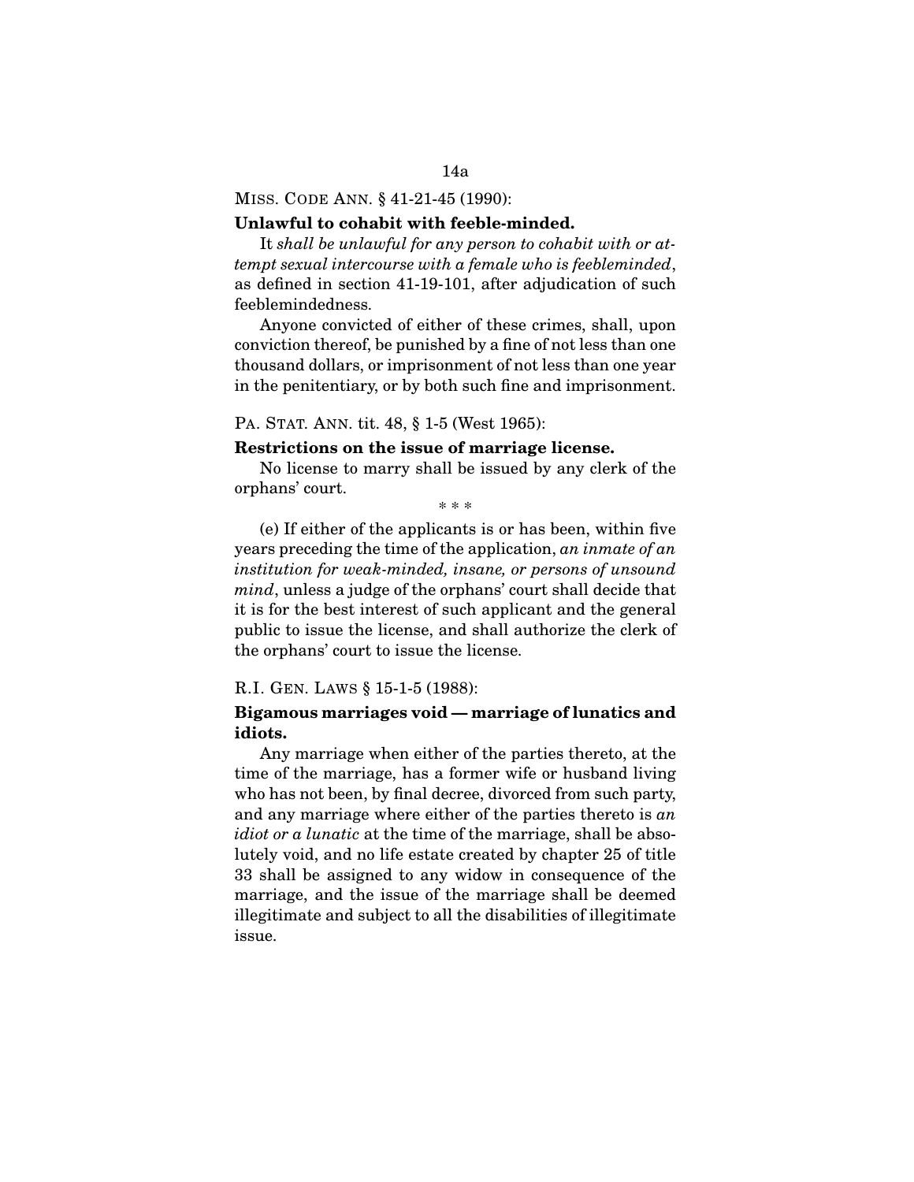MISS. CODE ANN. § 41-21-45 (1990):

**Unlawful to cohabit with feeble-minded.**

It *shall be unlawful for any person to cohabit with or attempt sexual intercourse with a female who is feebleminded*, as defined in section 41-19-101, after adjudication of such feeblemindedness.

Anyone convicted of either of these crimes, shall, upon conviction thereof, be punished by a fine of not less than one thousand dollars, or imprisonment of not less than one year in the penitentiary, or by both such fine and imprisonment.

PA. STAT. ANN. tit. 48, § 1-5 (West 1965):

**Restrictions on the issue of marriage license.**

No license to marry shall be issued by any clerk of the orphans' court.

\* \* \*

(e) If either of the applicants is or has been, within five years preceding the time of the application, *an inmate of an institution for weak-minded, insane, or persons of unsound mind*, unless a judge of the orphans' court shall decide that it is for the best interest of such applicant and the general public to issue the license, and shall authorize the clerk of the orphans' court to issue the license.

R.I. GEN. LAWS § 15-1-5 (1988):

**Bigamous marriages void — marriage of lunatics and idiots.**

Any marriage when either of the parties thereto, at the time of the marriage, has a former wife or husband living who has not been, by final decree, divorced from such party, and any marriage where either of the parties thereto is *an idiot or a lunatic* at the time of the marriage, shall be absolutely void, and no life estate created by chapter 25 of title 33 shall be assigned to any widow in consequence of the marriage, and the issue of the marriage shall be deemed illegitimate and subject to all the disabilities of illegitimate issue.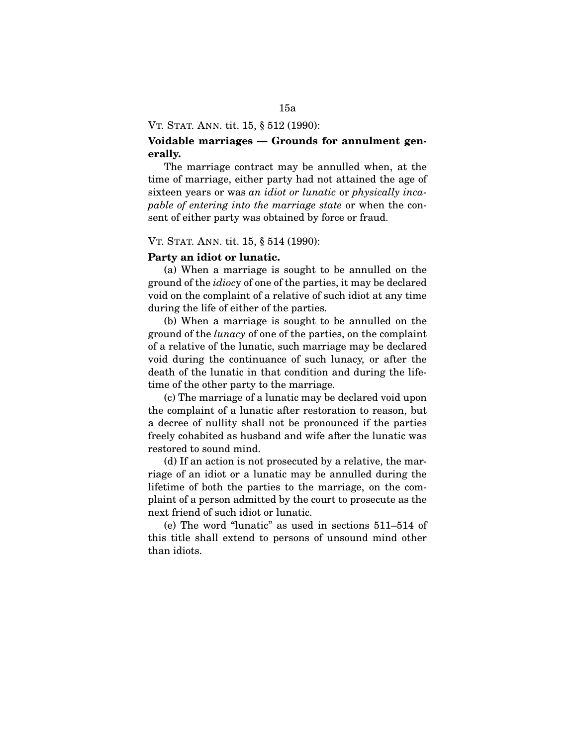VT. STAT. ANN. tit. 15, § 512 (1990):

**Voidable marriages — Grounds for annulment generally.**

The marriage contract may be annulled when, at the time of marriage, either party had not attained the age of sixteen years or was *an idiot or lunatic* or *physically incapable of entering into the marriage state* or when the consent of either party was obtained by force or fraud.

VT. STAT. ANN. tit. 15, § 514 (1990):

**Party an idiot or lunatic.**

(a) When a marriage is sought to be annulled on the ground of the *idiocy* of one of the parties, it may be declared void on the complaint of a relative of such idiot at any time during the life of either of the parties.

(b) When a marriage is sought to be annulled on the ground of the *lunacy* of one of the parties, on the complaint of a relative of the lunatic, such marriage may be declared void during the continuance of such lunacy, or after the death of the lunatic in that condition and during the lifetime of the other party to the marriage.

(c) The marriage of a lunatic may be declared void upon the complaint of a lunatic after restoration to reason, but a decree of nullity shall not be pronounced if the parties freely cohabited as husband and wife after the lunatic was restored to sound mind.

(d) If an action is not prosecuted by a relative, the marriage of an idiot or a lunatic may be annulled during the lifetime of both the parties to the marriage, on the complaint of a person admitted by the court to prosecute as the next friend of such idiot or lunatic.

(e) The word "lunatic" as used in sections 511–514 of this title shall extend to persons of unsound mind other than idiots.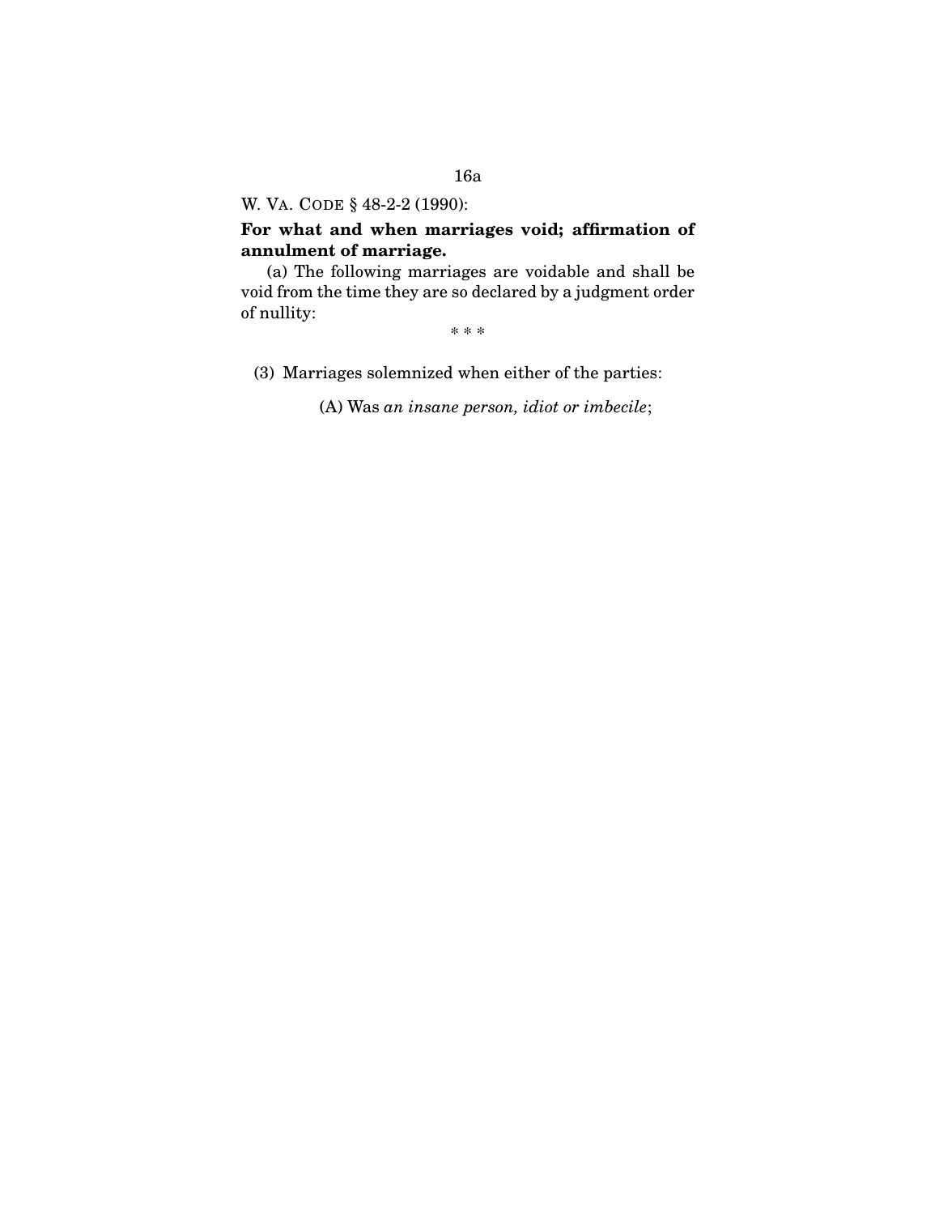W. VA. CODE § 48-2-2 (1990):

**For what and when marriages void; affirmation of annulment of marriage.**

(a) The following marriages are voidable and shall be void from the time they are so declared by a judgment order of nullity:

\* \* \*

(3) Marriages solemnized when either of the parties:

(A) Was *an insane person, idiot or imbecile*;